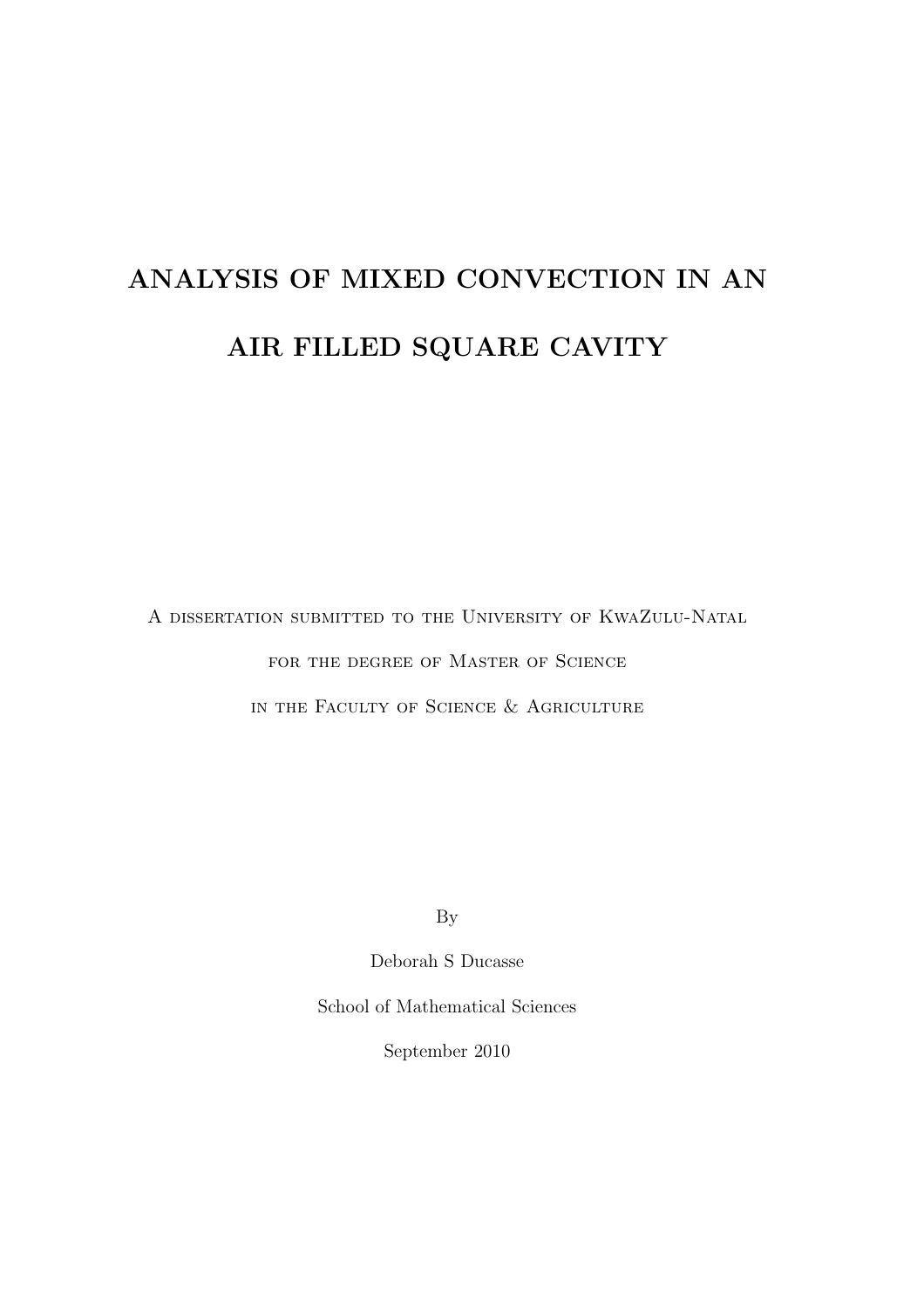# ANALYSIS OF MIXED CONVECTION IN AN AIR FILLED SQUARE CAVITY

A dissertation submitted to the University of KwaZulu-Natal

for the degree of Master of Science

in the Faculty of Science & Agriculture

By

Deborah S Ducasse

School of Mathematical Sciences

September 2010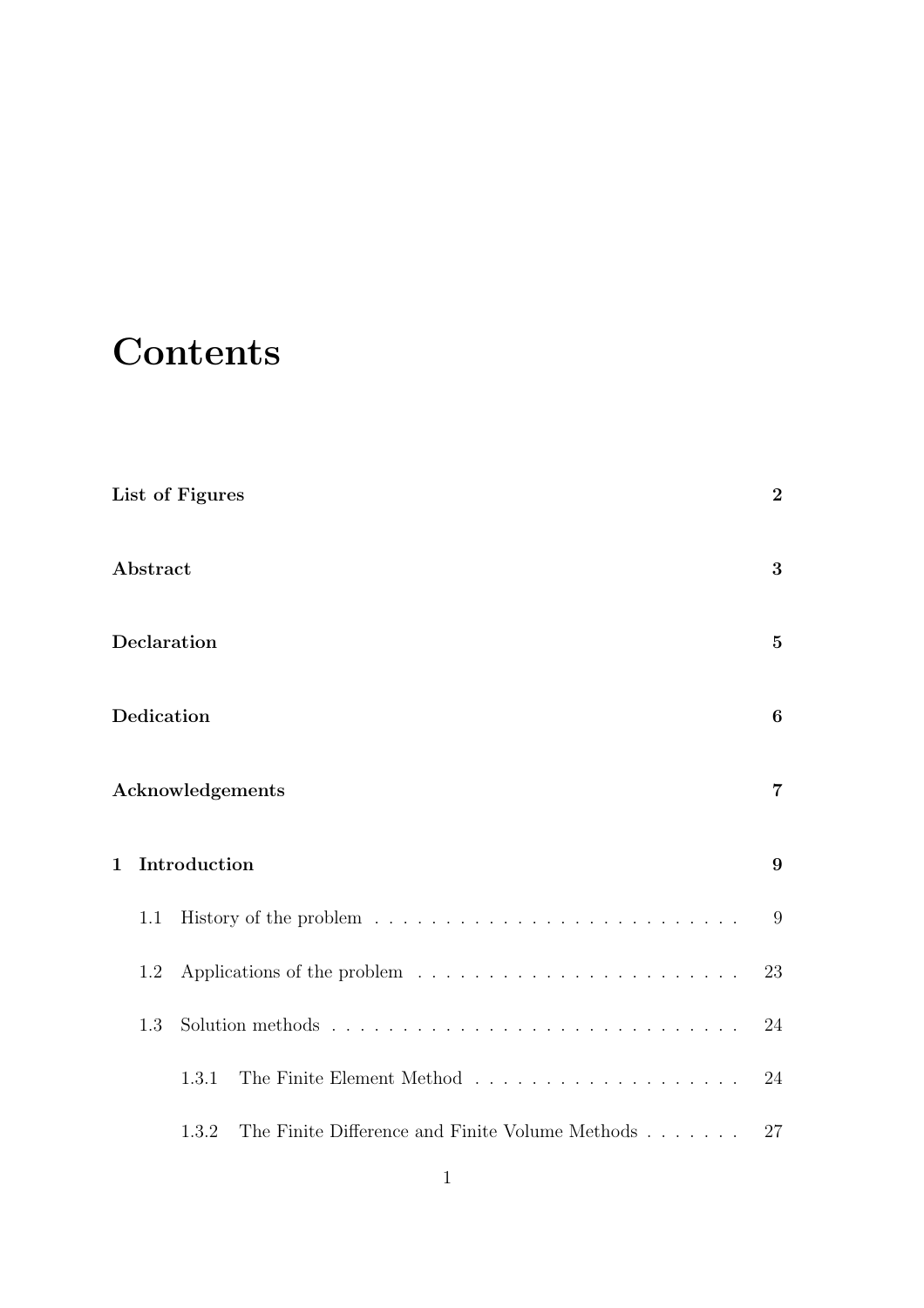# Contents

**List of Figures** **2**

**Abstract** **3**

**Declaration** **5**

**Dedication** **6**

**Acknowledgements** **7**

**1 Introduction** **9**

- 1.1 History of the problem . . . . . . . . . . . . . . . . . . . . . . . . . . 9
- 1.2 Applications of the problem . . . . . . . . . . . . . . . . . . . . . . . . 23
- 1.3 Solution methods . . . . . . . . . . . . . . . . . . . . . . . . . . . . . . 24
  - 1.3.1 The Finite Element Method . . . . . . . . . . . . . . . . . . . . 24
  - 1.3.2 The Finite Difference and Finite Volume Methods . . . . . . . . 27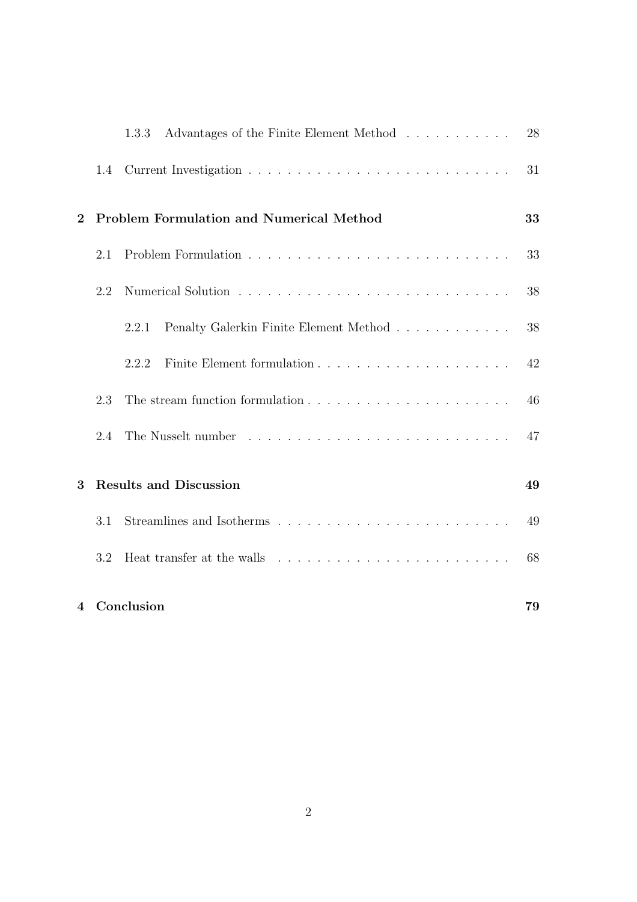- 1.3.3 Advantages of the Finite Element Method . . . . . . . . . . . 28
- 1.4 Current Investigation . . . . . . . . . . . . . . . . . . . . . . . . . . 31

**2 Problem Formulation and Numerical Method** **33**

- 2.1 Problem Formulation . . . . . . . . . . . . . . . . . . . . . . . . . . 33
- 2.2 Numerical Solution . . . . . . . . . . . . . . . . . . . . . . . . . . . 38
  - 2.2.1 Penalty Galerkin Finite Element Method . . . . . . . . . . . . 38
  - 2.2.2 Finite Element formulation . . . . . . . . . . . . . . . . . . . . 42
- 2.3 The stream function formulation . . . . . . . . . . . . . . . . . . . . 46
- 2.4 The Nusselt number . . . . . . . . . . . . . . . . . . . . . . . . . . . 47

**3 Results and Discussion** **49**

- 3.1 Streamlines and Isotherms . . . . . . . . . . . . . . . . . . . . . . . 49
- 3.2 Heat transfer at the walls . . . . . . . . . . . . . . . . . . . . . . . 68

**4 Conclusion** **79**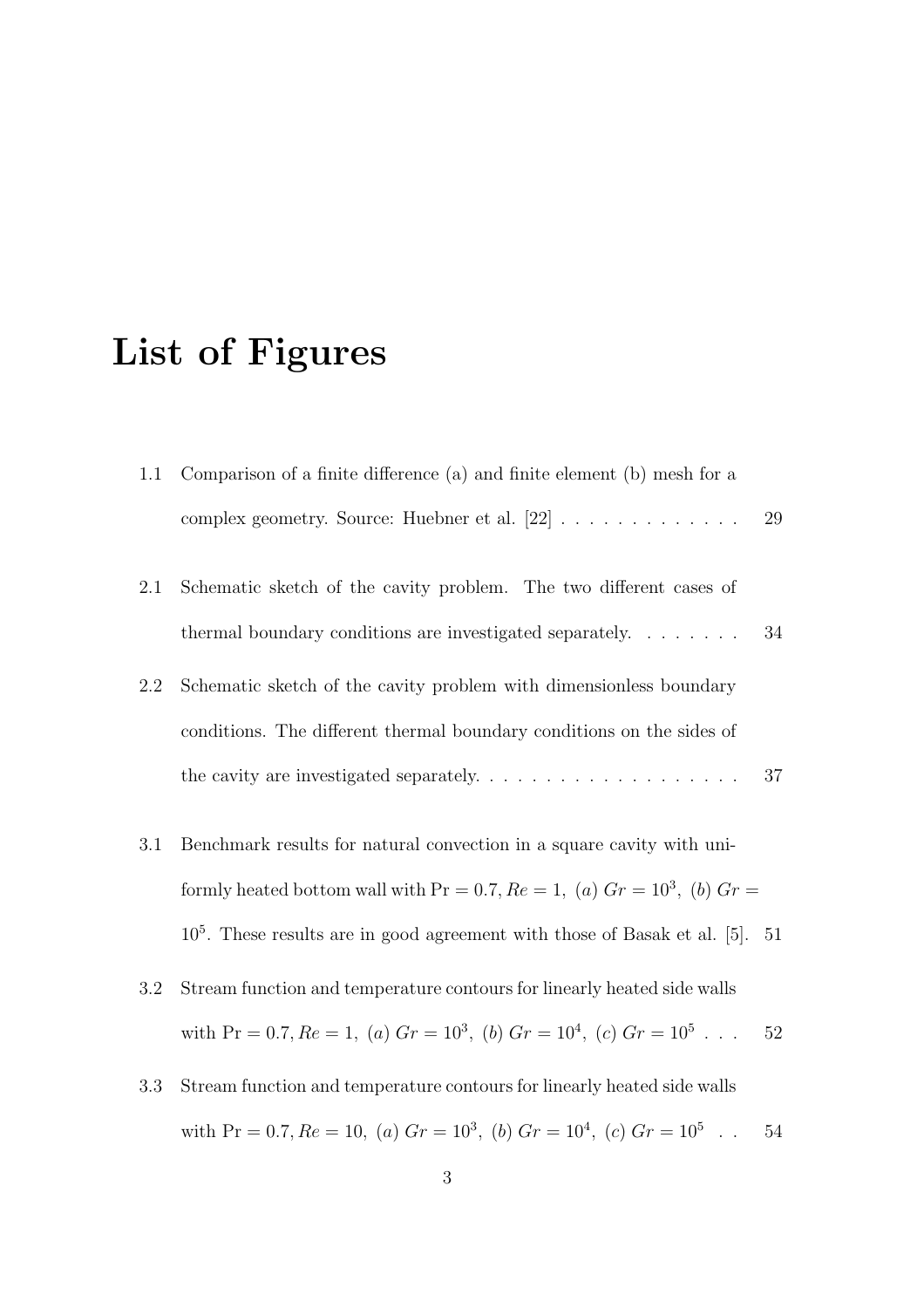# List of Figures

1.1 Comparison of a finite difference (a) and finite element (b) mesh for a complex geometry. Source: Huebner et al. [22] . . . . . . . . . . . . . 29

2.1 Schematic sketch of the cavity problem. The two different cases of thermal boundary conditions are investigated separately. . . . . . . . 34

2.2 Schematic sketch of the cavity problem with dimensionless boundary conditions. The different thermal boundary conditions on the sides of the cavity are investigated separately. . . . . . . . . . . . . . . . . . . . 37

3.1 Benchmark results for natural convection in a square cavity with uniformly heated bottom wall with $\mathrm{Pr} = 0.7, Re = 1,\ (a)\ Gr = 10^3,\ (b)\ Gr = 10^5$. These results are in good agreement with those of Basak et al. [5]. 51

3.2 Stream function and temperature contours for linearly heated side walls with $\mathrm{Pr} = 0.7, Re = 1,\ (a)\ Gr = 10^3,\ (b)\ Gr = 10^4,\ (c)\ Gr = 10^5$ . . . 52

3.3 Stream function and temperature contours for linearly heated side walls with $\mathrm{Pr} = 0.7, Re = 10,\ (a)\ Gr = 10^3,\ (b)\ Gr = 10^4,\ (c)\ Gr = 10^5$ . . 54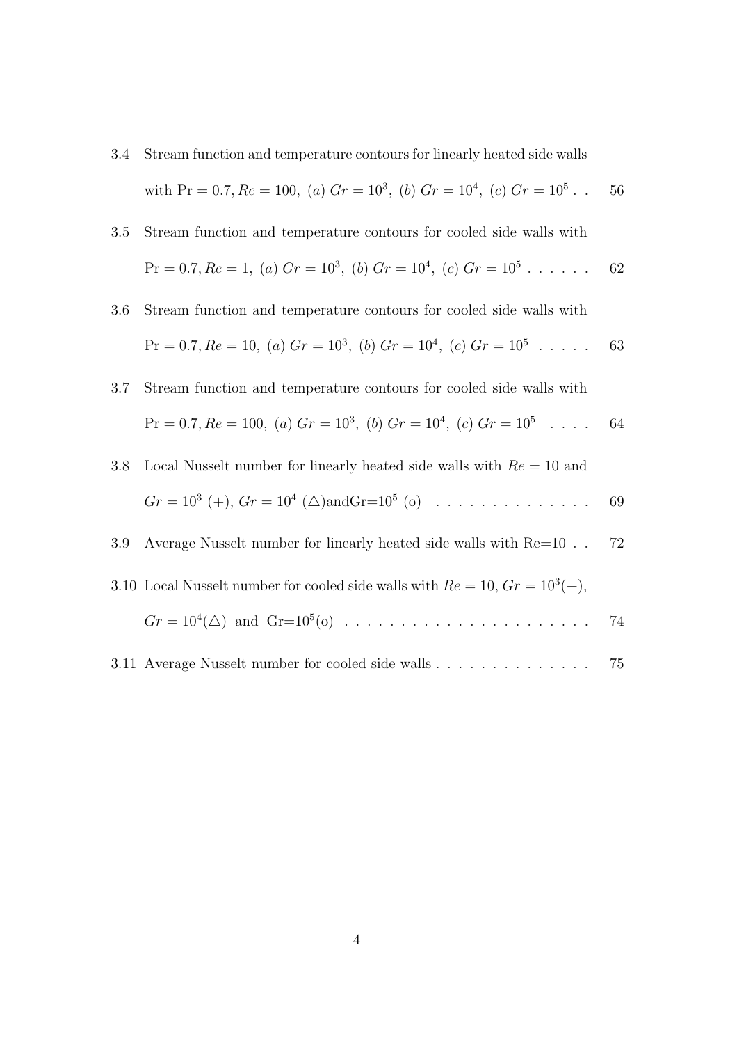3.4 Stream function and temperature contours for linearly heated side walls with $\Pr = 0.7, Re = 100,\ (a)\ Gr = 10^3,\ (b)\ Gr = 10^4,\ (c)\ Gr = 10^5$ . . 56

3.5 Stream function and temperature contours for cooled side walls with $\Pr = 0.7, Re = 1,\ (a)\ Gr = 10^3,\ (b)\ Gr = 10^4,\ (c)\ Gr = 10^5$ . . . . . . 62

3.6 Stream function and temperature contours for cooled side walls with $\Pr = 0.7, Re = 10,\ (a)\ Gr = 10^3,\ (b)\ Gr = 10^4,\ (c)\ Gr = 10^5$ . . . . . 63

3.7 Stream function and temperature contours for cooled side walls with $\Pr = 0.7, Re = 100,\ (a)\ Gr = 10^3,\ (b)\ Gr = 10^4,\ (c)\ Gr = 10^5$ . . . . 64

3.8 Local Nusselt number for linearly heated side walls with $Re = 10$ and $Gr = 10^3$ (+), $Gr = 10^4$ (△)andGr=$10^5$ (o) . . . . . . . . . . . . . . 69

3.9 Average Nusselt number for linearly heated side walls with Re=10 . . 72

3.10 Local Nusselt number for cooled side walls with $Re = 10, Gr = 10^3(+)$, $Gr = 10^4$(△) and Gr=$10^5$(o) . . . . . . . . . . . . . . . . . . . . . . 74

3.11 Average Nusselt number for cooled side walls . . . . . . . . . . . . . . 75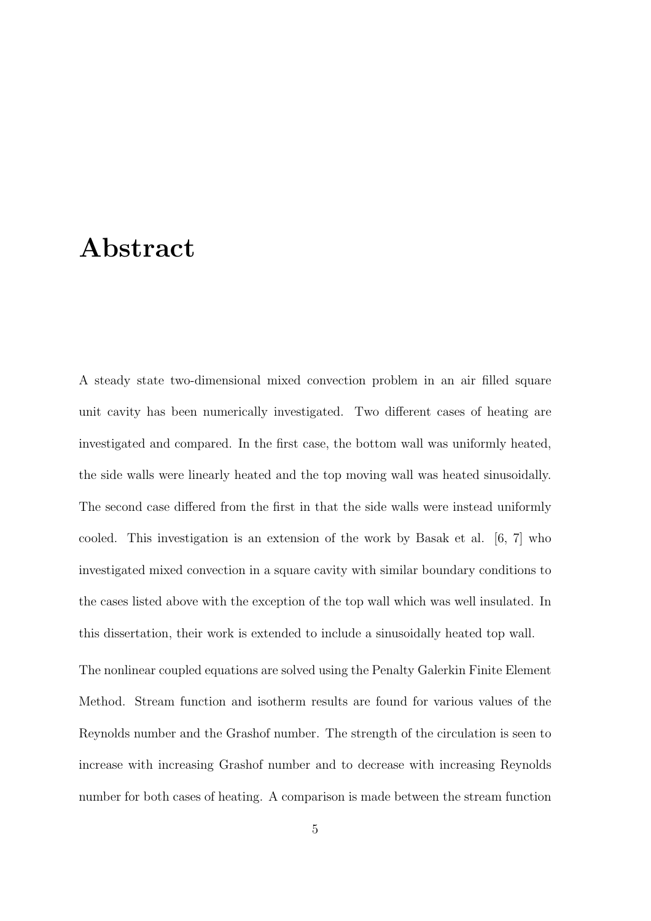# Abstract

A steady state two-dimensional mixed convection problem in an air filled square unit cavity has been numerically investigated. Two different cases of heating are investigated and compared. In the first case, the bottom wall was uniformly heated, the side walls were linearly heated and the top moving wall was heated sinusoidally. The second case differed from the first in that the side walls were instead uniformly cooled. This investigation is an extension of the work by Basak et al. [6, 7] who investigated mixed convection in a square cavity with similar boundary conditions to the cases listed above with the exception of the top wall which was well insulated. In this dissertation, their work is extended to include a sinusoidally heated top wall.

The nonlinear coupled equations are solved using the Penalty Galerkin Finite Element Method. Stream function and isotherm results are found for various values of the Reynolds number and the Grashof number. The strength of the circulation is seen to increase with increasing Grashof number and to decrease with increasing Reynolds number for both cases of heating. A comparison is made between the stream function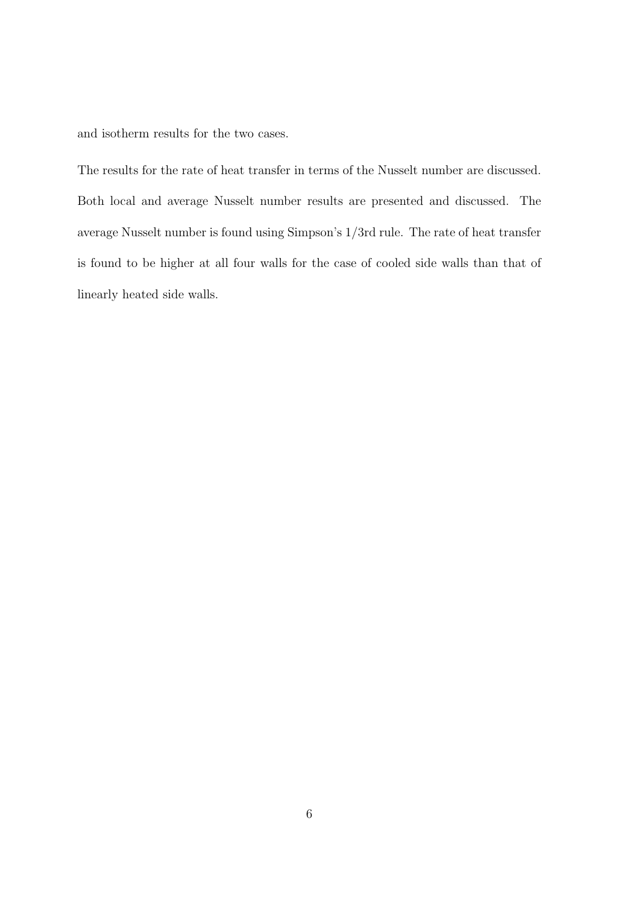and isotherm results for the two cases.

The results for the rate of heat transfer in terms of the Nusselt number are discussed. Both local and average Nusselt number results are presented and discussed. The average Nusselt number is found using Simpson's 1/3rd rule. The rate of heat transfer is found to be higher at all four walls for the case of cooled side walls than that of linearly heated side walls.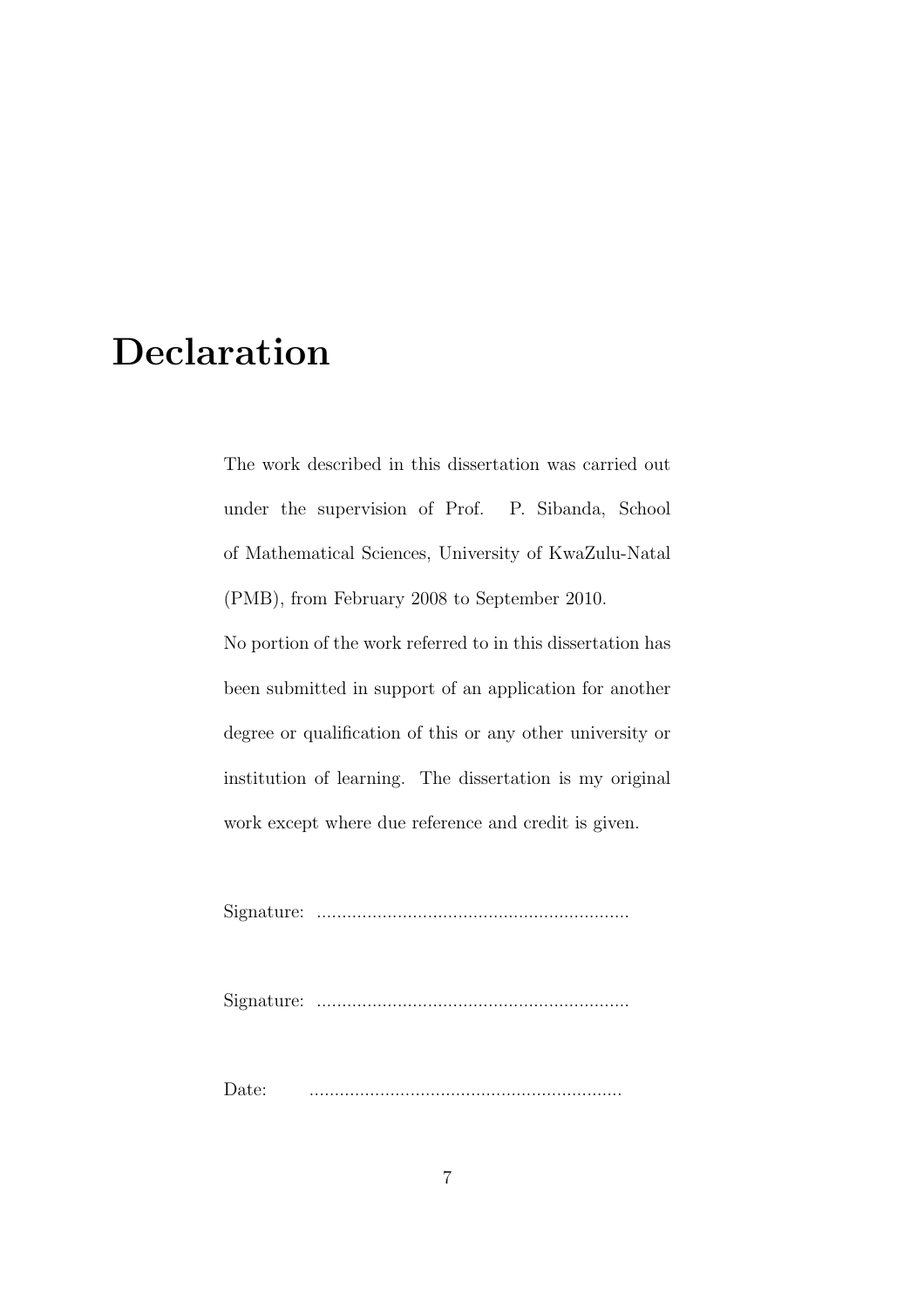# Declaration

The work described in this dissertation was carried out under the supervision of Prof. P. Sibanda, School of Mathematical Sciences, University of KwaZulu-Natal (PMB), from February 2008 to September 2010.

No portion of the work referred to in this dissertation has been submitted in support of an application for another degree or qualification of this or any other university or institution of learning. The dissertation is my original work except where due reference and credit is given.

Signature: ..............................................................

Signature: ..............................................................

Date: ..............................................................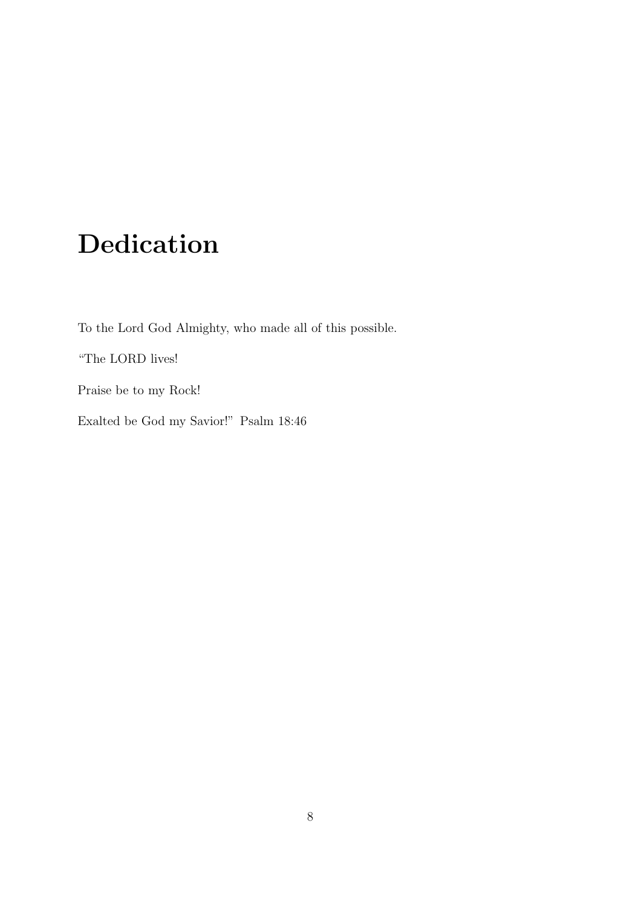# Dedication

To the Lord God Almighty, who made all of this possible.

“The LORD lives!

Praise be to my Rock!

Exalted be God my Savior!” Psalm 18:46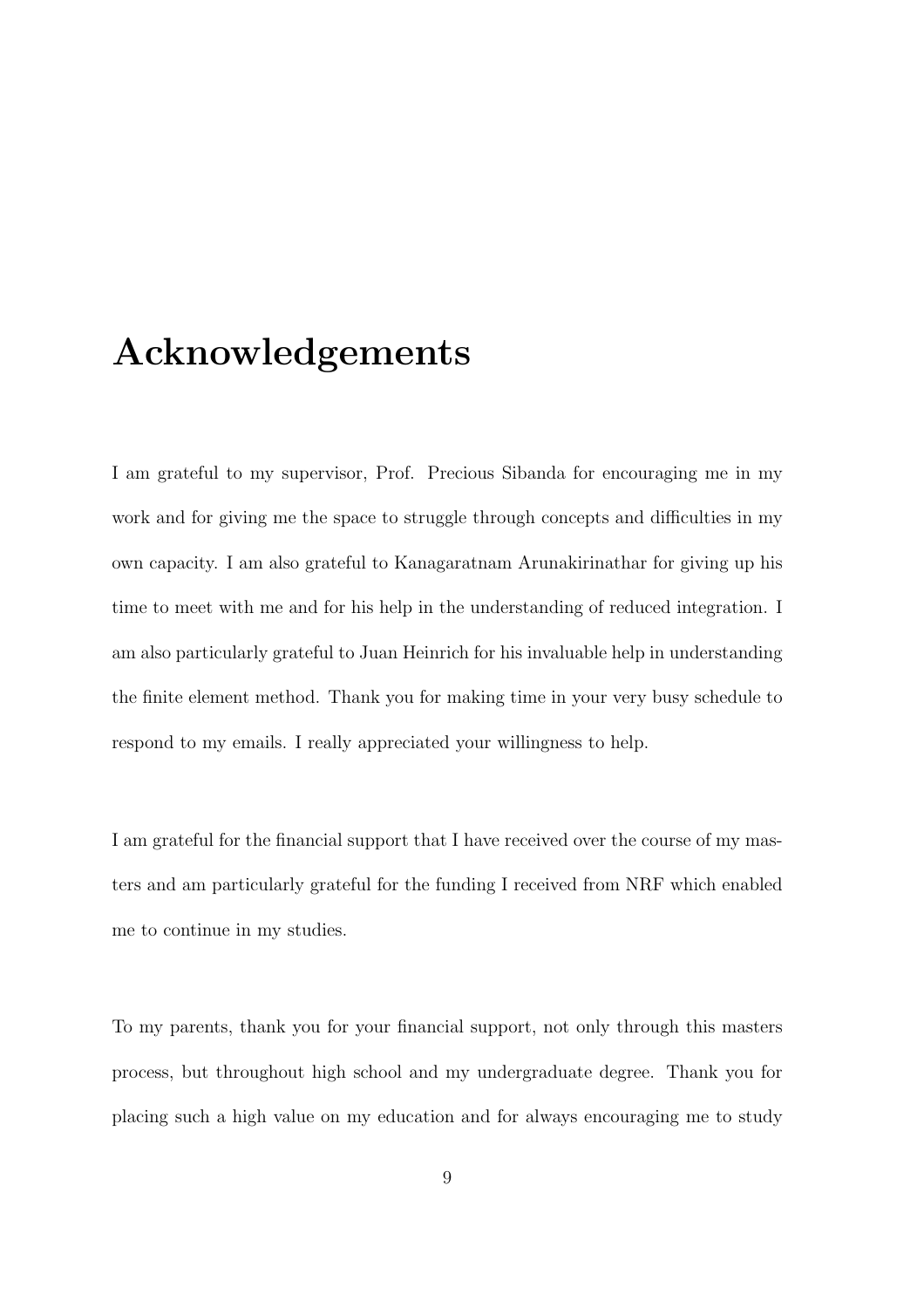# Acknowledgements

I am grateful to my supervisor, Prof. Precious Sibanda for encouraging me in my work and for giving me the space to struggle through concepts and difficulties in my own capacity. I am also grateful to Kanagaratnam Arunakirinathar for giving up his time to meet with me and for his help in the understanding of reduced integration. I am also particularly grateful to Juan Heinrich for his invaluable help in understanding the finite element method. Thank you for making time in your very busy schedule to respond to my emails. I really appreciated your willingness to help.

I am grateful for the financial support that I have received over the course of my masters and am particularly grateful for the funding I received from NRF which enabled me to continue in my studies.

To my parents, thank you for your financial support, not only through this masters process, but throughout high school and my undergraduate degree. Thank you for placing such a high value on my education and for always encouraging me to study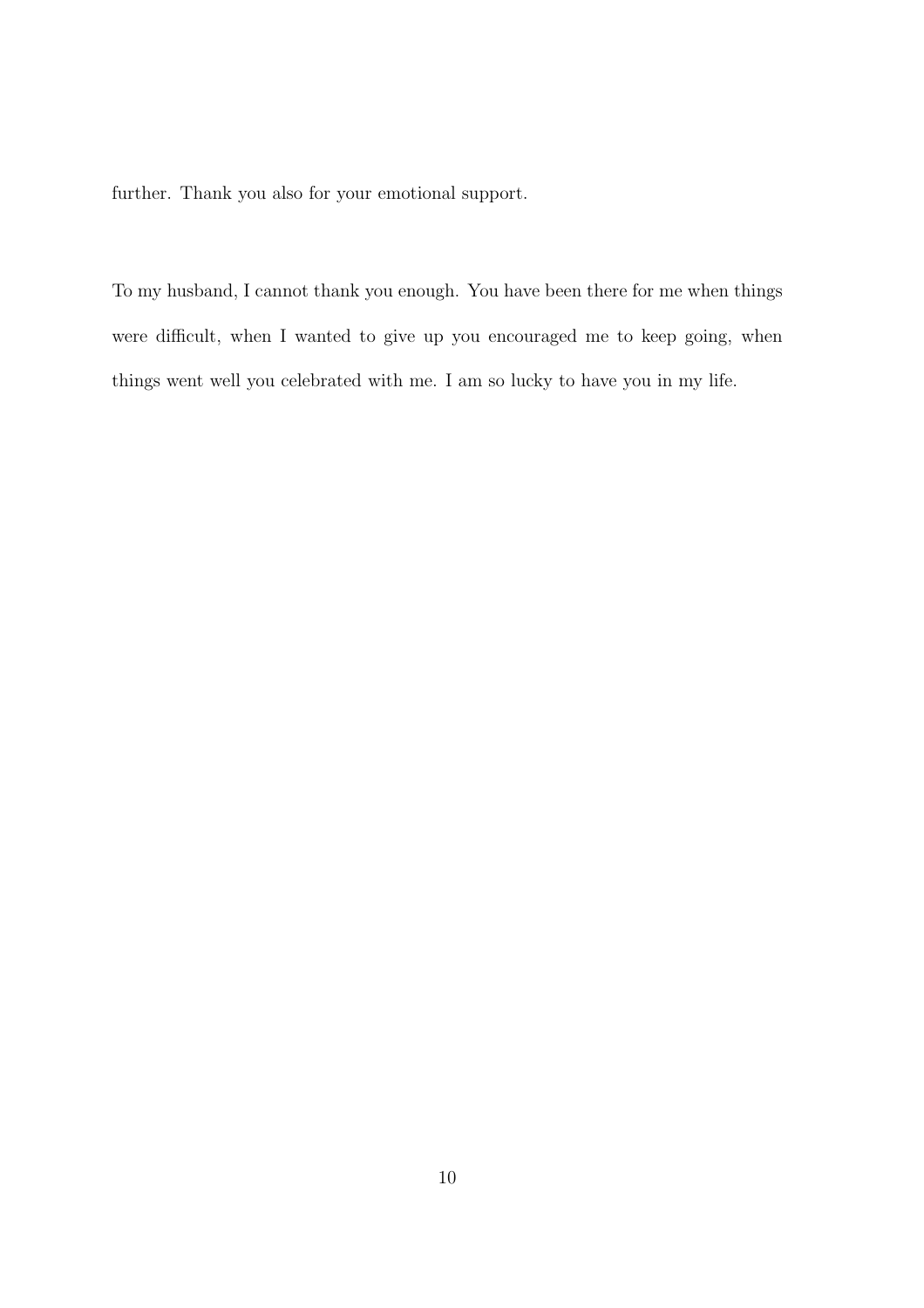further. Thank you also for your emotional support.

To my husband, I cannot thank you enough. You have been there for me when things were difficult, when I wanted to give up you encouraged me to keep going, when things went well you celebrated with me. I am so lucky to have you in my life.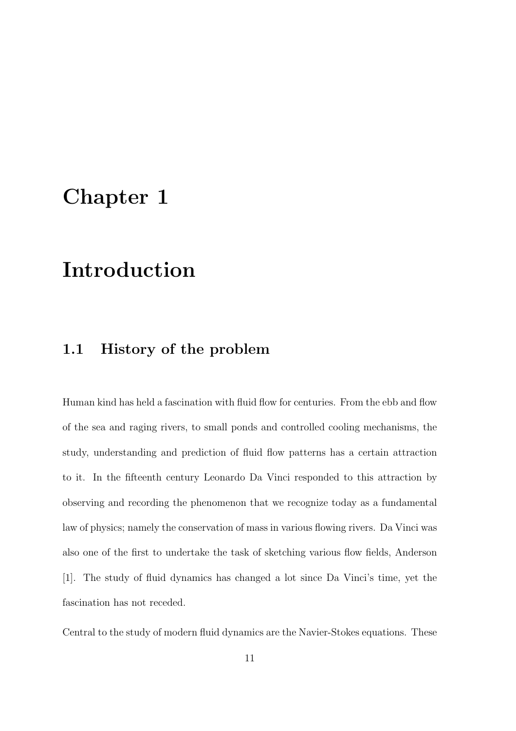# Chapter 1

# Introduction

## 1.1 History of the problem

Human kind has held a fascination with fluid flow for centuries. From the ebb and flow of the sea and raging rivers, to small ponds and controlled cooling mechanisms, the study, understanding and prediction of fluid flow patterns has a certain attraction to it. In the fifteenth century Leonardo Da Vinci responded to this attraction by observing and recording the phenomenon that we recognize today as a fundamental law of physics; namely the conservation of mass in various flowing rivers. Da Vinci was also one of the first to undertake the task of sketching various flow fields, Anderson [1]. The study of fluid dynamics has changed a lot since Da Vinci's time, yet the fascination has not receded.

Central to the study of modern fluid dynamics are the Navier-Stokes equations. These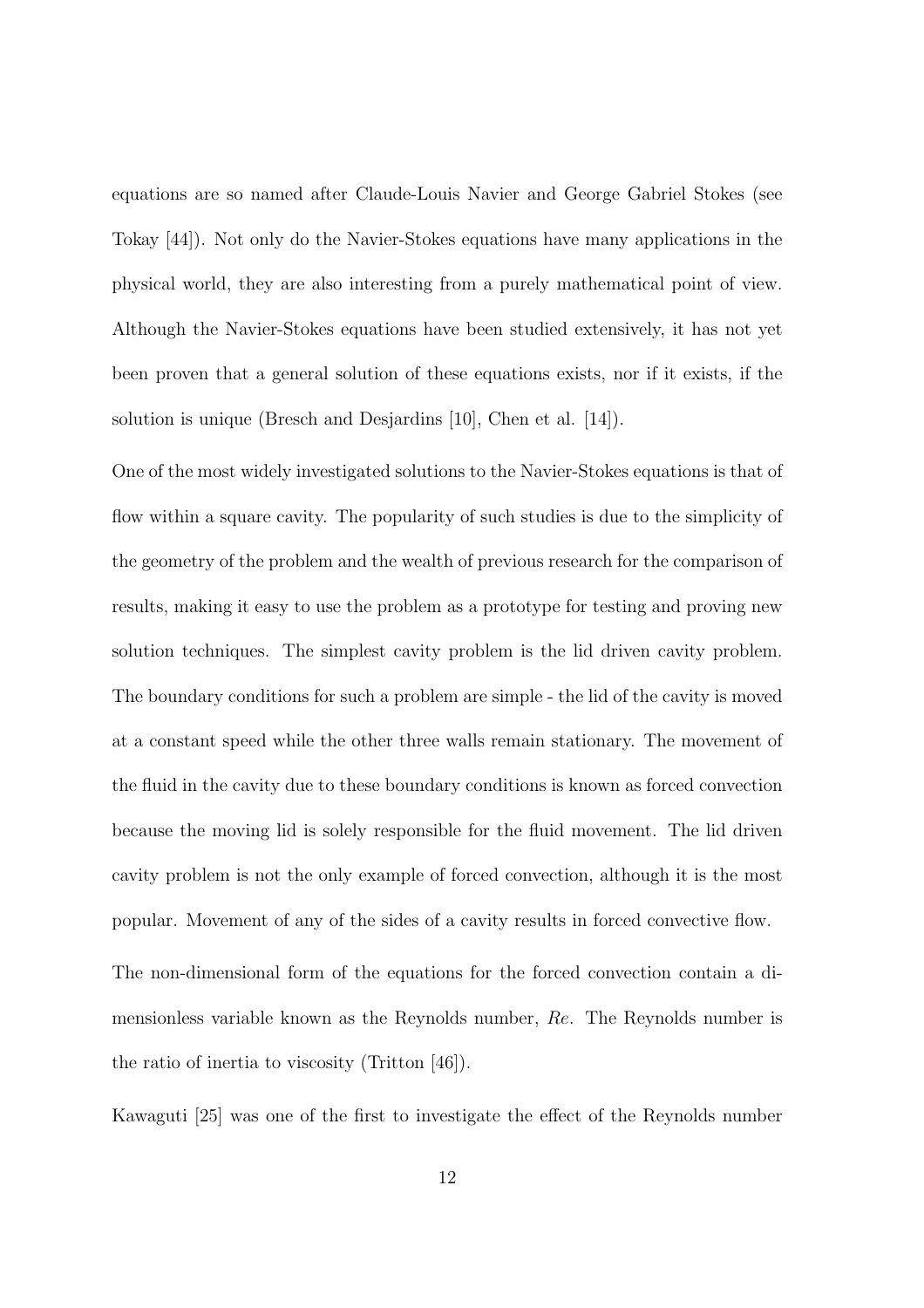equations are so named after Claude-Louis Navier and George Gabriel Stokes (see Tokay [44]). Not only do the Navier-Stokes equations have many applications in the physical world, they are also interesting from a purely mathematical point of view. Although the Navier-Stokes equations have been studied extensively, it has not yet been proven that a general solution of these equations exists, nor if it exists, if the solution is unique (Bresch and Desjardins [10], Chen et al. [14]).

One of the most widely investigated solutions to the Navier-Stokes equations is that of flow within a square cavity. The popularity of such studies is due to the simplicity of the geometry of the problem and the wealth of previous research for the comparison of results, making it easy to use the problem as a prototype for testing and proving new solution techniques. The simplest cavity problem is the lid driven cavity problem. The boundary conditions for such a problem are simple - the lid of the cavity is moved at a constant speed while the other three walls remain stationary. The movement of the fluid in the cavity due to these boundary conditions is known as forced convection because the moving lid is solely responsible for the fluid movement. The lid driven cavity problem is not the only example of forced convection, although it is the most popular. Movement of any of the sides of a cavity results in forced convective flow.

The non-dimensional form of the equations for the forced convection contain a dimensionless variable known as the Reynolds number, $Re$. The Reynolds number is the ratio of inertia to viscosity (Tritton [46]).

Kawaguti [25] was one of the first to investigate the effect of the Reynolds number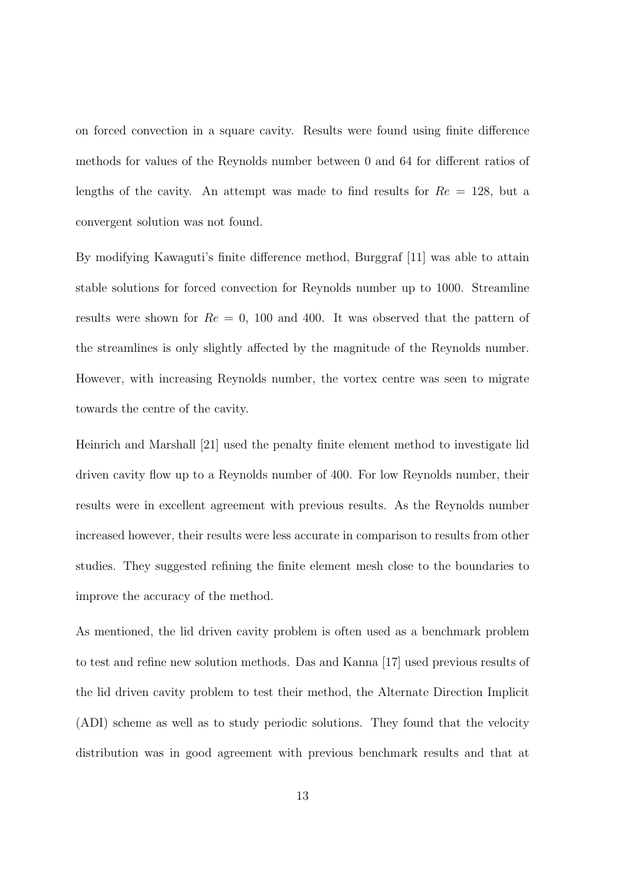on forced convection in a square cavity. Results were found using finite difference methods for values of the Reynolds number between 0 and 64 for different ratios of lengths of the cavity. An attempt was made to find results for $Re = 128$, but a convergent solution was not found.

By modifying Kawaguti's finite difference method, Burggraf [11] was able to attain stable solutions for forced convection for Reynolds number up to 1000. Streamline results were shown for $Re = 0$, 100 and 400. It was observed that the pattern of the streamlines is only slightly affected by the magnitude of the Reynolds number. However, with increasing Reynolds number, the vortex centre was seen to migrate towards the centre of the cavity.

Heinrich and Marshall [21] used the penalty finite element method to investigate lid driven cavity flow up to a Reynolds number of 400. For low Reynolds number, their results were in excellent agreement with previous results. As the Reynolds number increased however, their results were less accurate in comparison to results from other studies. They suggested refining the finite element mesh close to the boundaries to improve the accuracy of the method.

As mentioned, the lid driven cavity problem is often used as a benchmark problem to test and refine new solution methods. Das and Kanna [17] used previous results of the lid driven cavity problem to test their method, the Alternate Direction Implicit (ADI) scheme as well as to study periodic solutions. They found that the velocity distribution was in good agreement with previous benchmark results and that at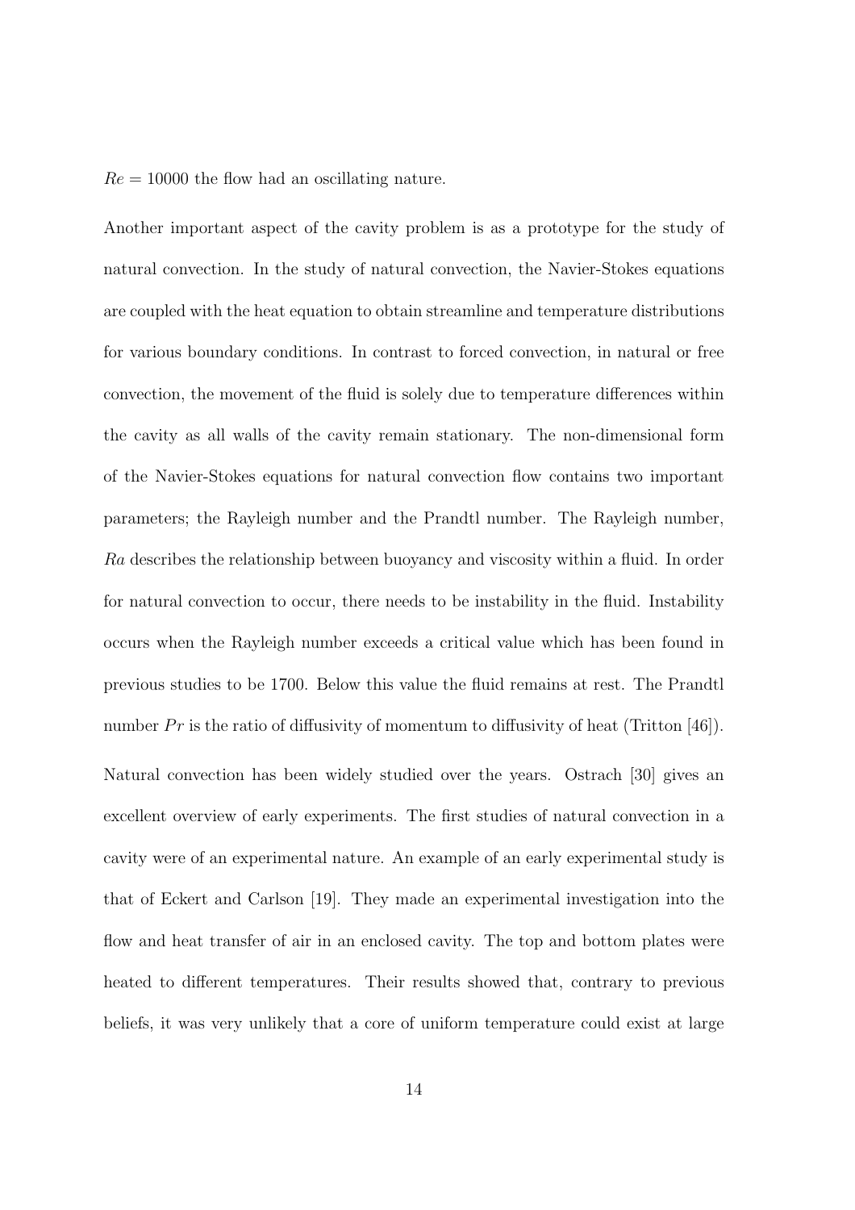$Re = 10000$ the flow had an oscillating nature.

Another important aspect of the cavity problem is as a prototype for the study of natural convection. In the study of natural convection, the Navier-Stokes equations are coupled with the heat equation to obtain streamline and temperature distributions for various boundary conditions. In contrast to forced convection, in natural or free convection, the movement of the fluid is solely due to temperature differences within the cavity as all walls of the cavity remain stationary. The non-dimensional form of the Navier-Stokes equations for natural convection flow contains two important parameters; the Rayleigh number and the Prandtl number. The Rayleigh number, $Ra$ describes the relationship between buoyancy and viscosity within a fluid. In order for natural convection to occur, there needs to be instability in the fluid. Instability occurs when the Rayleigh number exceeds a critical value which has been found in previous studies to be 1700. Below this value the fluid remains at rest. The Prandtl number $Pr$ is the ratio of diffusivity of momentum to diffusivity of heat (Tritton [46]).

Natural convection has been widely studied over the years. Ostrach [30] gives an excellent overview of early experiments. The first studies of natural convection in a cavity were of an experimental nature. An example of an early experimental study is that of Eckert and Carlson [19]. They made an experimental investigation into the flow and heat transfer of air in an enclosed cavity. The top and bottom plates were heated to different temperatures. Their results showed that, contrary to previous beliefs, it was very unlikely that a core of uniform temperature could exist at large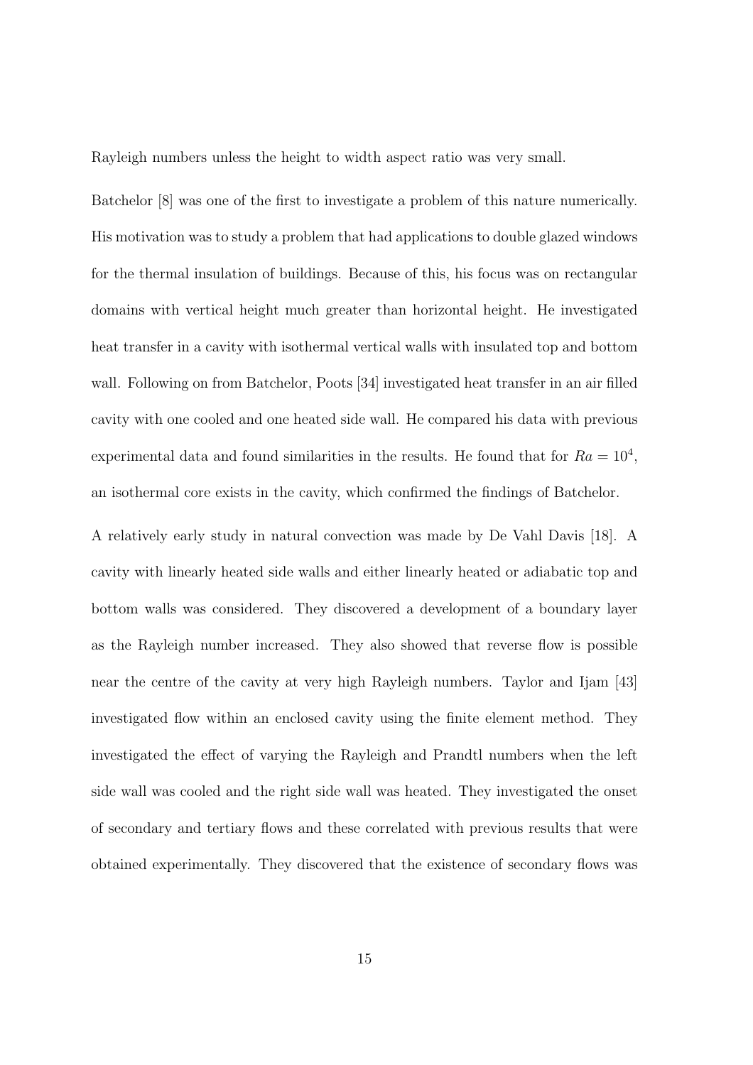Rayleigh numbers unless the height to width aspect ratio was very small.

Batchelor [8] was one of the first to investigate a problem of this nature numerically. His motivation was to study a problem that had applications to double glazed windows for the thermal insulation of buildings. Because of this, his focus was on rectangular domains with vertical height much greater than horizontal height. He investigated heat transfer in a cavity with isothermal vertical walls with insulated top and bottom wall. Following on from Batchelor, Poots [34] investigated heat transfer in an air filled cavity with one cooled and one heated side wall. He compared his data with previous experimental data and found similarities in the results. He found that for $Ra = 10^4$, an isothermal core exists in the cavity, which confirmed the findings of Batchelor.

A relatively early study in natural convection was made by De Vahl Davis [18]. A cavity with linearly heated side walls and either linearly heated or adiabatic top and bottom walls was considered. They discovered a development of a boundary layer as the Rayleigh number increased. They also showed that reverse flow is possible near the centre of the cavity at very high Rayleigh numbers. Taylor and Ijam [43] investigated flow within an enclosed cavity using the finite element method. They investigated the effect of varying the Rayleigh and Prandtl numbers when the left side wall was cooled and the right side wall was heated. They investigated the onset of secondary and tertiary flows and these correlated with previous results that were obtained experimentally. They discovered that the existence of secondary flows was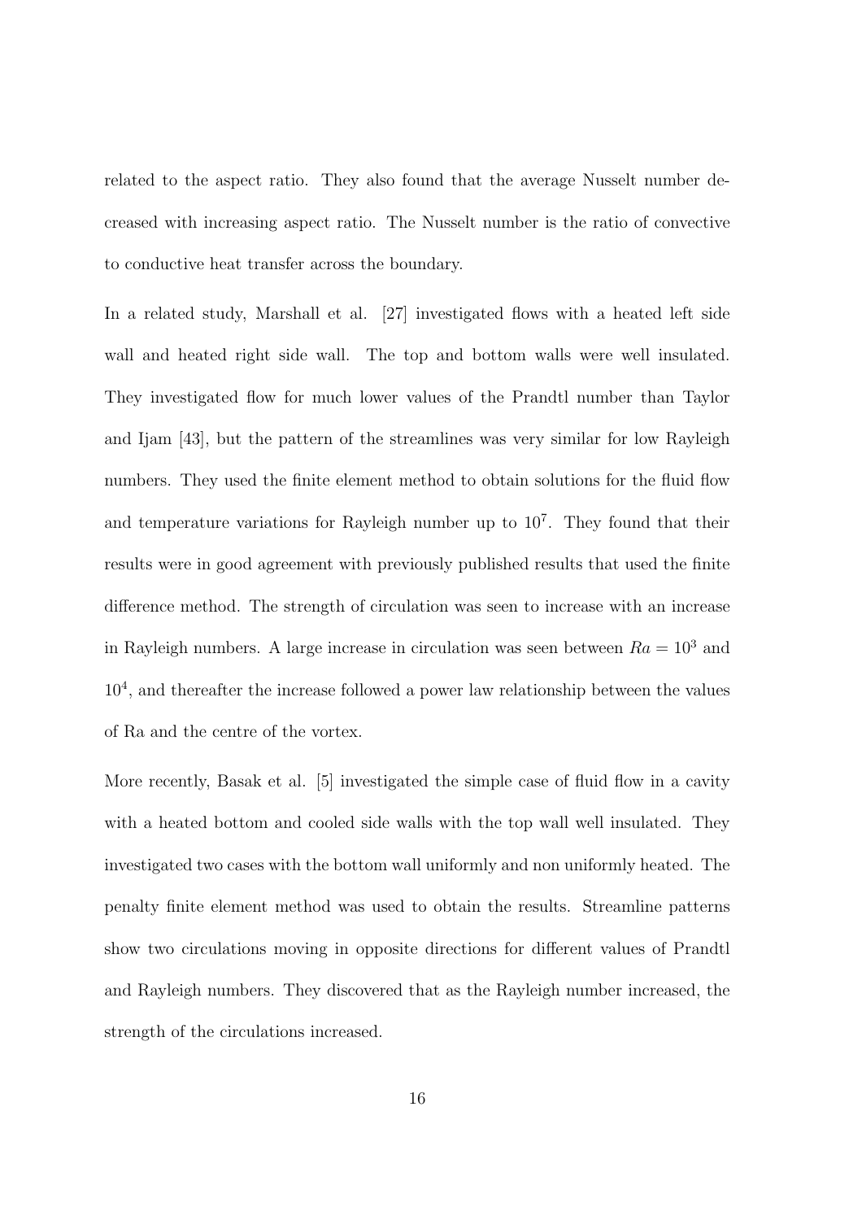related to the aspect ratio. They also found that the average Nusselt number decreased with increasing aspect ratio. The Nusselt number is the ratio of convective to conductive heat transfer across the boundary.

In a related study, Marshall et al. [27] investigated flows with a heated left side wall and heated right side wall. The top and bottom walls were well insulated. They investigated flow for much lower values of the Prandtl number than Taylor and Ijam [43], but the pattern of the streamlines was very similar for low Rayleigh numbers. They used the finite element method to obtain solutions for the fluid flow and temperature variations for Rayleigh number up to $10^7$. They found that their results were in good agreement with previously published results that used the finite difference method. The strength of circulation was seen to increase with an increase in Rayleigh numbers. A large increase in circulation was seen between $Ra = 10^3$ and $10^4$, and thereafter the increase followed a power law relationship between the values of Ra and the centre of the vortex.

More recently, Basak et al. [5] investigated the simple case of fluid flow in a cavity with a heated bottom and cooled side walls with the top wall well insulated. They investigated two cases with the bottom wall uniformly and non uniformly heated. The penalty finite element method was used to obtain the results. Streamline patterns show two circulations moving in opposite directions for different values of Prandtl and Rayleigh numbers. They discovered that as the Rayleigh number increased, the strength of the circulations increased.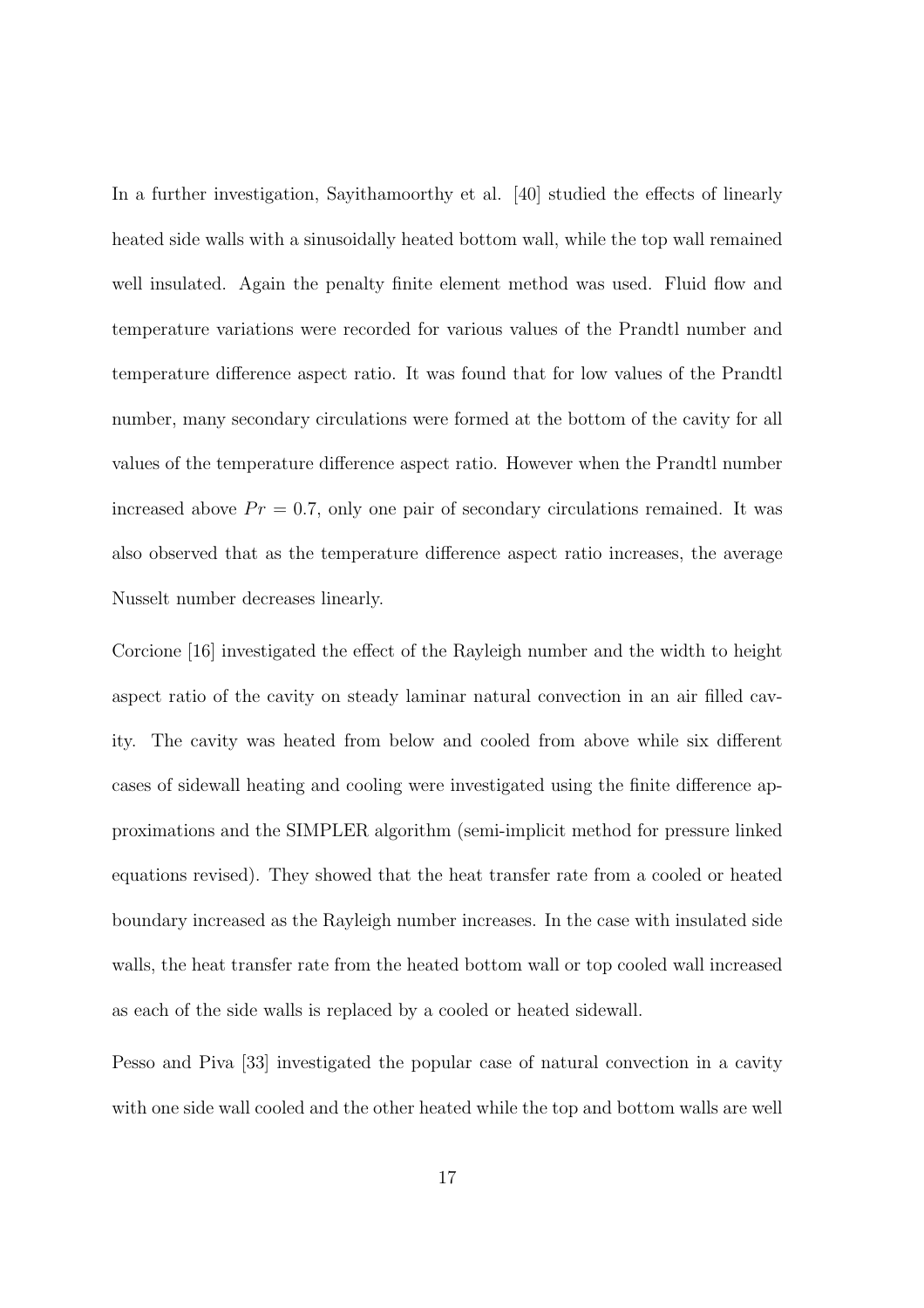In a further investigation, Sayithamoorthy et al. [40] studied the effects of linearly heated side walls with a sinusoidally heated bottom wall, while the top wall remained well insulated. Again the penalty finite element method was used. Fluid flow and temperature variations were recorded for various values of the Prandtl number and temperature difference aspect ratio. It was found that for low values of the Prandtl number, many secondary circulations were formed at the bottom of the cavity for all values of the temperature difference aspect ratio. However when the Prandtl number increased above $Pr = 0.7$, only one pair of secondary circulations remained. It was also observed that as the temperature difference aspect ratio increases, the average Nusselt number decreases linearly.

Corcione [16] investigated the effect of the Rayleigh number and the width to height aspect ratio of the cavity on steady laminar natural convection in an air filled cavity. The cavity was heated from below and cooled from above while six different cases of sidewall heating and cooling were investigated using the finite difference approximations and the SIMPLER algorithm (semi-implicit method for pressure linked equations revised). They showed that the heat transfer rate from a cooled or heated boundary increased as the Rayleigh number increases. In the case with insulated side walls, the heat transfer rate from the heated bottom wall or top cooled wall increased as each of the side walls is replaced by a cooled or heated sidewall.

Pesso and Piva [33] investigated the popular case of natural convection in a cavity with one side wall cooled and the other heated while the top and bottom walls are well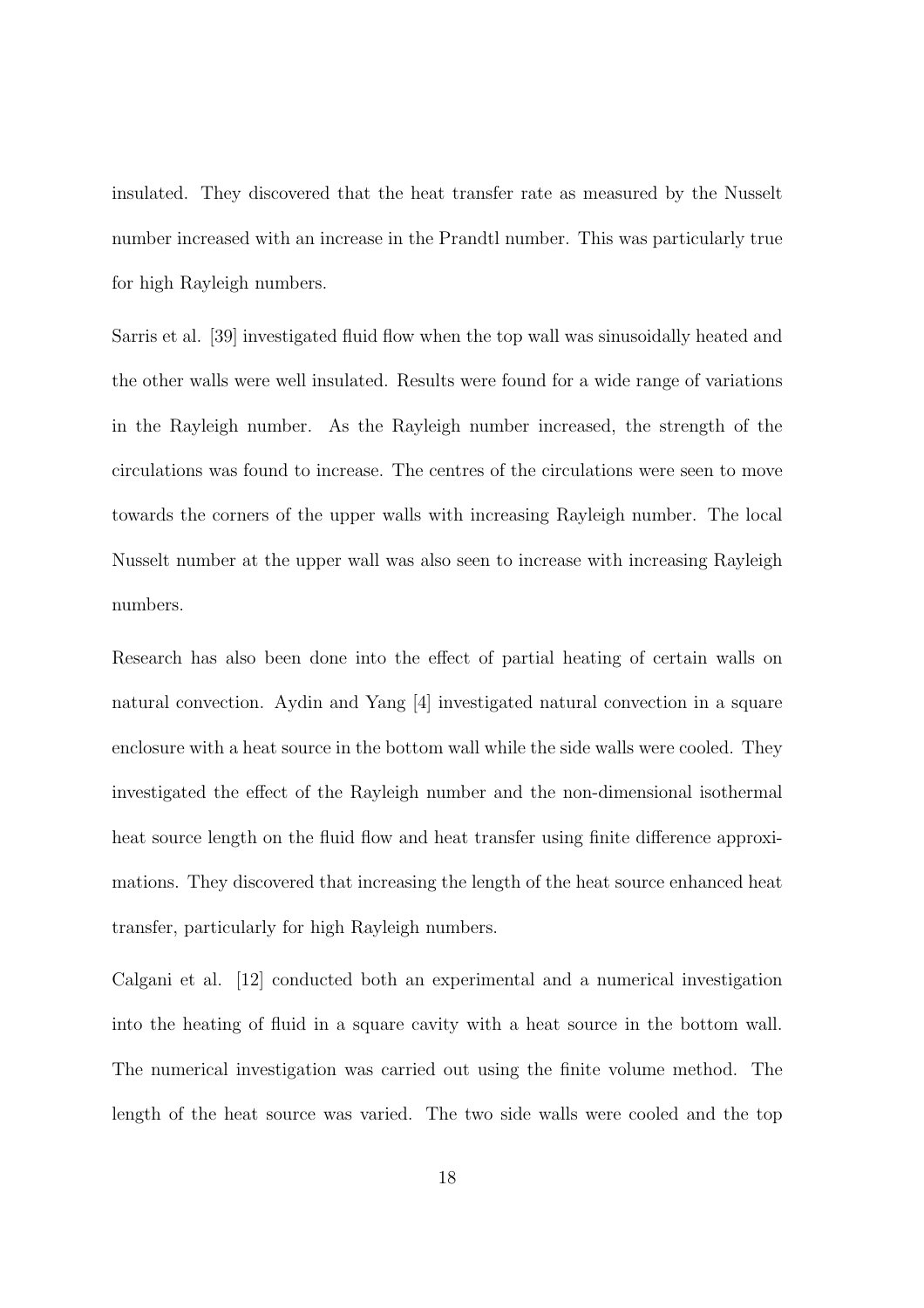insulated. They discovered that the heat transfer rate as measured by the Nusselt number increased with an increase in the Prandtl number. This was particularly true for high Rayleigh numbers.

Sarris et al. [39] investigated fluid flow when the top wall was sinusoidally heated and the other walls were well insulated. Results were found for a wide range of variations in the Rayleigh number. As the Rayleigh number increased, the strength of the circulations was found to increase. The centres of the circulations were seen to move towards the corners of the upper walls with increasing Rayleigh number. The local Nusselt number at the upper wall was also seen to increase with increasing Rayleigh numbers.

Research has also been done into the effect of partial heating of certain walls on natural convection. Aydin and Yang [4] investigated natural convection in a square enclosure with a heat source in the bottom wall while the side walls were cooled. They investigated the effect of the Rayleigh number and the non-dimensional isothermal heat source length on the fluid flow and heat transfer using finite difference approximations. They discovered that increasing the length of the heat source enhanced heat transfer, particularly for high Rayleigh numbers.

Calgani et al. [12] conducted both an experimental and a numerical investigation into the heating of fluid in a square cavity with a heat source in the bottom wall. The numerical investigation was carried out using the finite volume method. The length of the heat source was varied. The two side walls were cooled and the top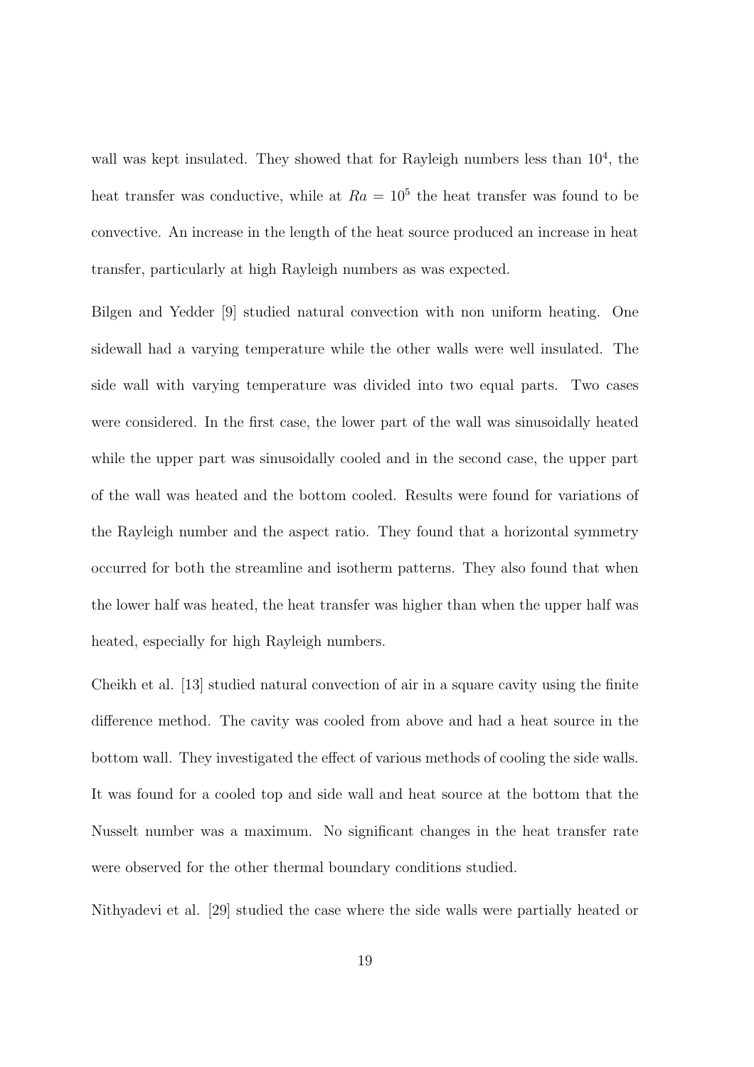wall was kept insulated. They showed that for Rayleigh numbers less than $10^4$, the heat transfer was conductive, while at $Ra = 10^5$ the heat transfer was found to be convective. An increase in the length of the heat source produced an increase in heat transfer, particularly at high Rayleigh numbers as was expected.

Bilgen and Yedder [9] studied natural convection with non uniform heating. One sidewall had a varying temperature while the other walls were well insulated. The side wall with varying temperature was divided into two equal parts. Two cases were considered. In the first case, the lower part of the wall was sinusoidally heated while the upper part was sinusoidally cooled and in the second case, the upper part of the wall was heated and the bottom cooled. Results were found for variations of the Rayleigh number and the aspect ratio. They found that a horizontal symmetry occurred for both the streamline and isotherm patterns. They also found that when the lower half was heated, the heat transfer was higher than when the upper half was heated, especially for high Rayleigh numbers.

Cheikh et al. [13] studied natural convection of air in a square cavity using the finite difference method. The cavity was cooled from above and had a heat source in the bottom wall. They investigated the effect of various methods of cooling the side walls. It was found for a cooled top and side wall and heat source at the bottom that the Nusselt number was a maximum. No significant changes in the heat transfer rate were observed for the other thermal boundary conditions studied.

Nithyadevi et al. [29] studied the case where the side walls were partially heated or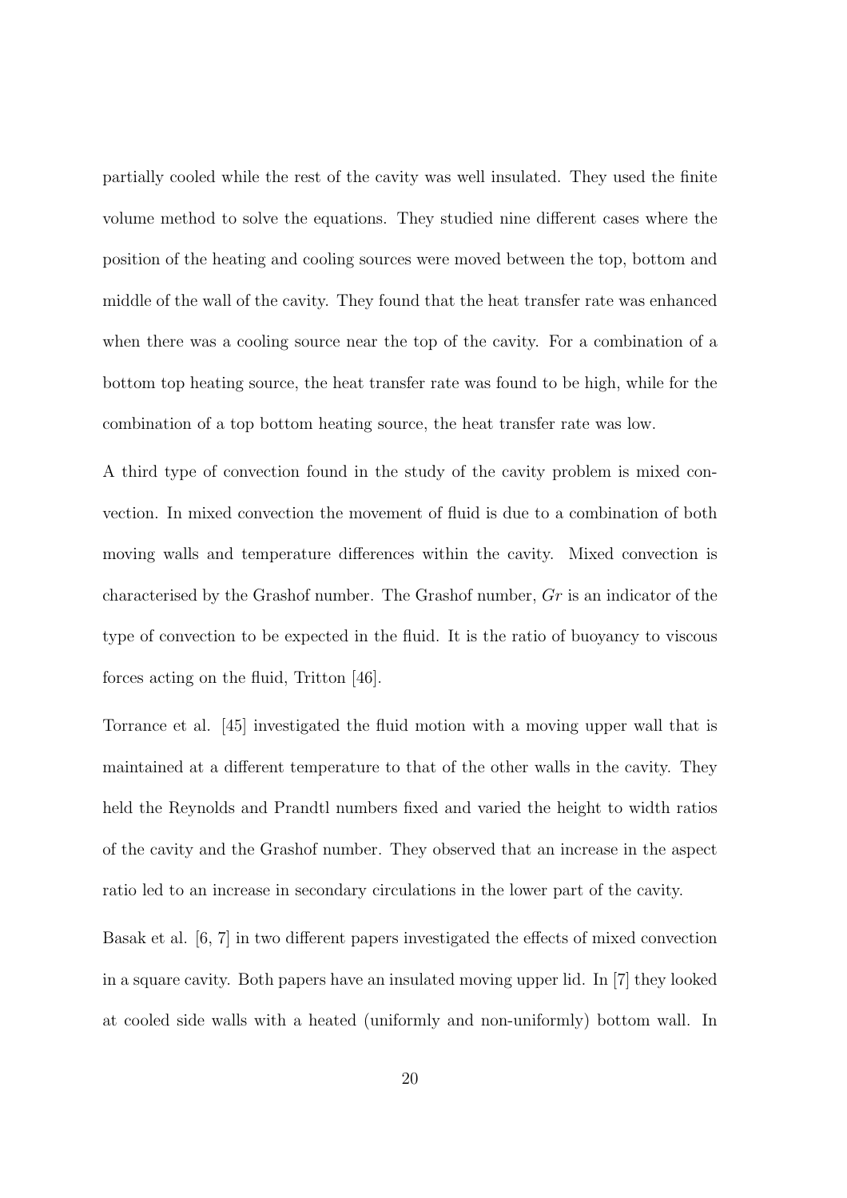partially cooled while the rest of the cavity was well insulated. They used the finite volume method to solve the equations. They studied nine different cases where the position of the heating and cooling sources were moved between the top, bottom and middle of the wall of the cavity. They found that the heat transfer rate was enhanced when there was a cooling source near the top of the cavity. For a combination of a bottom top heating source, the heat transfer rate was found to be high, while for the combination of a top bottom heating source, the heat transfer rate was low.

A third type of convection found in the study of the cavity problem is mixed convection. In mixed convection the movement of fluid is due to a combination of both moving walls and temperature differences within the cavity. Mixed convection is characterised by the Grashof number. The Grashof number, $Gr$ is an indicator of the type of convection to be expected in the fluid. It is the ratio of buoyancy to viscous forces acting on the fluid, Tritton [46].

Torrance et al. [45] investigated the fluid motion with a moving upper wall that is maintained at a different temperature to that of the other walls in the cavity. They held the Reynolds and Prandtl numbers fixed and varied the height to width ratios of the cavity and the Grashof number. They observed that an increase in the aspect ratio led to an increase in secondary circulations in the lower part of the cavity.

Basak et al. [6, 7] in two different papers investigated the effects of mixed convection in a square cavity. Both papers have an insulated moving upper lid. In [7] they looked at cooled side walls with a heated (uniformly and non-uniformly) bottom wall. In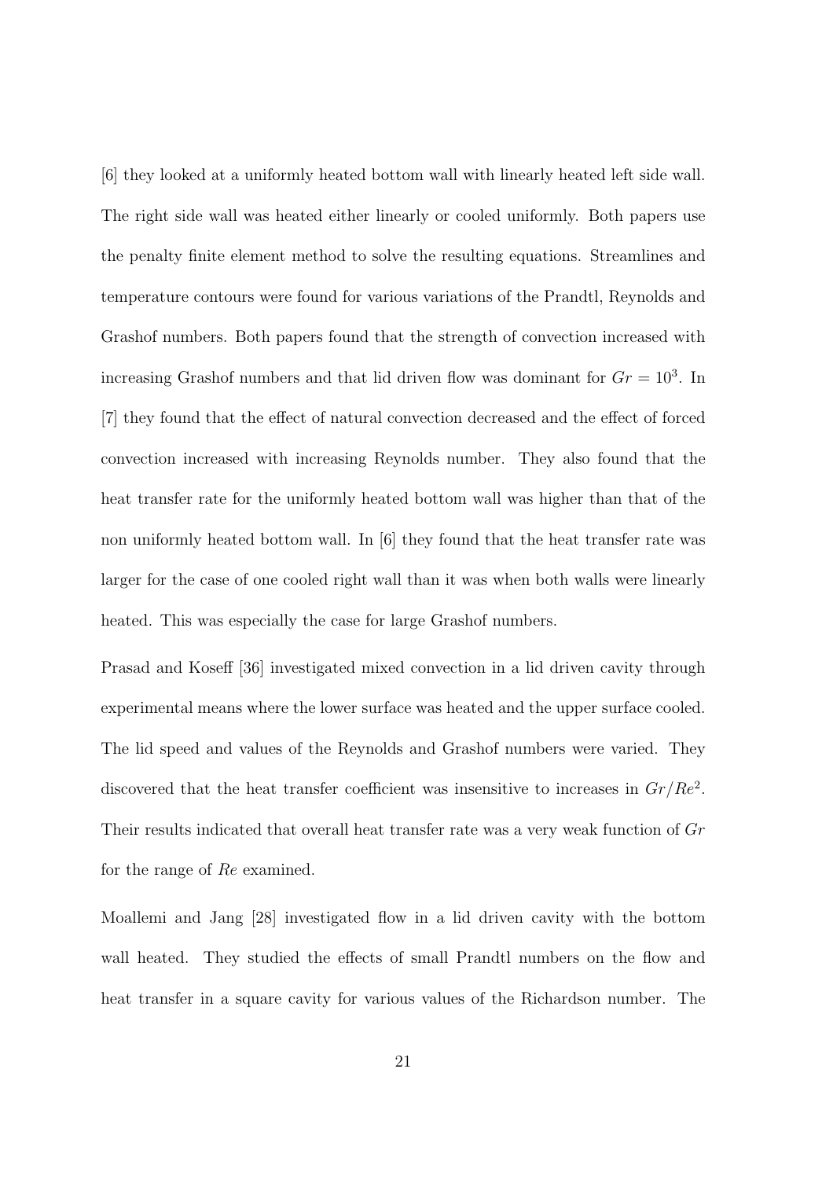[6] they looked at a uniformly heated bottom wall with linearly heated left side wall. The right side wall was heated either linearly or cooled uniformly. Both papers use the penalty finite element method to solve the resulting equations. Streamlines and temperature contours were found for various variations of the Prandtl, Reynolds and Grashof numbers. Both papers found that the strength of convection increased with increasing Grashof numbers and that lid driven flow was dominant for $Gr = 10^3$. In [7] they found that the effect of natural convection decreased and the effect of forced convection increased with increasing Reynolds number. They also found that the heat transfer rate for the uniformly heated bottom wall was higher than that of the non uniformly heated bottom wall. In [6] they found that the heat transfer rate was larger for the case of one cooled right wall than it was when both walls were linearly heated. This was especially the case for large Grashof numbers.

Prasad and Koseff [36] investigated mixed convection in a lid driven cavity through experimental means where the lower surface was heated and the upper surface cooled. The lid speed and values of the Reynolds and Grashof numbers were varied. They discovered that the heat transfer coefficient was insensitive to increases in $Gr/Re^2$. Their results indicated that overall heat transfer rate was a very weak function of $Gr$ for the range of $Re$ examined.

Moallemi and Jang [28] investigated flow in a lid driven cavity with the bottom wall heated. They studied the effects of small Prandtl numbers on the flow and heat transfer in a square cavity for various values of the Richardson number. The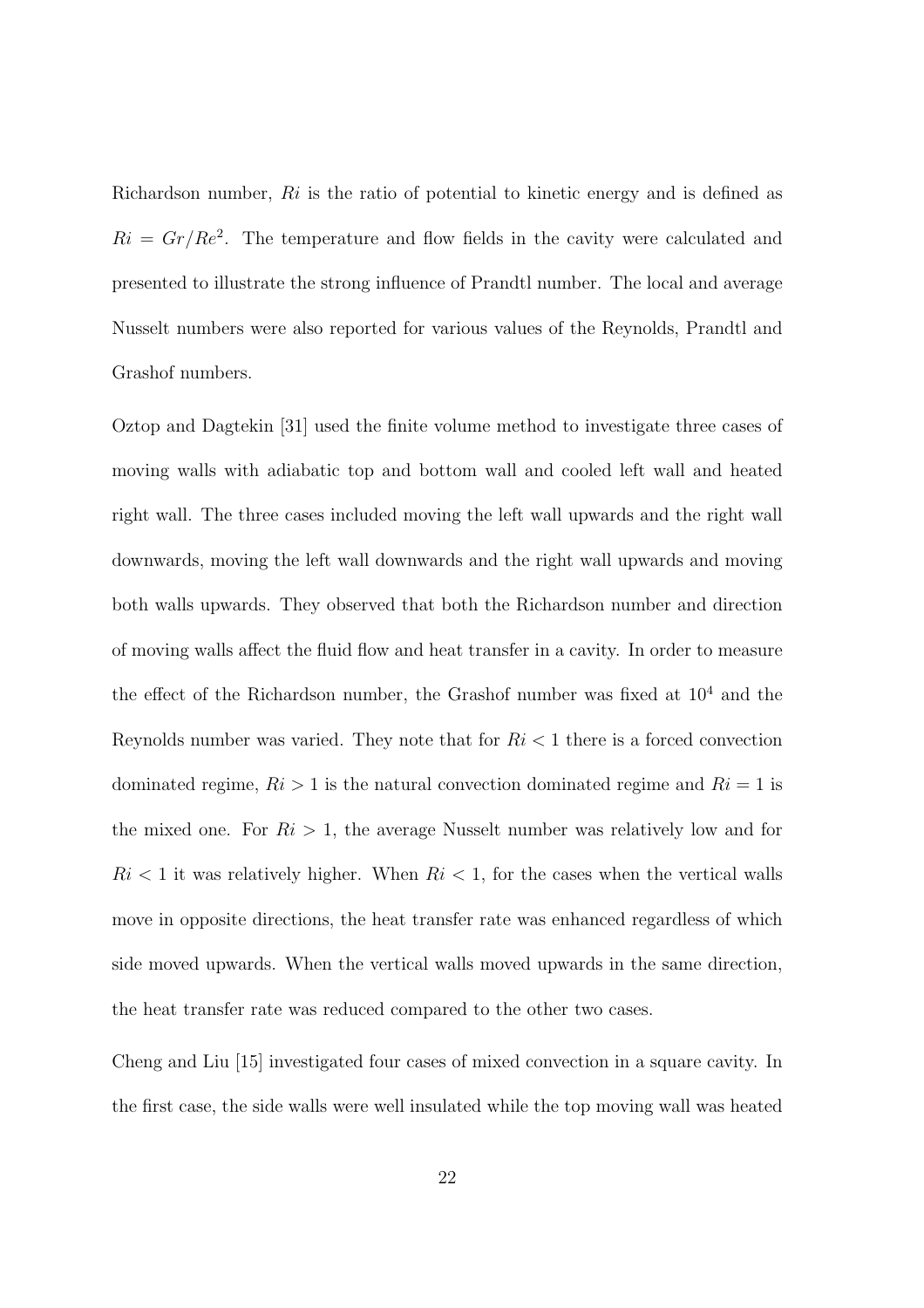Richardson number, $Ri$ is the ratio of potential to kinetic energy and is defined as $Ri = Gr/Re^2$. The temperature and flow fields in the cavity were calculated and presented to illustrate the strong influence of Prandtl number. The local and average Nusselt numbers were also reported for various values of the Reynolds, Prandtl and Grashof numbers.

Oztop and Dagtekin [31] used the finite volume method to investigate three cases of moving walls with adiabatic top and bottom wall and cooled left wall and heated right wall. The three cases included moving the left wall upwards and the right wall downwards, moving the left wall downwards and the right wall upwards and moving both walls upwards. They observed that both the Richardson number and direction of moving walls affect the fluid flow and heat transfer in a cavity. In order to measure the effect of the Richardson number, the Grashof number was fixed at $10^4$ and the Reynolds number was varied. They note that for $Ri < 1$ there is a forced convection dominated regime, $Ri > 1$ is the natural convection dominated regime and $Ri = 1$ is the mixed one. For $Ri > 1$, the average Nusselt number was relatively low and for $Ri < 1$ it was relatively higher. When $Ri < 1$, for the cases when the vertical walls move in opposite directions, the heat transfer rate was enhanced regardless of which side moved upwards. When the vertical walls moved upwards in the same direction, the heat transfer rate was reduced compared to the other two cases.

Cheng and Liu [15] investigated four cases of mixed convection in a square cavity. In the first case, the side walls were well insulated while the top moving wall was heated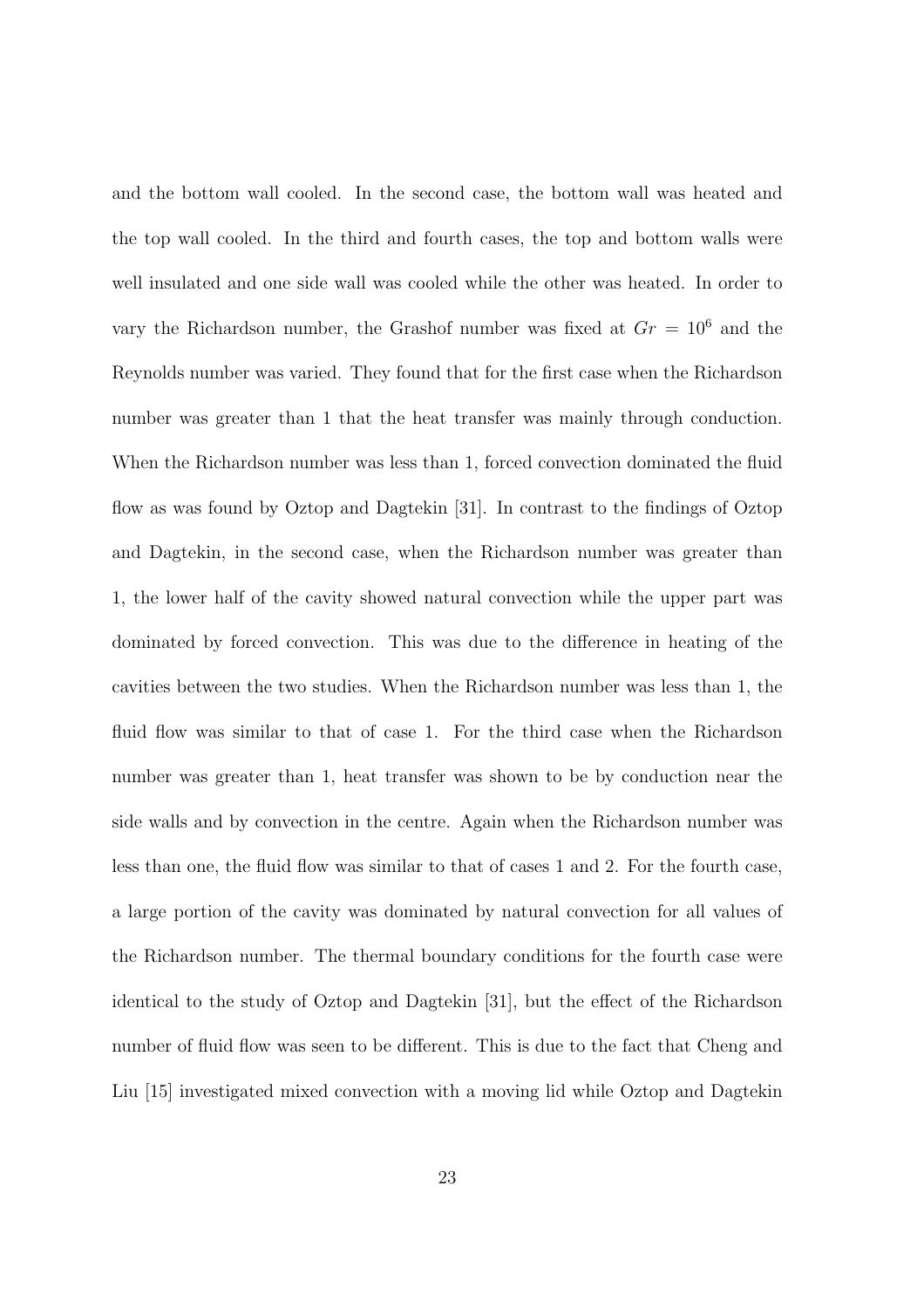and the bottom wall cooled. In the second case, the bottom wall was heated and the top wall cooled. In the third and fourth cases, the top and bottom walls were well insulated and one side wall was cooled while the other was heated. In order to vary the Richardson number, the Grashof number was fixed at $Gr = 10^6$ and the Reynolds number was varied. They found that for the first case when the Richardson number was greater than 1 that the heat transfer was mainly through conduction. When the Richardson number was less than 1, forced convection dominated the fluid flow as was found by Oztop and Dagtekin [31]. In contrast to the findings of Oztop and Dagtekin, in the second case, when the Richardson number was greater than 1, the lower half of the cavity showed natural convection while the upper part was dominated by forced convection. This was due to the difference in heating of the cavities between the two studies. When the Richardson number was less than 1, the fluid flow was similar to that of case 1. For the third case when the Richardson number was greater than 1, heat transfer was shown to be by conduction near the side walls and by convection in the centre. Again when the Richardson number was less than one, the fluid flow was similar to that of cases 1 and 2. For the fourth case, a large portion of the cavity was dominated by natural convection for all values of the Richardson number. The thermal boundary conditions for the fourth case were identical to the study of Oztop and Dagtekin [31], but the effect of the Richardson number of fluid flow was seen to be different. This is due to the fact that Cheng and Liu [15] investigated mixed convection with a moving lid while Oztop and Dagtekin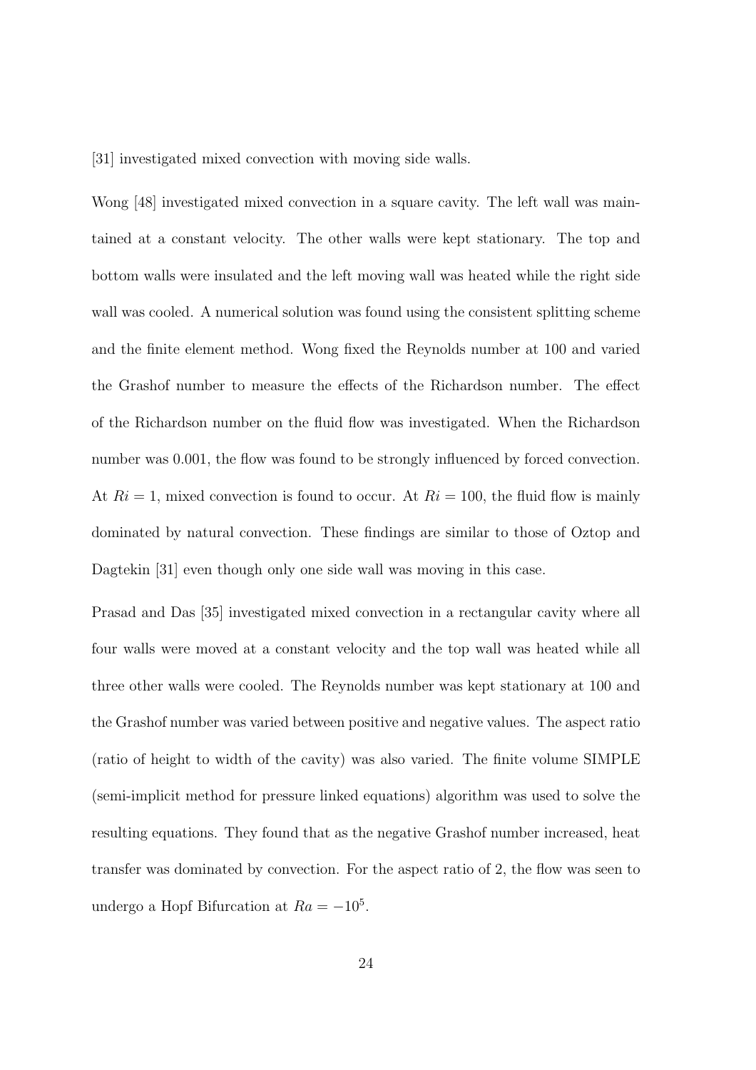[31] investigated mixed convection with moving side walls.

Wong [48] investigated mixed convection in a square cavity. The left wall was maintained at a constant velocity. The other walls were kept stationary. The top and bottom walls were insulated and the left moving wall was heated while the right side wall was cooled. A numerical solution was found using the consistent splitting scheme and the finite element method. Wong fixed the Reynolds number at 100 and varied the Grashof number to measure the effects of the Richardson number. The effect of the Richardson number on the fluid flow was investigated. When the Richardson number was 0.001, the flow was found to be strongly influenced by forced convection. At $Ri = 1$, mixed convection is found to occur. At $Ri = 100$, the fluid flow is mainly dominated by natural convection. These findings are similar to those of Oztop and Dagtekin [31] even though only one side wall was moving in this case.

Prasad and Das [35] investigated mixed convection in a rectangular cavity where all four walls were moved at a constant velocity and the top wall was heated while all three other walls were cooled. The Reynolds number was kept stationary at 100 and the Grashof number was varied between positive and negative values. The aspect ratio (ratio of height to width of the cavity) was also varied. The finite volume SIMPLE (semi-implicit method for pressure linked equations) algorithm was used to solve the resulting equations. They found that as the negative Grashof number increased, heat transfer was dominated by convection. For the aspect ratio of 2, the flow was seen to undergo a Hopf Bifurcation at $Ra = -10^5$.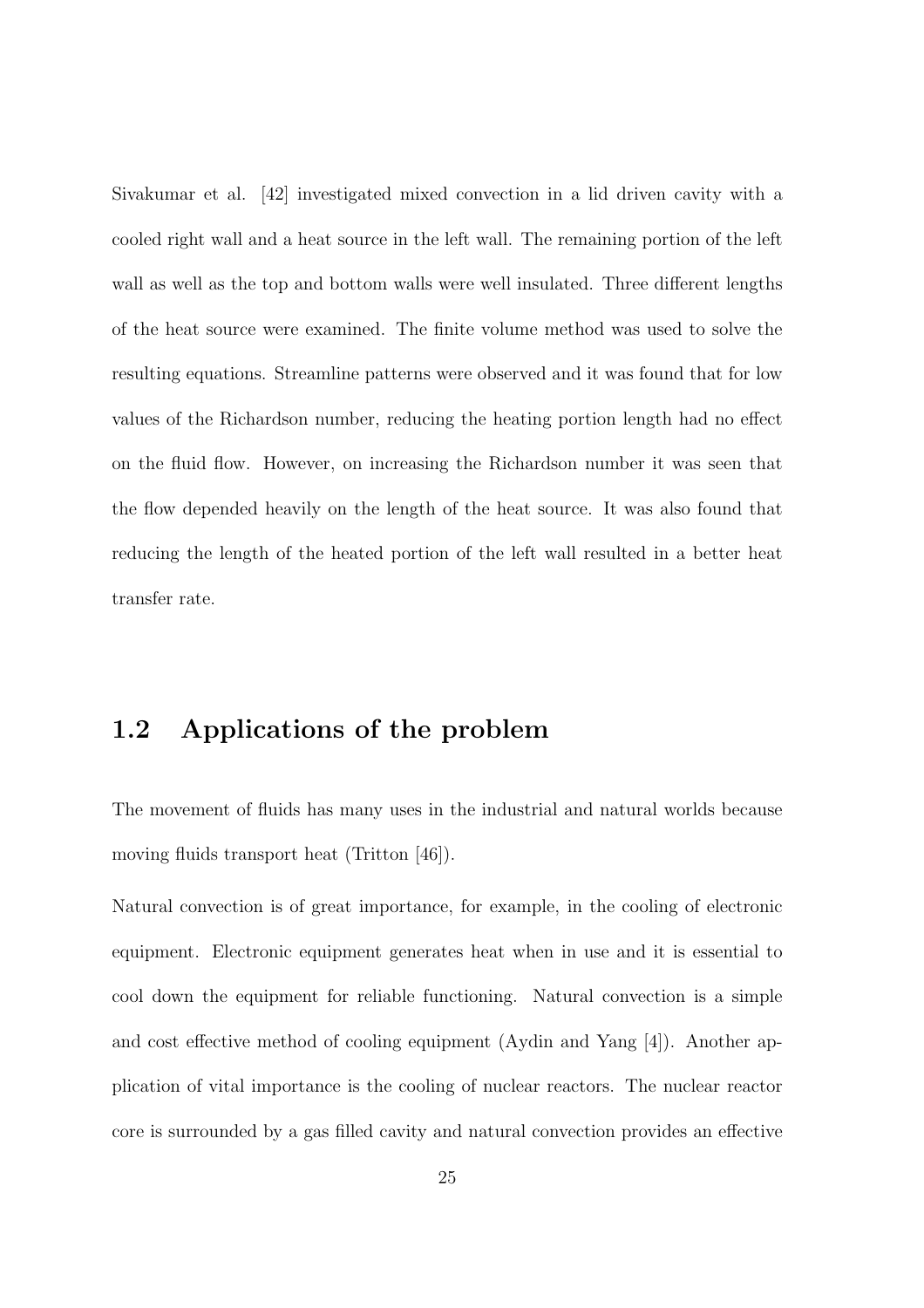Sivakumar et al. [42] investigated mixed convection in a lid driven cavity with a cooled right wall and a heat source in the left wall. The remaining portion of the left wall as well as the top and bottom walls were well insulated. Three different lengths of the heat source were examined. The finite volume method was used to solve the resulting equations. Streamline patterns were observed and it was found that for low values of the Richardson number, reducing the heating portion length had no effect on the fluid flow. However, on increasing the Richardson number it was seen that the flow depended heavily on the length of the heat source. It was also found that reducing the length of the heated portion of the left wall resulted in a better heat transfer rate.

## 1.2 Applications of the problem

The movement of fluids has many uses in the industrial and natural worlds because moving fluids transport heat (Tritton [46]).

Natural convection is of great importance, for example, in the cooling of electronic equipment. Electronic equipment generates heat when in use and it is essential to cool down the equipment for reliable functioning. Natural convection is a simple and cost effective method of cooling equipment (Aydin and Yang [4]). Another application of vital importance is the cooling of nuclear reactors. The nuclear reactor core is surrounded by a gas filled cavity and natural convection provides an effective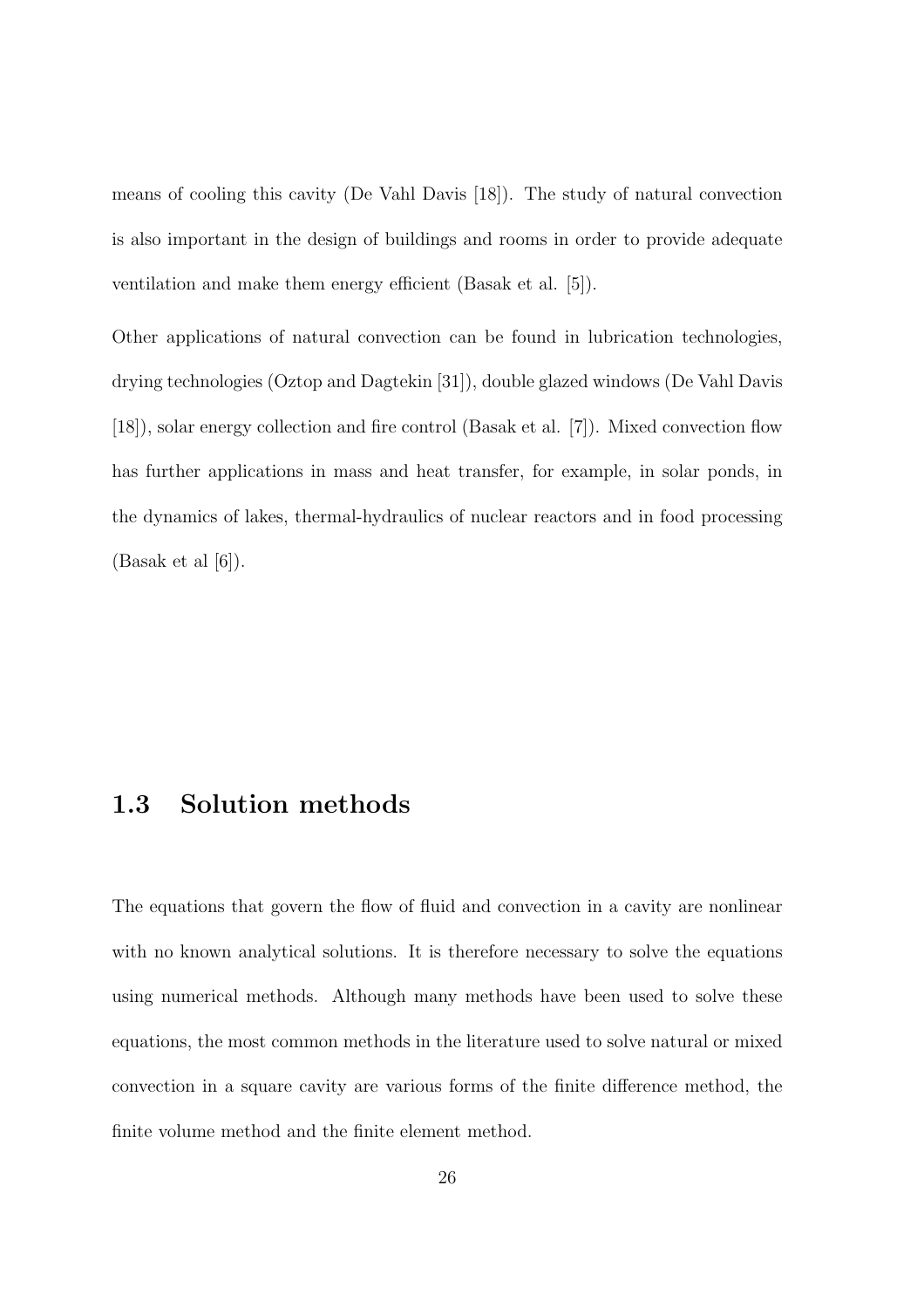means of cooling this cavity (De Vahl Davis [18]). The study of natural convection is also important in the design of buildings and rooms in order to provide adequate ventilation and make them energy efficient (Basak et al. [5]).

Other applications of natural convection can be found in lubrication technologies, drying technologies (Oztop and Dagtekin [31]), double glazed windows (De Vahl Davis [18]), solar energy collection and fire control (Basak et al. [7]). Mixed convection flow has further applications in mass and heat transfer, for example, in solar ponds, in the dynamics of lakes, thermal-hydraulics of nuclear reactors and in food processing (Basak et al [6]).

## 1.3 Solution methods

The equations that govern the flow of fluid and convection in a cavity are nonlinear with no known analytical solutions. It is therefore necessary to solve the equations using numerical methods. Although many methods have been used to solve these equations, the most common methods in the literature used to solve natural or mixed convection in a square cavity are various forms of the finite difference method, the finite volume method and the finite element method.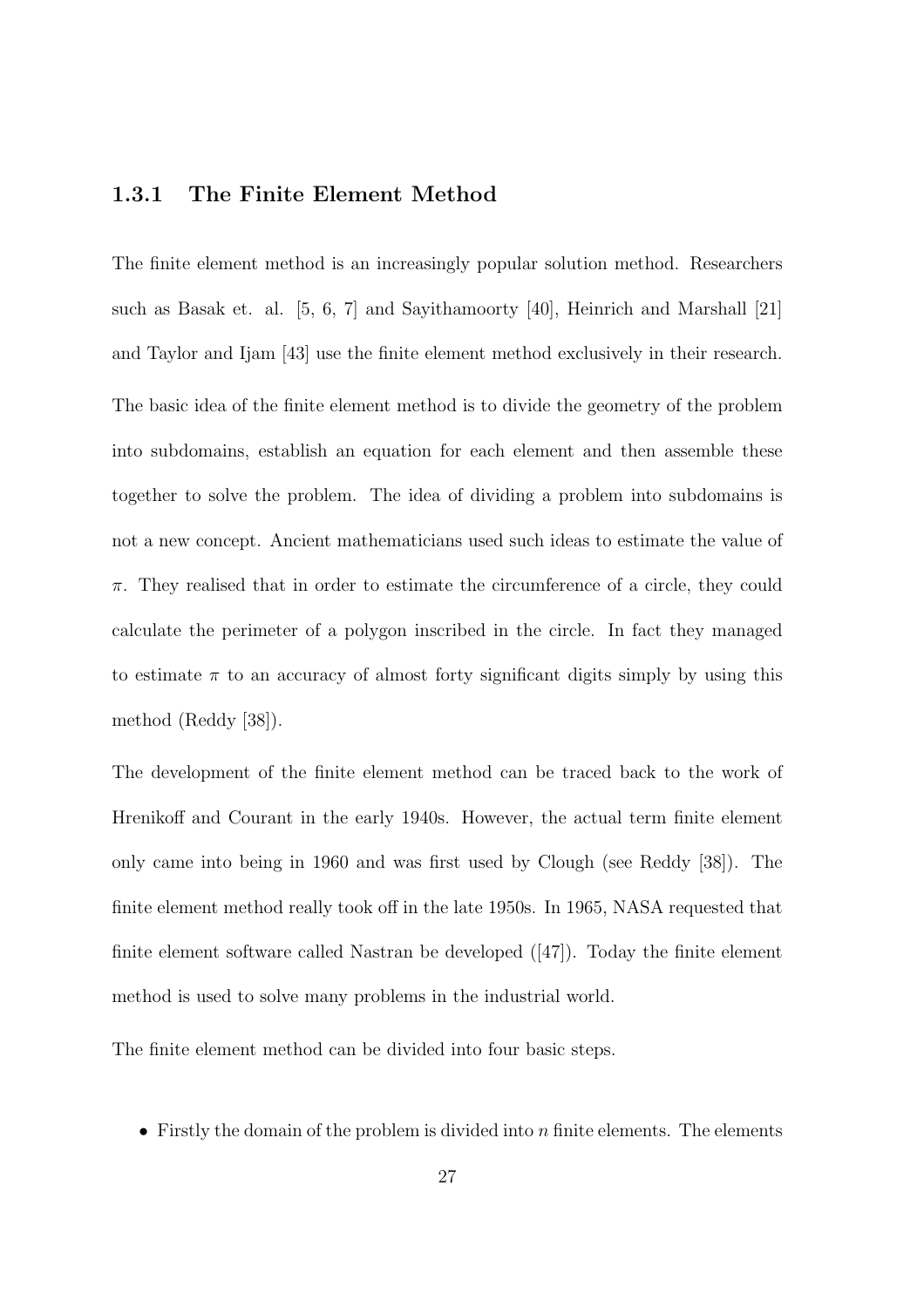### 1.3.1 The Finite Element Method

The finite element method is an increasingly popular solution method. Researchers such as Basak et. al. [5, 6, 7] and Sayithamoorty [40], Heinrich and Marshall [21] and Taylor and Ijam [43] use the finite element method exclusively in their research.

The basic idea of the finite element method is to divide the geometry of the problem into subdomains, establish an equation for each element and then assemble these together to solve the problem. The idea of dividing a problem into subdomains is not a new concept. Ancient mathematicians used such ideas to estimate the value of $\pi$. They realised that in order to estimate the circumference of a circle, they could calculate the perimeter of a polygon inscribed in the circle. In fact they managed to estimate $\pi$ to an accuracy of almost forty significant digits simply by using this method (Reddy [38]).

The development of the finite element method can be traced back to the work of Hrenikoff and Courant in the early 1940s. However, the actual term finite element only came into being in 1960 and was first used by Clough (see Reddy [38]). The finite element method really took off in the late 1950s. In 1965, NASA requested that finite element software called Nastran be developed ([47]). Today the finite element method is used to solve many problems in the industrial world.

The finite element method can be divided into four basic steps.

- Firstly the domain of the problem is divided into $n$ finite elements. The elements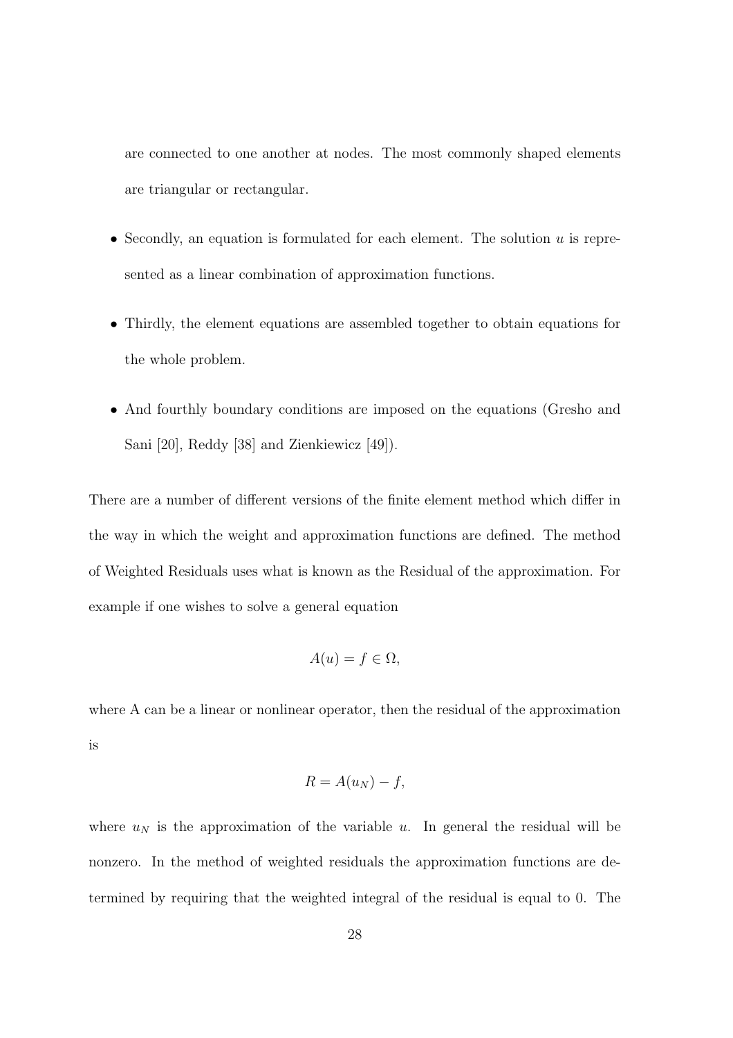are connected to one another at nodes. The most commonly shaped elements are triangular or rectangular.

- Secondly, an equation is formulated for each element. The solution $u$ is represented as a linear combination of approximation functions.
- Thirdly, the element equations are assembled together to obtain equations for the whole problem.
- And fourthly boundary conditions are imposed on the equations (Gresho and Sani [20], Reddy [38] and Zienkiewicz [49]).

There are a number of different versions of the finite element method which differ in the way in which the weight and approximation functions are defined. The method of Weighted Residuals uses what is known as the Residual of the approximation. For example if one wishes to solve a general equation

$$A(u) = f \in \Omega,$$

where A can be a linear or nonlinear operator, then the residual of the approximation is

$$R = A(u_N) - f,$$

where $u_N$ is the approximation of the variable $u$. In general the residual will be nonzero. In the method of weighted residuals the approximation functions are determined by requiring that the weighted integral of the residual is equal to 0. The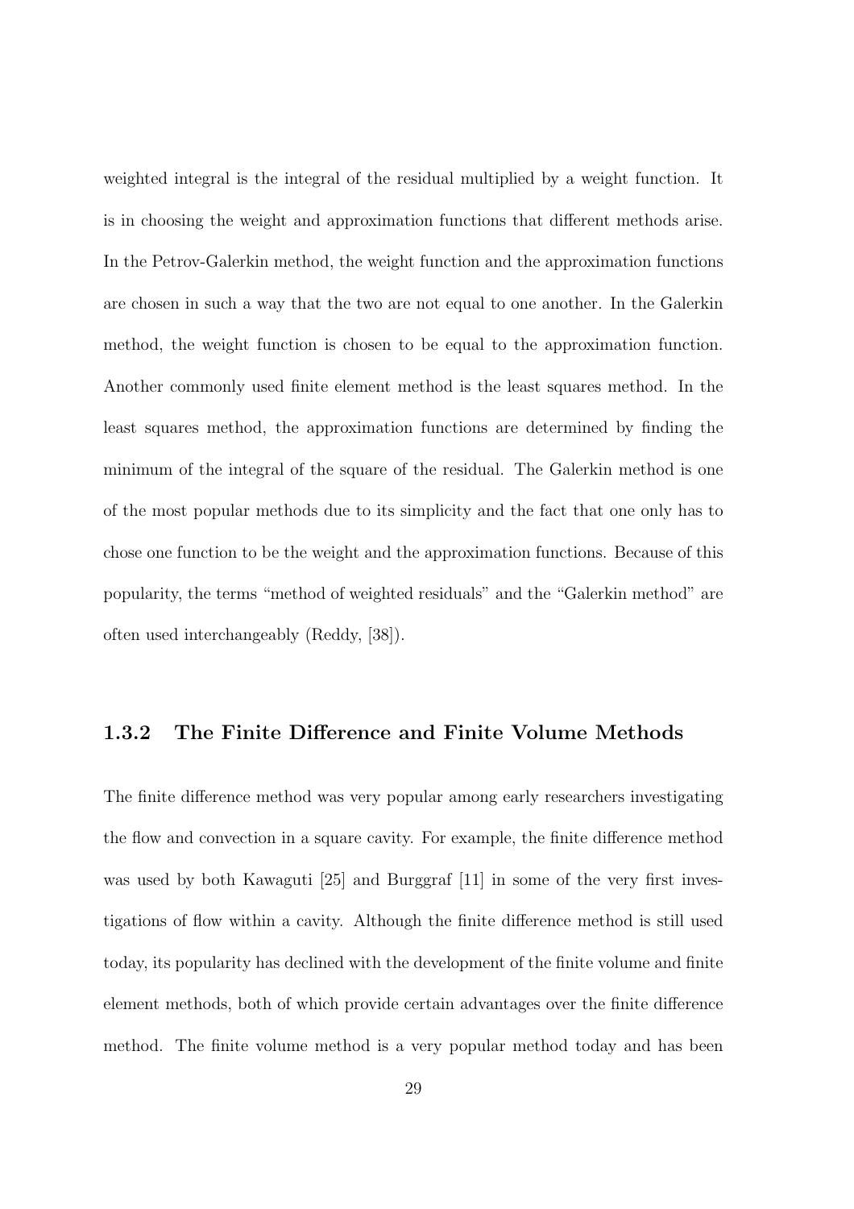weighted integral is the integral of the residual multiplied by a weight function. It is in choosing the weight and approximation functions that different methods arise. In the Petrov-Galerkin method, the weight function and the approximation functions are chosen in such a way that the two are not equal to one another. In the Galerkin method, the weight function is chosen to be equal to the approximation function. Another commonly used finite element method is the least squares method. In the least squares method, the approximation functions are determined by finding the minimum of the integral of the square of the residual. The Galerkin method is one of the most popular methods due to its simplicity and the fact that one only has to chose one function to be the weight and the approximation functions. Because of this popularity, the terms "method of weighted residuals" and the "Galerkin method" are often used interchangeably (Reddy, [38]).

### 1.3.2 The Finite Difference and Finite Volume Methods

The finite difference method was very popular among early researchers investigating the flow and convection in a square cavity. For example, the finite difference method was used by both Kawaguti [25] and Burggraf [11] in some of the very first investigations of flow within a cavity. Although the finite difference method is still used today, its popularity has declined with the development of the finite volume and finite element methods, both of which provide certain advantages over the finite difference method. The finite volume method is a very popular method today and has been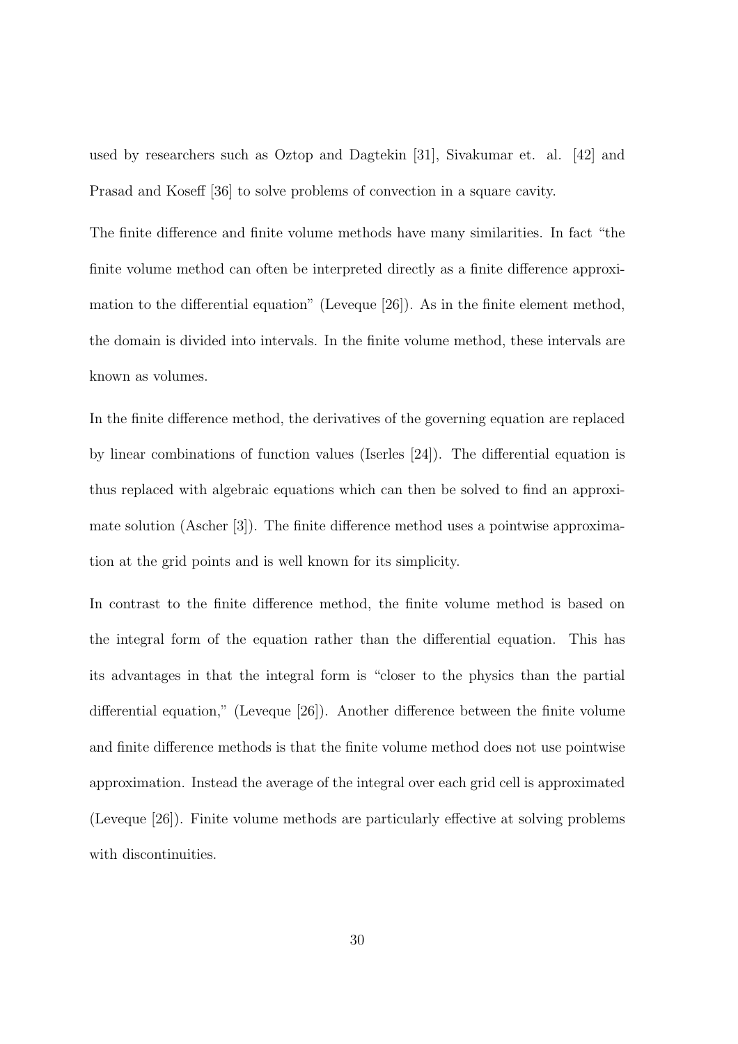used by researchers such as Oztop and Dagtekin [31], Sivakumar et. al. [42] and Prasad and Koseff [36] to solve problems of convection in a square cavity.

The finite difference and finite volume methods have many similarities. In fact "the finite volume method can often be interpreted directly as a finite difference approximation to the differential equation" (Leveque [26]). As in the finite element method, the domain is divided into intervals. In the finite volume method, these intervals are known as volumes.

In the finite difference method, the derivatives of the governing equation are replaced by linear combinations of function values (Iserles [24]). The differential equation is thus replaced with algebraic equations which can then be solved to find an approximate solution (Ascher [3]). The finite difference method uses a pointwise approximation at the grid points and is well known for its simplicity.

In contrast to the finite difference method, the finite volume method is based on the integral form of the equation rather than the differential equation. This has its advantages in that the integral form is "closer to the physics than the partial differential equation," (Leveque [26]). Another difference between the finite volume and finite difference methods is that the finite volume method does not use pointwise approximation. Instead the average of the integral over each grid cell is approximated (Leveque [26]). Finite volume methods are particularly effective at solving problems with discontinuities.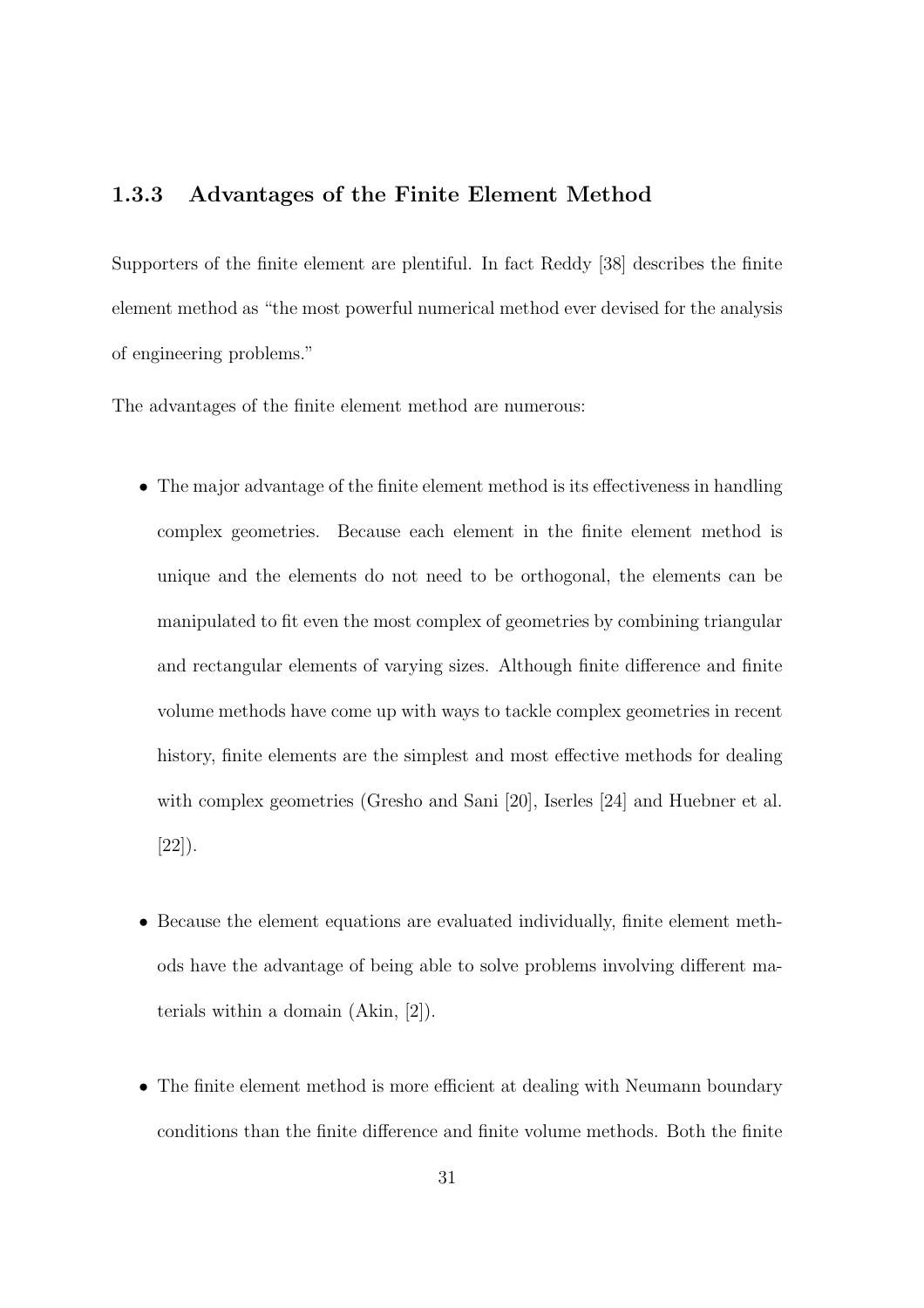### 1.3.3 Advantages of the Finite Element Method

Supporters of the finite element are plentiful. In fact Reddy [38] describes the finite element method as "the most powerful numerical method ever devised for the analysis of engineering problems."

The advantages of the finite element method are numerous:

- The major advantage of the finite element method is its effectiveness in handling complex geometries. Because each element in the finite element method is unique and the elements do not need to be orthogonal, the elements can be manipulated to fit even the most complex of geometries by combining triangular and rectangular elements of varying sizes. Although finite difference and finite volume methods have come up with ways to tackle complex geometries in recent history, finite elements are the simplest and most effective methods for dealing with complex geometries (Gresho and Sani [20], Iserles [24] and Huebner et al. [22]).

- Because the element equations are evaluated individually, finite element methods have the advantage of being able to solve problems involving different materials within a domain (Akin, [2]).

- The finite element method is more efficient at dealing with Neumann boundary conditions than the finite difference and finite volume methods. Both the finite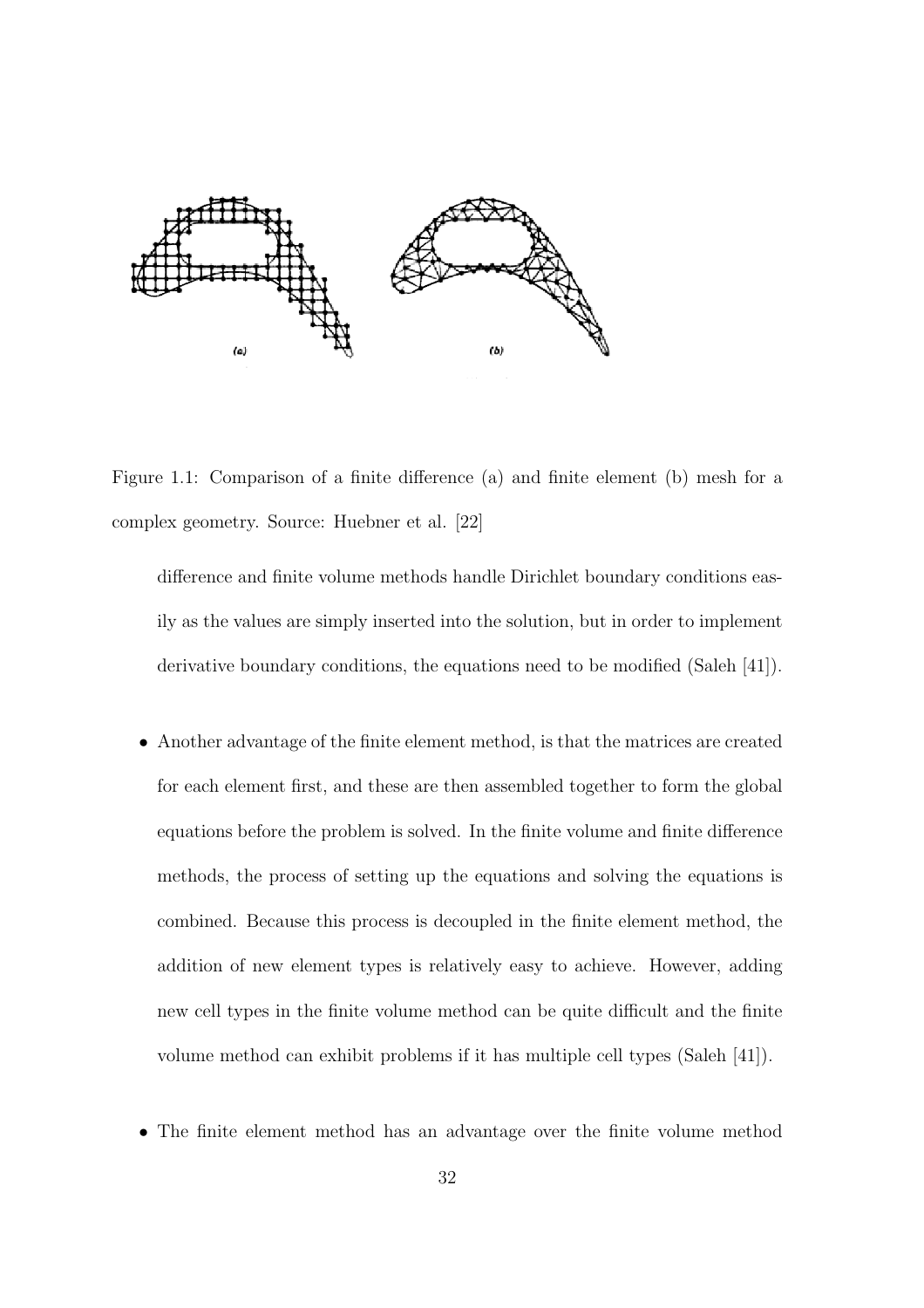Figure 1.1: Comparison of a finite difference (a) and finite element (b) mesh for a complex geometry. Source: Huebner et al. [22]

difference and finite volume methods handle Dirichlet boundary conditions easily as the values are simply inserted into the solution, but in order to implement derivative boundary conditions, the equations need to be modified (Saleh [41]).

- Another advantage of the finite element method, is that the matrices are created for each element first, and these are then assembled together to form the global equations before the problem is solved. In the finite volume and finite difference methods, the process of setting up the equations and solving the equations is combined. Because this process is decoupled in the finite element method, the addition of new element types is relatively easy to achieve. However, adding new cell types in the finite volume method can be quite difficult and the finite volume method can exhibit problems if it has multiple cell types (Saleh [41]).

- The finite element method has an advantage over the finite volume method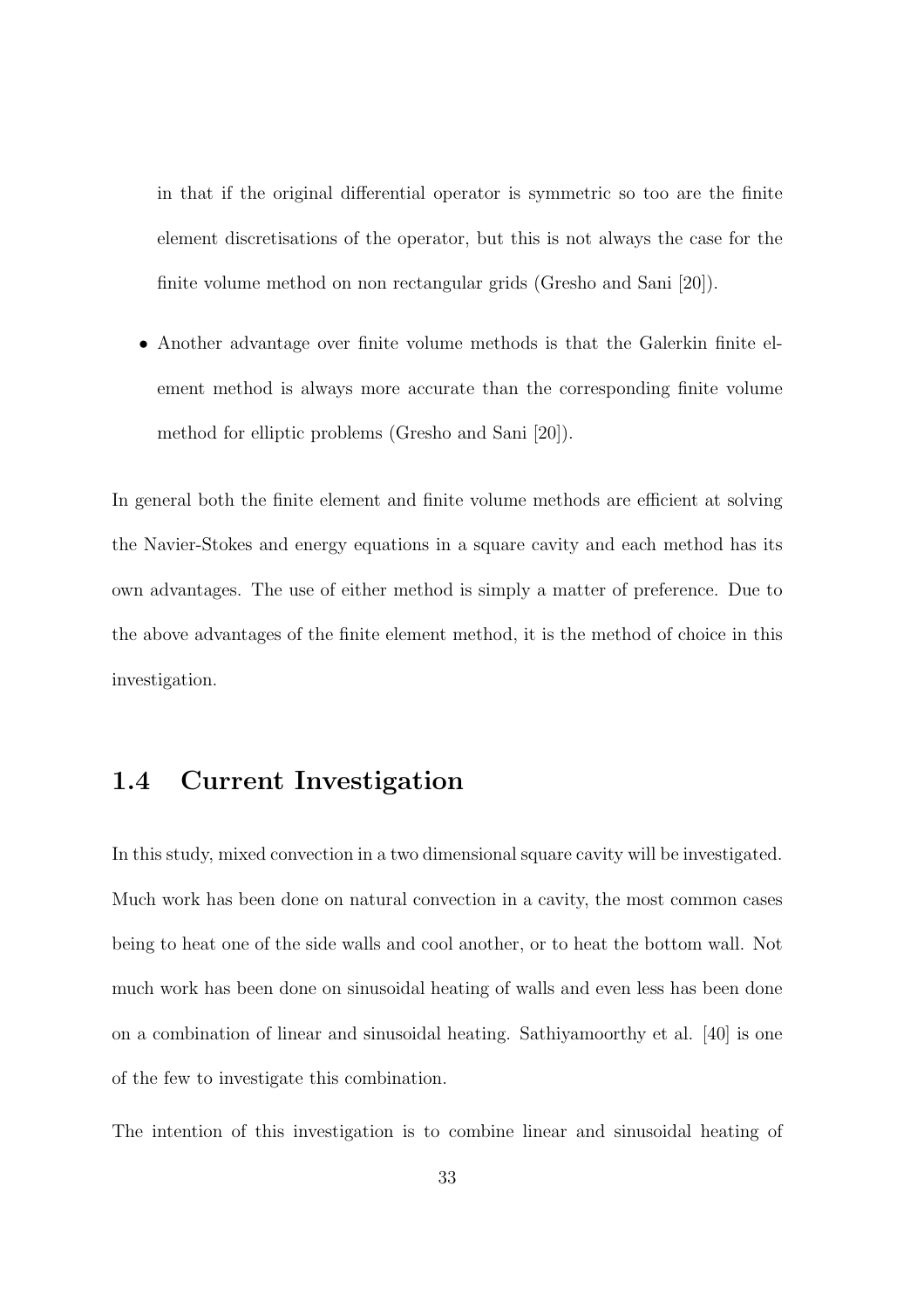in that if the original differential operator is symmetric so too are the finite element discretisations of the operator, but this is not always the case for the finite volume method on non rectangular grids (Gresho and Sani [20]).

- Another advantage over finite volume methods is that the Galerkin finite element method is always more accurate than the corresponding finite volume method for elliptic problems (Gresho and Sani [20]).

In general both the finite element and finite volume methods are efficient at solving the Navier-Stokes and energy equations in a square cavity and each method has its own advantages. The use of either method is simply a matter of preference. Due to the above advantages of the finite element method, it is the method of choice in this investigation.

## 1.4 Current Investigation

In this study, mixed convection in a two dimensional square cavity will be investigated. Much work has been done on natural convection in a cavity, the most common cases being to heat one of the side walls and cool another, or to heat the bottom wall. Not much work has been done on sinusoidal heating of walls and even less has been done on a combination of linear and sinusoidal heating. Sathiyamoorthy et al. [40] is one of the few to investigate this combination.

The intention of this investigation is to combine linear and sinusoidal heating of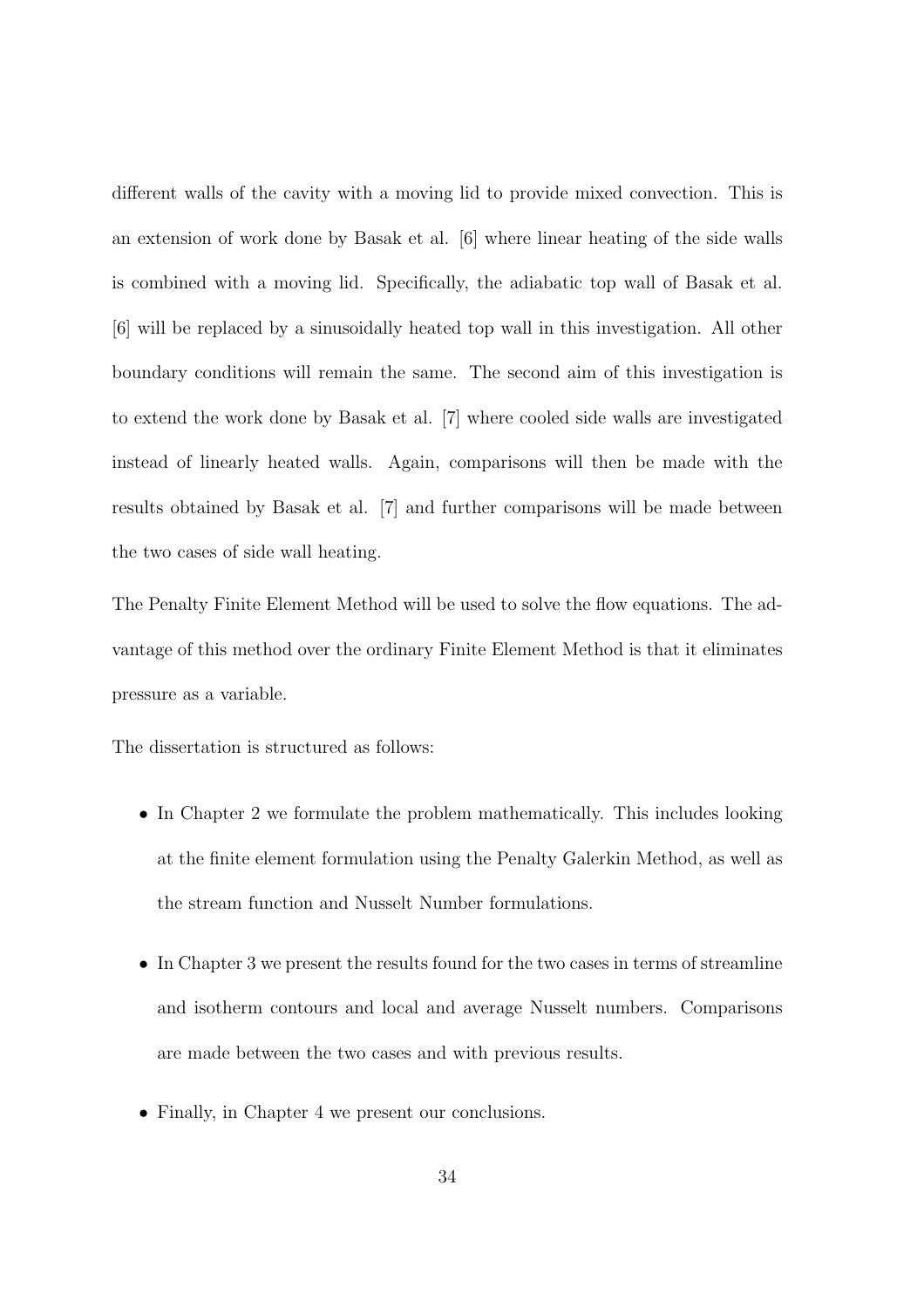different walls of the cavity with a moving lid to provide mixed convection. This is an extension of work done by Basak et al. [6] where linear heating of the side walls is combined with a moving lid. Specifically, the adiabatic top wall of Basak et al. [6] will be replaced by a sinusoidally heated top wall in this investigation. All other boundary conditions will remain the same. The second aim of this investigation is to extend the work done by Basak et al. [7] where cooled side walls are investigated instead of linearly heated walls. Again, comparisons will then be made with the results obtained by Basak et al. [7] and further comparisons will be made between the two cases of side wall heating.

The Penalty Finite Element Method will be used to solve the flow equations. The advantage of this method over the ordinary Finite Element Method is that it eliminates pressure as a variable.

The dissertation is structured as follows:

- In Chapter 2 we formulate the problem mathematically. This includes looking at the finite element formulation using the Penalty Galerkin Method, as well as the stream function and Nusselt Number formulations.
- In Chapter 3 we present the results found for the two cases in terms of streamline and isotherm contours and local and average Nusselt numbers. Comparisons are made between the two cases and with previous results.
- Finally, in Chapter 4 we present our conclusions.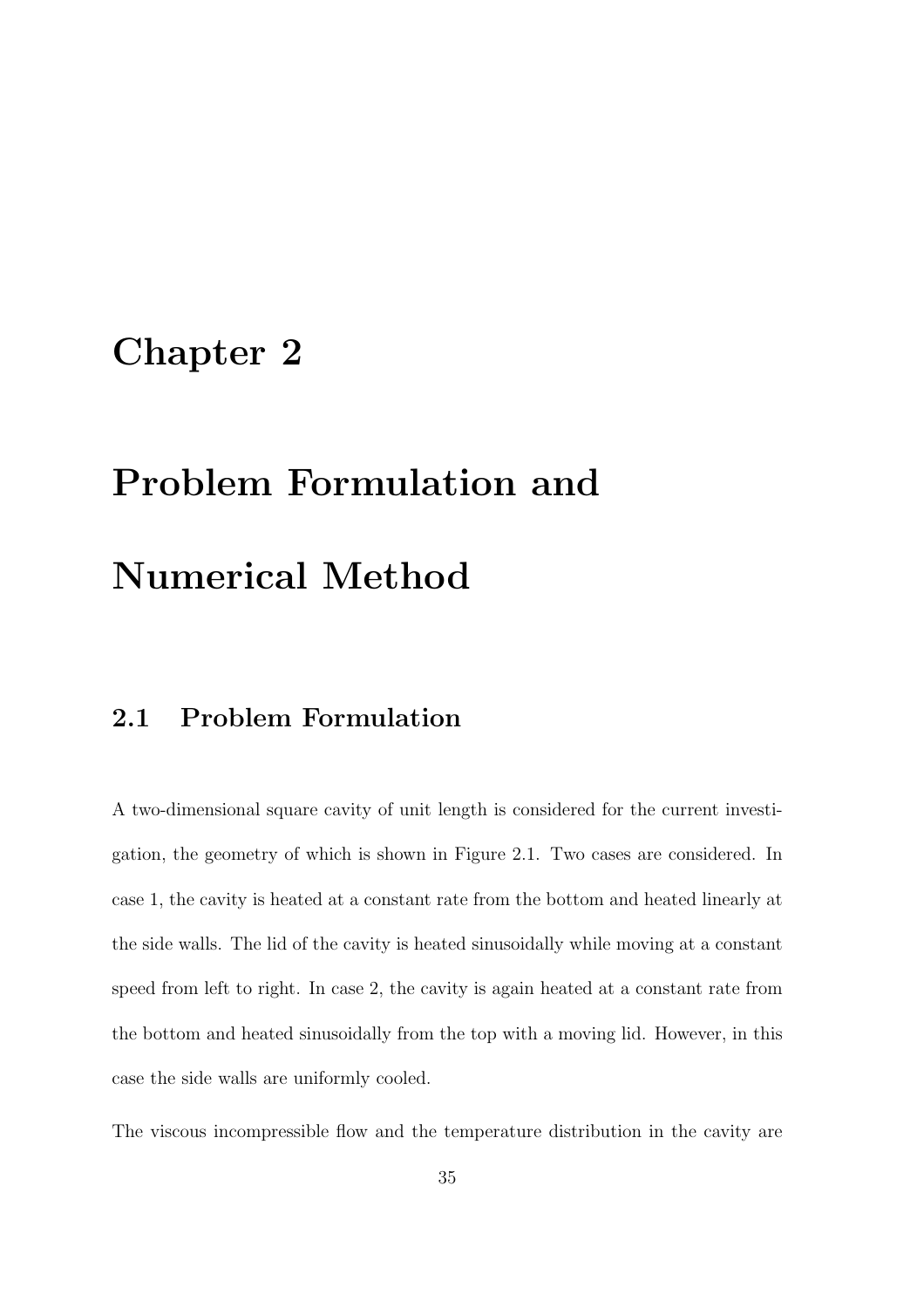# Chapter 2

# Problem Formulation and Numerical Method

## 2.1 Problem Formulation

A two-dimensional square cavity of unit length is considered for the current investigation, the geometry of which is shown in Figure 2.1. Two cases are considered. In case 1, the cavity is heated at a constant rate from the bottom and heated linearly at the side walls. The lid of the cavity is heated sinusoidally while moving at a constant speed from left to right. In case 2, the cavity is again heated at a constant rate from the bottom and heated sinusoidally from the top with a moving lid. However, in this case the side walls are uniformly cooled.

The viscous incompressible flow and the temperature distribution in the cavity are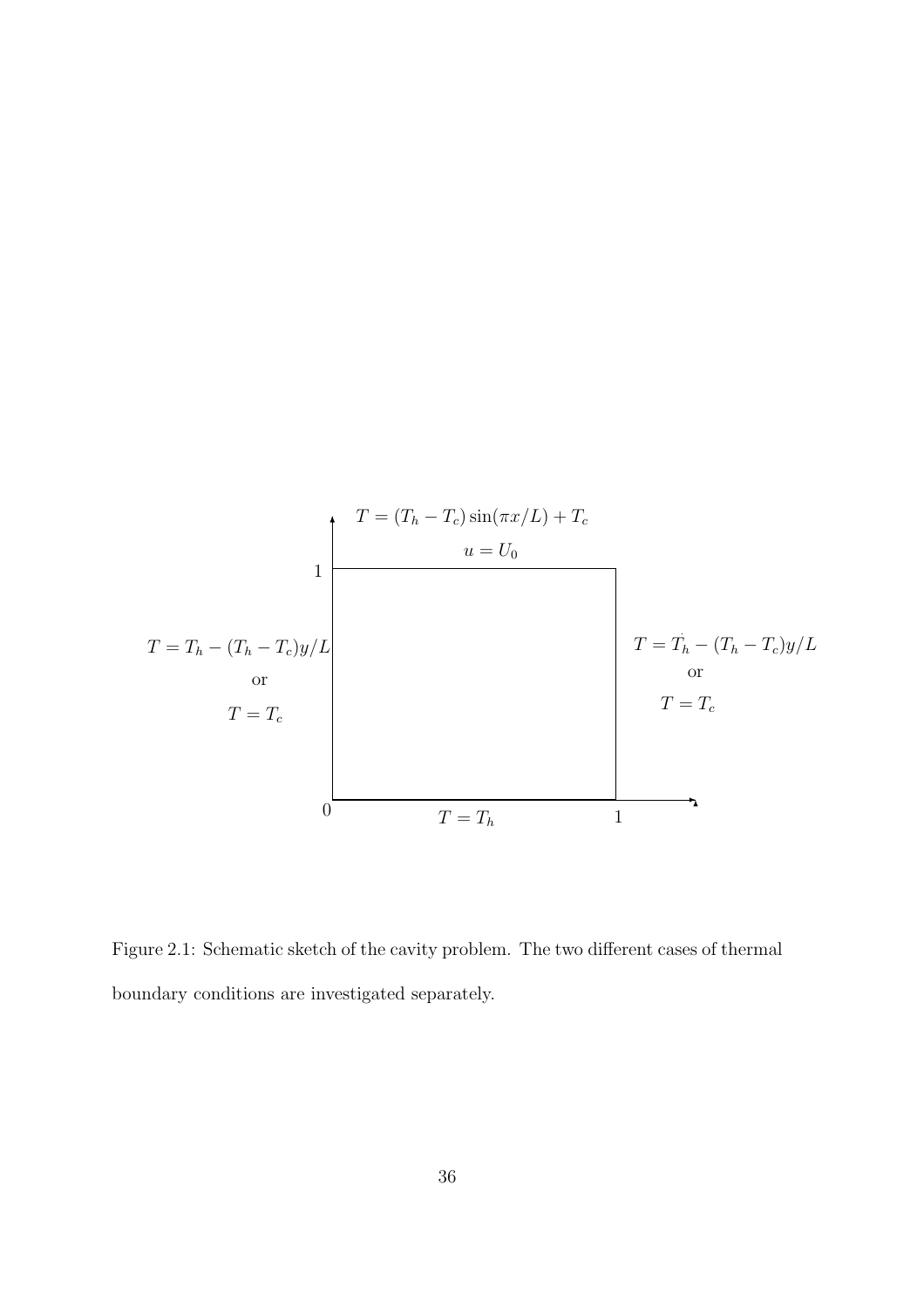$T = (T_h - T_c)\sin(\pi x/L) + T_c$

$u = U_0$

$T = T_h - (T_h - T_c)y/L$

or

$T = T_c$

$T = T_h - (T_h - T_c)y/L$

or

$T = T_c$

$T = T_h$

0 1 1

Figure 2.1: Schematic sketch of the cavity problem. The two different cases of thermal boundary conditions are investigated separately.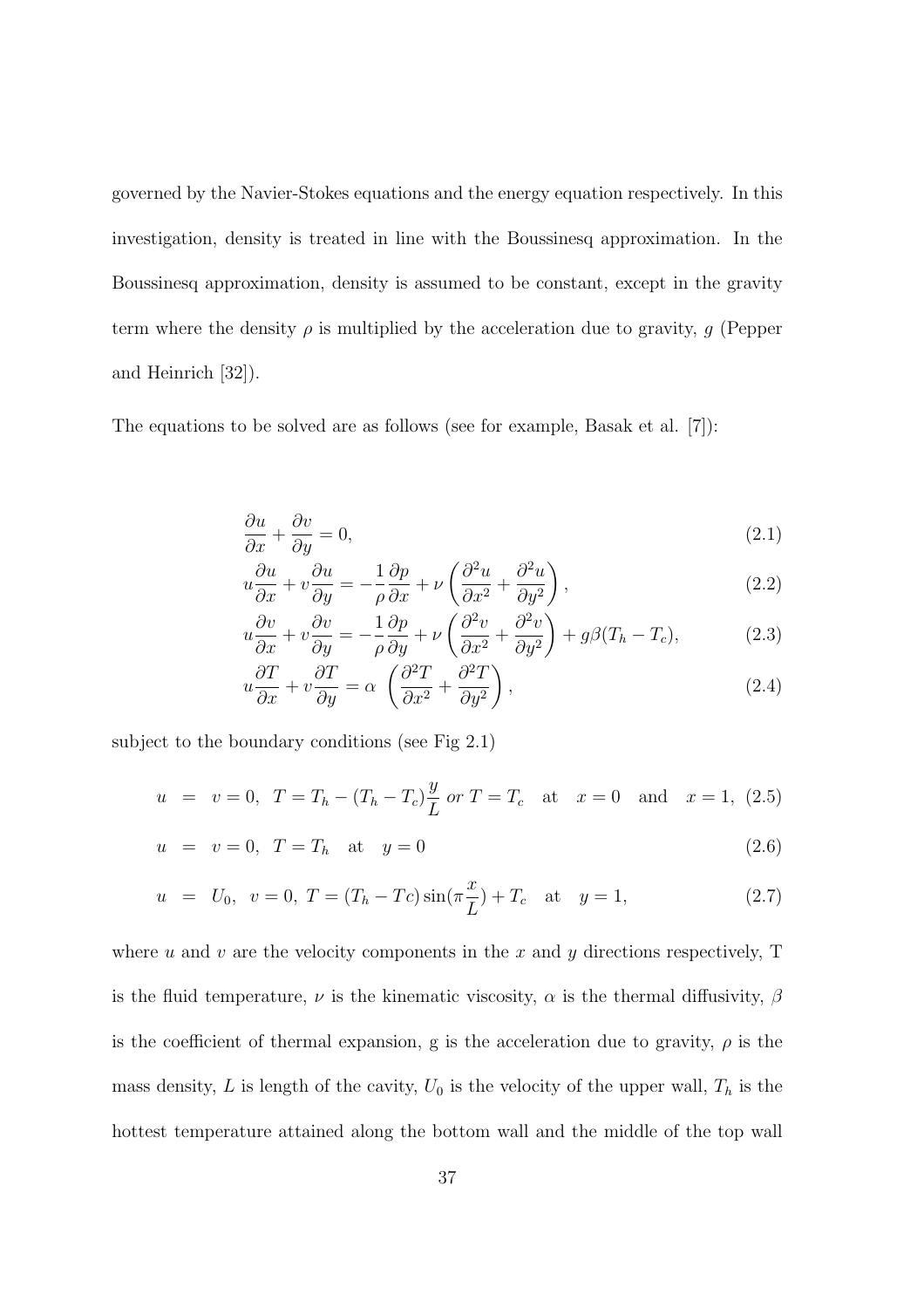governed by the Navier-Stokes equations and the energy equation respectively. In this investigation, density is treated in line with the Boussinesq approximation. In the Boussinesq approximation, density is assumed to be constant, except in the gravity term where the density $\rho$ is multiplied by the acceleration due to gravity, $g$ (Pepper and Heinrich [32]).

The equations to be solved are as follows (see for example, Basak et al. [7]):

$$\frac{\partial u}{\partial x} + \frac{\partial v}{\partial y} = 0, \tag{2.1}$$

$$u\frac{\partial u}{\partial x} + v\frac{\partial u}{\partial y} = -\frac{1}{\rho}\frac{\partial p}{\partial x} + \nu\left(\frac{\partial^2 u}{\partial x^2} + \frac{\partial^2 u}{\partial y^2}\right), \tag{2.2}$$

$$u\frac{\partial v}{\partial x} + v\frac{\partial v}{\partial y} = -\frac{1}{\rho}\frac{\partial p}{\partial y} + \nu\left(\frac{\partial^2 v}{\partial x^2} + \frac{\partial^2 v}{\partial y^2}\right) + g\beta(T_h - T_c), \tag{2.3}$$

$$u\frac{\partial T}{\partial x} + v\frac{\partial T}{\partial y} = \alpha\,\left(\frac{\partial^2 T}{\partial x^2} + \frac{\partial^2 T}{\partial y^2}\right), \tag{2.4}$$

subject to the boundary conditions (see Fig 2.1)

$$u \;=\; v = 0,\;\; T = T_h - (T_h - T_c)\frac{y}{L} \;\; or \;\; T = T_c \quad \text{at} \quad x = 0 \quad \text{and} \quad x = 1, \tag{2.5}$$

$$u \;=\; v = 0,\;\; T = T_h \quad \text{at} \quad y = 0 \tag{2.6}$$

$$u \;=\; U_0,\;\; v = 0,\; T = (T_h - Tc)\sin(\pi\frac{x}{L}) + T_c \quad \text{at} \quad y = 1, \tag{2.7}$$

where $u$ and $v$ are the velocity components in the $x$ and $y$ directions respectively, T is the fluid temperature, $\nu$ is the kinematic viscosity, $\alpha$ is the thermal diffusivity, $\beta$ is the coefficient of thermal expansion, g is the acceleration due to gravity, $\rho$ is the mass density, $L$ is length of the cavity, $U_0$ is the velocity of the upper wall, $T_h$ is the hottest temperature attained along the bottom wall and the middle of the top wall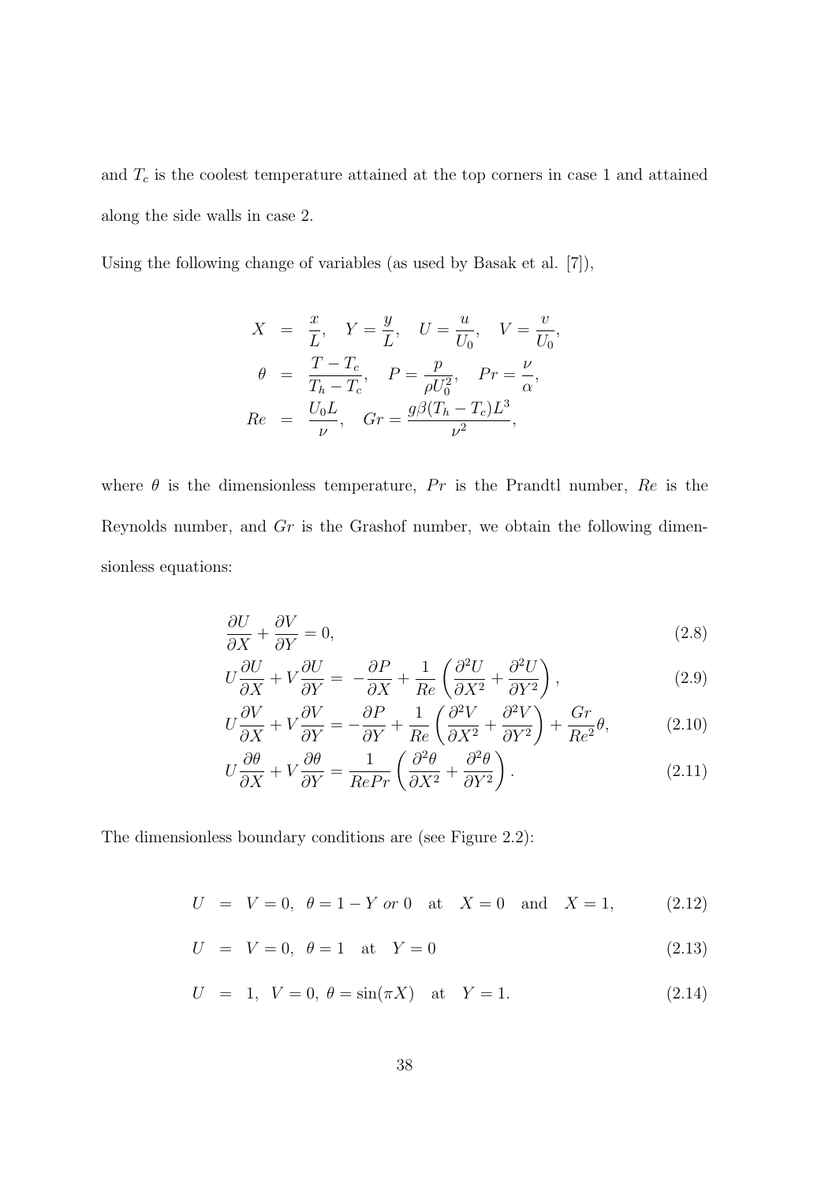and $T_c$ is the coolest temperature attained at the top corners in case 1 and attained along the side walls in case 2.

Using the following change of variables (as used by Basak et al. [7]),

$$
\begin{aligned}
X &= \frac{x}{L}, \quad Y = \frac{y}{L}, \quad U = \frac{u}{U_0}, \quad V = \frac{v}{U_0}, \\
\theta &= \frac{T - T_c}{T_h - T_c}, \quad P = \frac{p}{\rho U_0^2}, \quad Pr = \frac{\nu}{\alpha}, \\
Re &= \frac{U_0 L}{\nu}, \quad Gr = \frac{g\beta(T_h - T_c)L^3}{\nu^2},
\end{aligned}
$$

where $\theta$ is the dimensionless temperature, $Pr$ is the Prandtl number, $Re$ is the Reynolds number, and $Gr$ is the Grashof number, we obtain the following dimensionless equations:

$$
\frac{\partial U}{\partial X} + \frac{\partial V}{\partial Y} = 0, \tag{2.8}
$$

$$
U\frac{\partial U}{\partial X} + V\frac{\partial U}{\partial Y} = -\frac{\partial P}{\partial X} + \frac{1}{Re}\left(\frac{\partial^2 U}{\partial X^2} + \frac{\partial^2 U}{\partial Y^2}\right), \tag{2.9}
$$

$$
U\frac{\partial V}{\partial X} + V\frac{\partial V}{\partial Y} = -\frac{\partial P}{\partial Y} + \frac{1}{Re}\left(\frac{\partial^2 V}{\partial X^2} + \frac{\partial^2 V}{\partial Y^2}\right) + \frac{Gr}{Re^2}\theta, \tag{2.10}
$$

$$
U\frac{\partial \theta}{\partial X} + V\frac{\partial \theta}{\partial Y} = \frac{1}{RePr}\left(\frac{\partial^2 \theta}{\partial X^2} + \frac{\partial^2 \theta}{\partial Y^2}\right). \tag{2.11}
$$

The dimensionless boundary conditions are (see Figure 2.2):

$$
U = V = 0, \ \theta = 1 - Y \ or \ 0 \quad \text{at} \quad X = 0 \quad \text{and} \quad X = 1, \tag{2.12}
$$

$$
U = V = 0, \ \theta = 1 \quad \text{at} \quad Y = 0 \tag{2.13}
$$

$$
U = 1, \ V = 0, \ \theta = \sin(\pi X) \quad \text{at} \quad Y = 1. \tag{2.14}
$$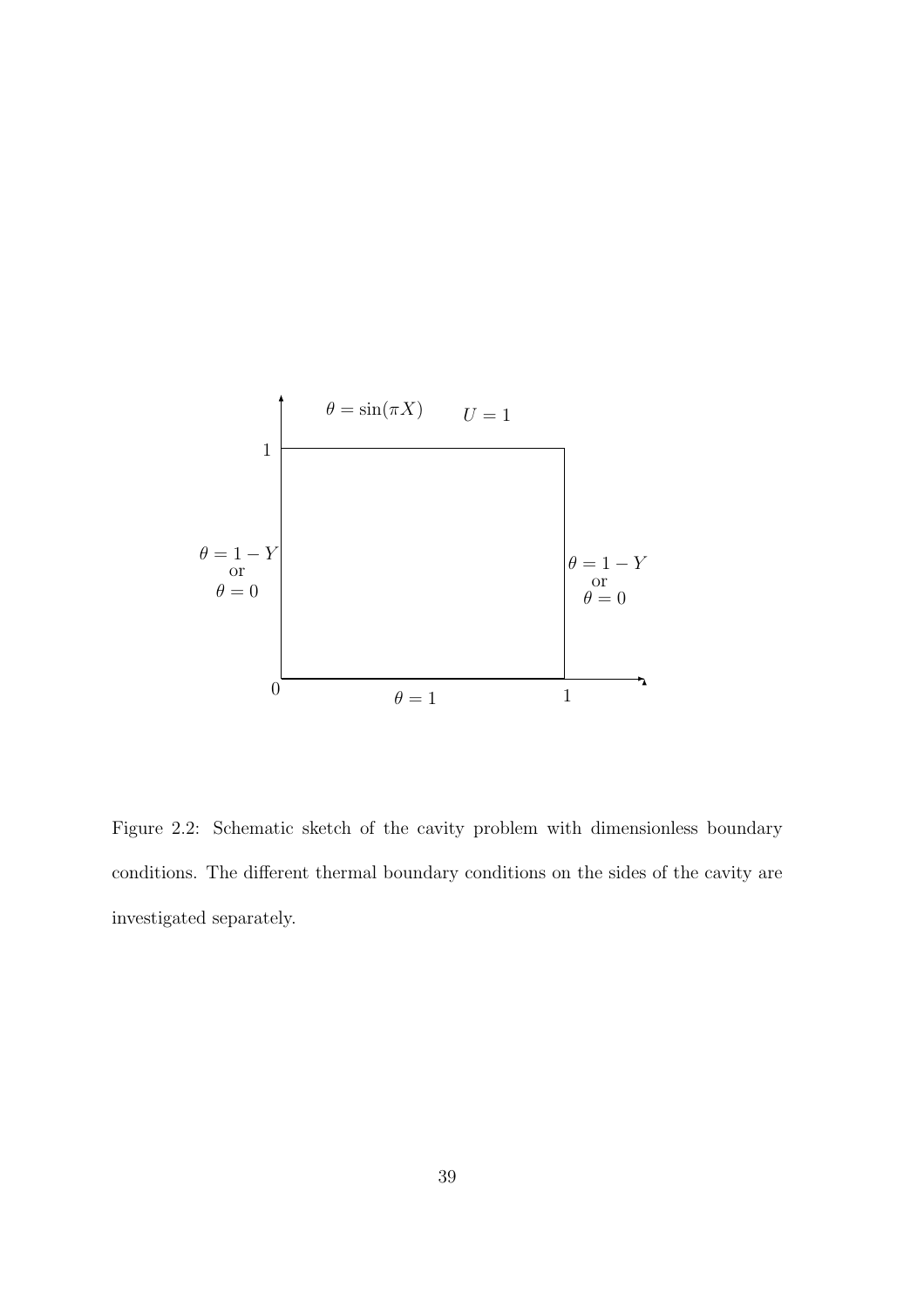Figure 2.2: Schematic sketch of the cavity problem with dimensionless boundary conditions. The different thermal boundary conditions on the sides of the cavity are investigated separately.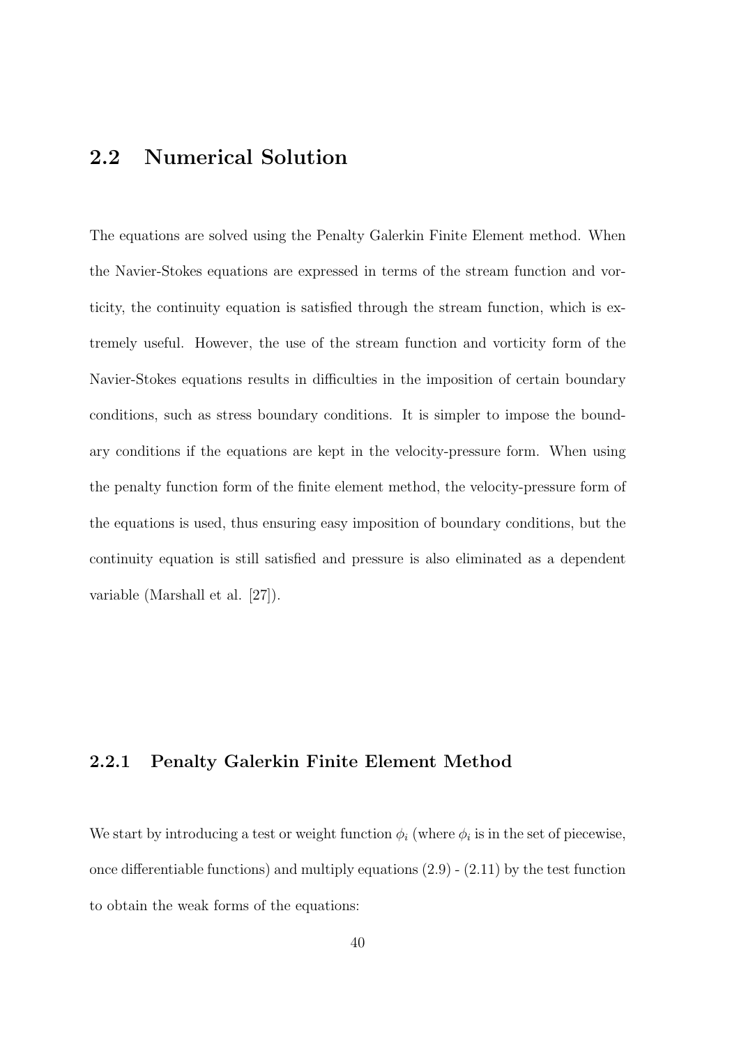## 2.2 Numerical Solution

The equations are solved using the Penalty Galerkin Finite Element method. When the Navier-Stokes equations are expressed in terms of the stream function and vorticity, the continuity equation is satisfied through the stream function, which is extremely useful. However, the use of the stream function and vorticity form of the Navier-Stokes equations results in difficulties in the imposition of certain boundary conditions, such as stress boundary conditions. It is simpler to impose the boundary conditions if the equations are kept in the velocity-pressure form. When using the penalty function form of the finite element method, the velocity-pressure form of the equations is used, thus ensuring easy imposition of boundary conditions, but the continuity equation is still satisfied and pressure is also eliminated as a dependent variable (Marshall et al. [27]).

### 2.2.1 Penalty Galerkin Finite Element Method

We start by introducing a test or weight function $\phi_i$ (where $\phi_i$ is in the set of piecewise, once differentiable functions) and multiply equations (2.9) - (2.11) by the test function to obtain the weak forms of the equations: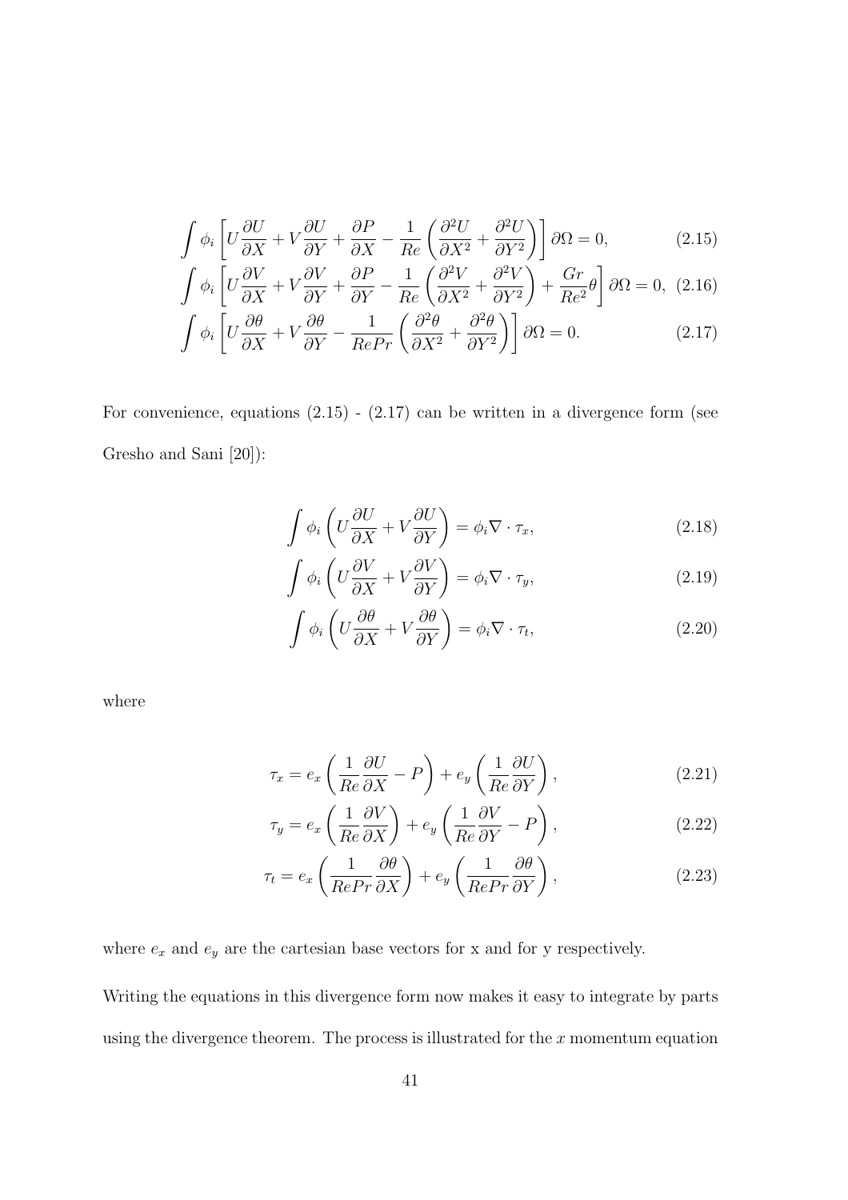$$\int \phi_i \left[ U\frac{\partial U}{\partial X} + V\frac{\partial U}{\partial Y} + \frac{\partial P}{\partial X} - \frac{1}{Re}\left(\frac{\partial^2 U}{\partial X^2} + \frac{\partial^2 U}{\partial Y^2}\right)\right] \partial\Omega = 0, \tag{2.15}$$

$$\int \phi_i \left[ U\frac{\partial V}{\partial X} + V\frac{\partial V}{\partial Y} + \frac{\partial P}{\partial Y} - \frac{1}{Re}\left(\frac{\partial^2 V}{\partial X^2} + \frac{\partial^2 V}{\partial Y^2}\right) + \frac{Gr}{Re^2}\theta\right] \partial\Omega = 0, \tag{2.16}$$

$$\int \phi_i \left[ U\frac{\partial \theta}{\partial X} + V\frac{\partial \theta}{\partial Y} - \frac{1}{RePr}\left(\frac{\partial^2 \theta}{\partial X^2} + \frac{\partial^2 \theta}{\partial Y^2}\right)\right] \partial\Omega = 0. \tag{2.17}$$

For convenience, equations (2.15) - (2.17) can be written in a divergence form (see Gresho and Sani [20]):

$$\int \phi_i \left( U\frac{\partial U}{\partial X} + V\frac{\partial U}{\partial Y}\right) = \phi_i \nabla \cdot \tau_x, \tag{2.18}$$

$$\int \phi_i \left( U\frac{\partial V}{\partial X} + V\frac{\partial V}{\partial Y}\right) = \phi_i \nabla \cdot \tau_y, \tag{2.19}$$

$$\int \phi_i \left( U\frac{\partial \theta}{\partial X} + V\frac{\partial \theta}{\partial Y}\right) = \phi_i \nabla \cdot \tau_t, \tag{2.20}$$

where

$$\tau_x = e_x \left( \frac{1}{Re}\frac{\partial U}{\partial X} - P\right) + e_y \left( \frac{1}{Re}\frac{\partial U}{\partial Y}\right), \tag{2.21}$$

$$\tau_y = e_x \left( \frac{1}{Re}\frac{\partial V}{\partial X}\right) + e_y \left( \frac{1}{Re}\frac{\partial V}{\partial Y} - P\right), \tag{2.22}$$

$$\tau_t = e_x \left( \frac{1}{RePr}\frac{\partial \theta}{\partial X}\right) + e_y \left( \frac{1}{RePr}\frac{\partial \theta}{\partial Y}\right), \tag{2.23}$$

where $e_x$ and $e_y$ are the cartesian base vectors for x and for y respectively.

Writing the equations in this divergence form now makes it easy to integrate by parts using the divergence theorem. The process is illustrated for the $x$ momentum equation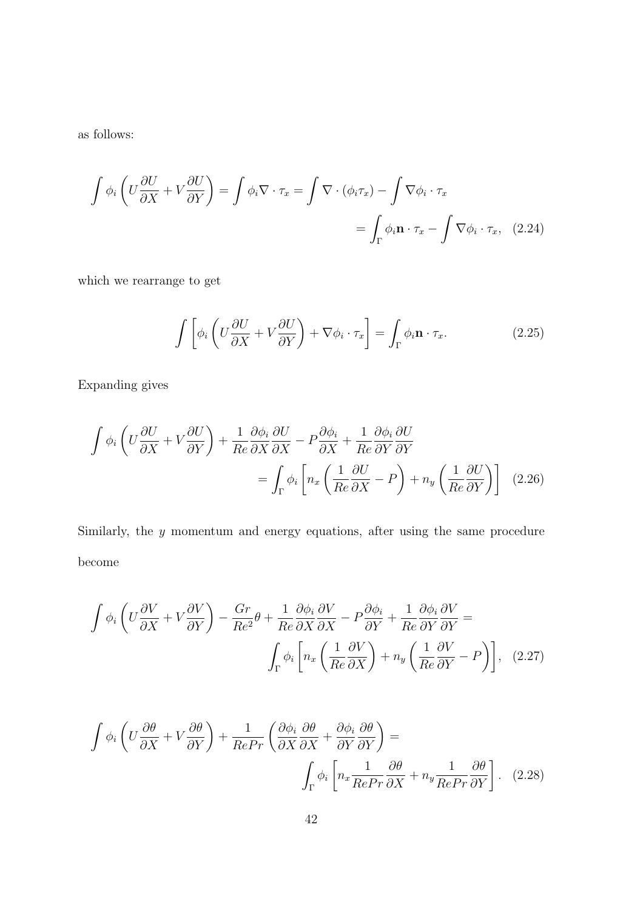as follows:

$$
\begin{aligned}
\int \phi_i \left( U \frac{\partial U}{\partial X} + V \frac{\partial U}{\partial Y} \right) = \int \phi_i \nabla \cdot \tau_x = \int \nabla \cdot (\phi_i \tau_x) - \int \nabla \phi_i \cdot \tau_x \\
= \int_\Gamma \phi_i \mathbf{n} \cdot \tau_x - \int \nabla \phi_i \cdot \tau_x, \quad (2.24)
\end{aligned}
$$

which we rearrange to get

$$
\int \left[ \phi_i \left( U \frac{\partial U}{\partial X} + V \frac{\partial U}{\partial Y} \right) + \nabla \phi_i \cdot \tau_x \right] = \int_\Gamma \phi_i \mathbf{n} \cdot \tau_x. \quad (2.25)
$$

Expanding gives

$$
\begin{aligned}
\int \phi_i \left( U \frac{\partial U}{\partial X} + V \frac{\partial U}{\partial Y} \right) + \frac{1}{Re} \frac{\partial \phi_i}{\partial X} \frac{\partial U}{\partial X} - P \frac{\partial \phi_i}{\partial X} + \frac{1}{Re} \frac{\partial \phi_i}{\partial Y} \frac{\partial U}{\partial Y} \\
= \int_\Gamma \phi_i \left[ n_x \left( \frac{1}{Re} \frac{\partial U}{\partial X} - P \right) + n_y \left( \frac{1}{Re} \frac{\partial U}{\partial Y} \right) \right] \quad (2.26)
\end{aligned}
$$

Similarly, the $y$ momentum and energy equations, after using the same procedure become

$$
\begin{aligned}
\int \phi_i \left( U \frac{\partial V}{\partial X} + V \frac{\partial V}{\partial Y} \right) - \frac{Gr}{Re^2} \theta + \frac{1}{Re} \frac{\partial \phi_i}{\partial X} \frac{\partial V}{\partial X} - P \frac{\partial \phi_i}{\partial Y} + \frac{1}{Re} \frac{\partial \phi_i}{\partial Y} \frac{\partial V}{\partial Y} = \\
\int_\Gamma \phi_i \left[ n_x \left( \frac{1}{Re} \frac{\partial V}{\partial X} \right) + n_y \left( \frac{1}{Re} \frac{\partial V}{\partial Y} - P \right) \right], \quad (2.27)
\end{aligned}
$$

$$
\begin{aligned}
\int \phi_i \left( U \frac{\partial \theta}{\partial X} + V \frac{\partial \theta}{\partial Y} \right) + \frac{1}{RePr} \left( \frac{\partial \phi_i}{\partial X} \frac{\partial \theta}{\partial X} + \frac{\partial \phi_i}{\partial Y} \frac{\partial \theta}{\partial Y} \right) = \\
\int_\Gamma \phi_i \left[ n_x \frac{1}{RePr} \frac{\partial \theta}{\partial X} + n_y \frac{1}{RePr} \frac{\partial \theta}{\partial Y} \right]. \quad (2.28)
\end{aligned}
$$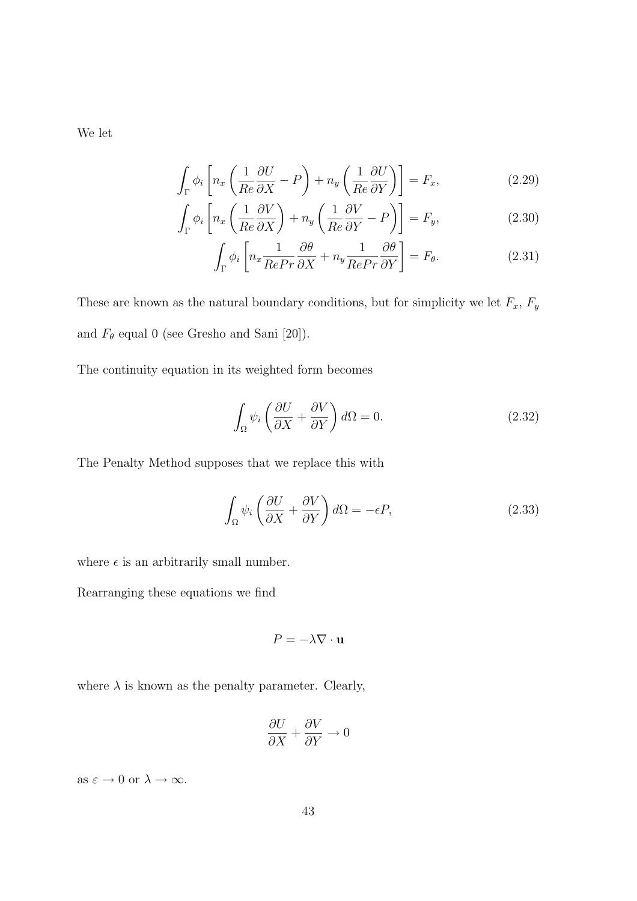We let

$$\int_{\Gamma} \phi_i \left[ n_x \left( \frac{1}{Re} \frac{\partial U}{\partial X} - P \right) + n_y \left( \frac{1}{Re} \frac{\partial U}{\partial Y} \right) \right] = F_x, \tag{2.29}$$

$$\int_{\Gamma} \phi_i \left[ n_x \left( \frac{1}{Re} \frac{\partial V}{\partial X} \right) + n_y \left( \frac{1}{Re} \frac{\partial V}{\partial Y} - P \right) \right] = F_y, \tag{2.30}$$

$$\int_{\Gamma} \phi_i \left[ n_x \frac{1}{RePr} \frac{\partial \theta}{\partial X} + n_y \frac{1}{RePr} \frac{\partial \theta}{\partial Y} \right] = F_\theta. \tag{2.31}$$

These are known as the natural boundary conditions, but for simplicity we let $F_x$, $F_y$ and $F_\theta$ equal 0 (see Gresho and Sani [20]).

The continuity equation in its weighted form becomes

$$\int_{\Omega} \psi_i \left( \frac{\partial U}{\partial X} + \frac{\partial V}{\partial Y} \right) d\Omega = 0. \tag{2.32}$$

The Penalty Method supposes that we replace this with

$$\int_{\Omega} \psi_i \left( \frac{\partial U}{\partial X} + \frac{\partial V}{\partial Y} \right) d\Omega = -\epsilon P, \tag{2.33}$$

where $\epsilon$ is an arbitrarily small number.

Rearranging these equations we find

$$P = -\lambda \nabla \cdot \mathbf{u}$$

where $\lambda$ is known as the penalty parameter. Clearly,

$$\frac{\partial U}{\partial X} + \frac{\partial V}{\partial Y} \to 0$$

as $\varepsilon \to 0$ or $\lambda \to \infty$.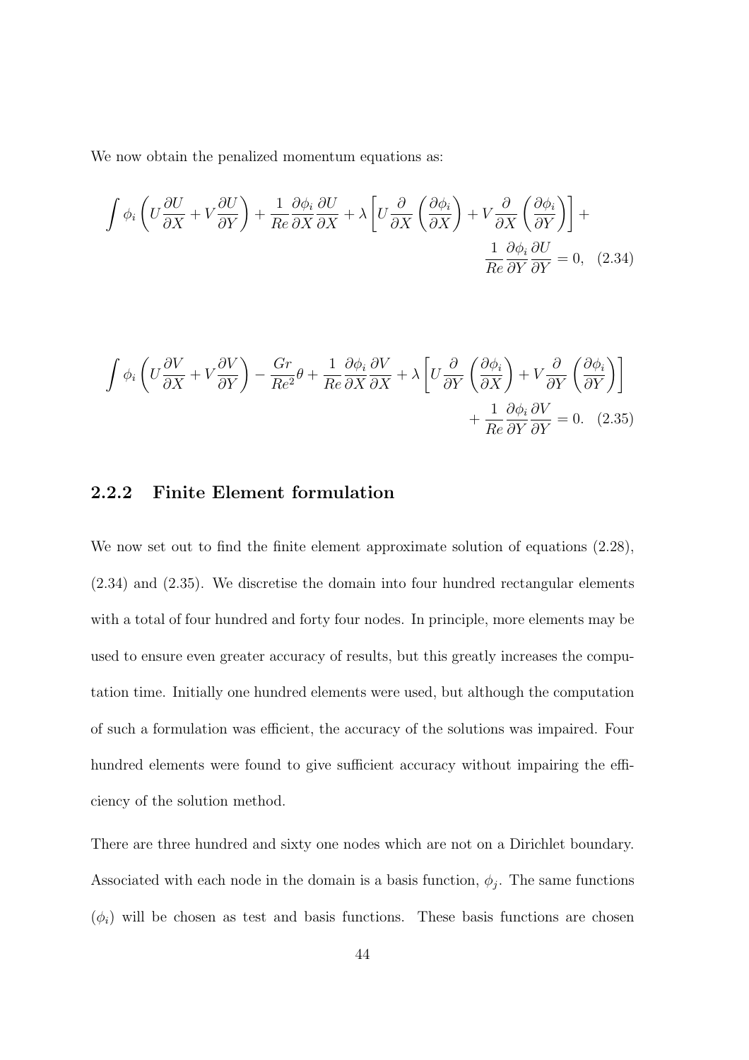We now obtain the penalized momentum equations as:

$$\int \phi_i \left( U\frac{\partial U}{\partial X} + V\frac{\partial U}{\partial Y} \right) + \frac{1}{Re}\frac{\partial \phi_i}{\partial X}\frac{\partial U}{\partial X} + \lambda \left[ U\frac{\partial}{\partial X}\left(\frac{\partial \phi_i}{\partial X}\right) + V\frac{\partial}{\partial X}\left(\frac{\partial \phi_i}{\partial Y}\right) \right] + \frac{1}{Re}\frac{\partial \phi_i}{\partial Y}\frac{\partial U}{\partial Y} = 0, \quad (2.34)$$

$$\int \phi_i \left( U\frac{\partial V}{\partial X} + V\frac{\partial V}{\partial Y} \right) - \frac{Gr}{Re^2}\theta + \frac{1}{Re}\frac{\partial \phi_i}{\partial X}\frac{\partial V}{\partial X} + \lambda \left[ U\frac{\partial}{\partial Y}\left(\frac{\partial \phi_i}{\partial X}\right) + V\frac{\partial}{\partial Y}\left(\frac{\partial \phi_i}{\partial Y}\right) \right] + \frac{1}{Re}\frac{\partial \phi_i}{\partial Y}\frac{\partial V}{\partial Y} = 0. \quad (2.35)$$

### 2.2.2 Finite Element formulation

We now set out to find the finite element approximate solution of equations (2.28), (2.34) and (2.35). We discretise the domain into four hundred rectangular elements with a total of four hundred and forty four nodes. In principle, more elements may be used to ensure even greater accuracy of results, but this greatly increases the computation time. Initially one hundred elements were used, but although the computation of such a formulation was efficient, the accuracy of the solutions was impaired. Four hundred elements were found to give sufficient accuracy without impairing the efficiency of the solution method.

There are three hundred and sixty one nodes which are not on a Dirichlet boundary. Associated with each node in the domain is a basis function, $\phi_j$. The same functions ($\phi_i$) will be chosen as test and basis functions. These basis functions are chosen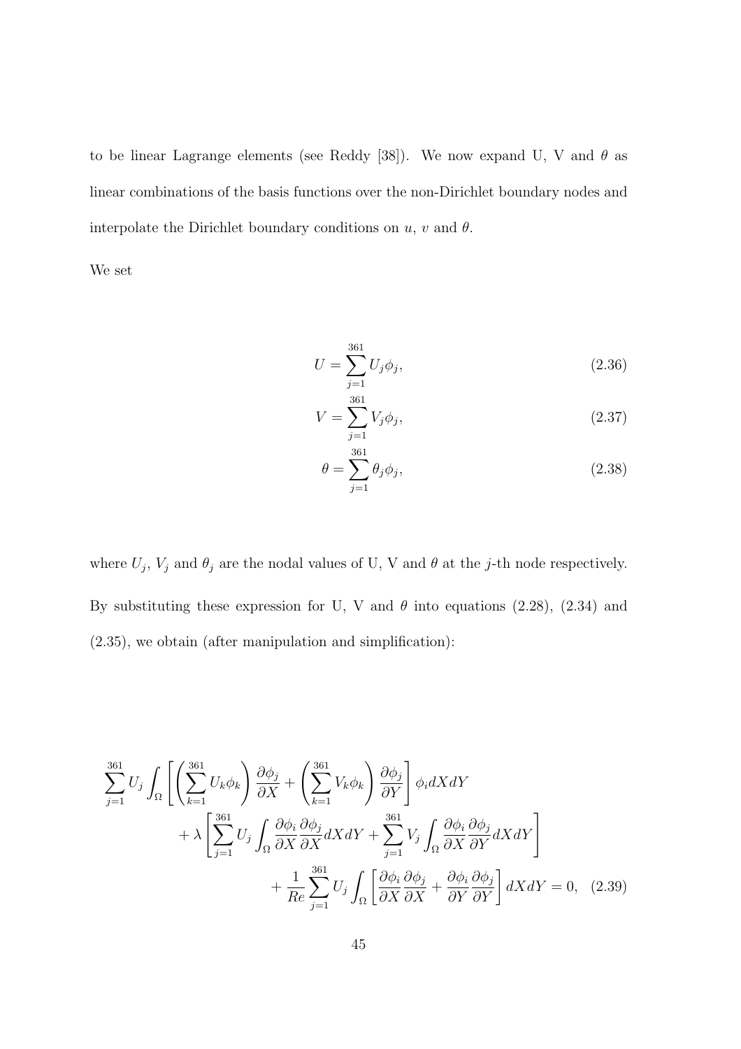to be linear Lagrange elements (see Reddy [38]). We now expand U, V and $\theta$ as linear combinations of the basis functions over the non-Dirichlet boundary nodes and interpolate the Dirichlet boundary conditions on $u$, $v$ and $\theta$.

We set

$$U = \sum_{j=1}^{361} U_j \phi_j, \tag{2.36}$$

$$V = \sum_{j=1}^{361} V_j \phi_j, \tag{2.37}$$

$$\theta = \sum_{j=1}^{361} \theta_j \phi_j, \tag{2.38}$$

where $U_j$, $V_j$ and $\theta_j$ are the nodal values of U, V and $\theta$ at the $j$-th node respectively. By substituting these expression for U, V and $\theta$ into equations (2.28), (2.34) and (2.35), we obtain (after manipulation and simplification):

$$\begin{aligned}
\sum_{j=1}^{361} U_j \int_\Omega \left[ \left( \sum_{k=1}^{361} U_k \phi_k \right) \frac{\partial \phi_j}{\partial X} + \left( \sum_{k=1}^{361} V_k \phi_k \right) \frac{\partial \phi_j}{\partial Y} \right] \phi_i dX dY \\
+ \lambda \left[ \sum_{j=1}^{361} U_j \int_\Omega \frac{\partial \phi_i}{\partial X} \frac{\partial \phi_j}{\partial X} dX dY + \sum_{j=1}^{361} V_j \int_\Omega \frac{\partial \phi_i}{\partial X} \frac{\partial \phi_j}{\partial Y} dX dY \right] \\
+ \frac{1}{Re} \sum_{j=1}^{361} U_j \int_\Omega \left[ \frac{\partial \phi_i}{\partial X} \frac{\partial \phi_j}{\partial X} + \frac{\partial \phi_i}{\partial Y} \frac{\partial \phi_j}{\partial Y} \right] dX dY = 0,
\end{aligned} \tag{2.39}$$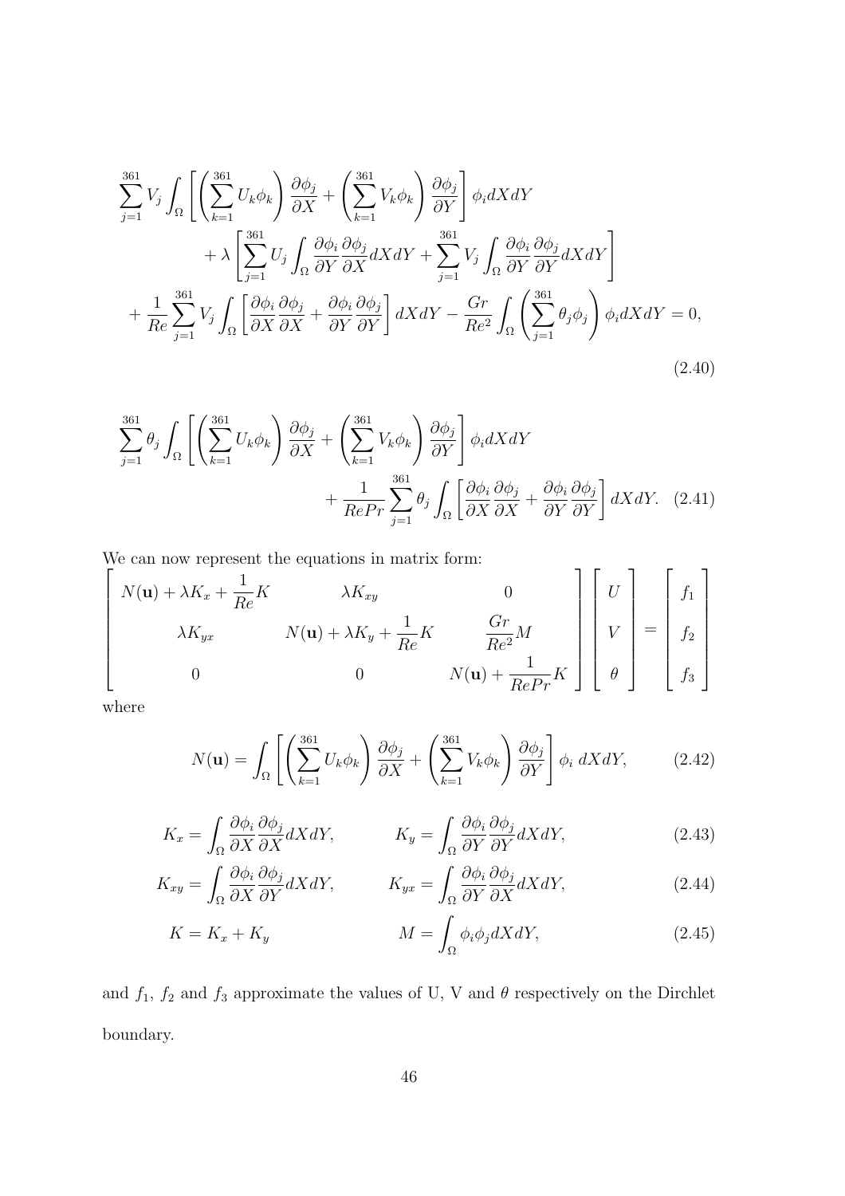$$
\begin{split}
&\sum_{j=1}^{361} V_j \int_\Omega \left[ \left( \sum_{k=1}^{361} U_k \phi_k \right) \frac{\partial \phi_j}{\partial X} + \left( \sum_{k=1}^{361} V_k \phi_k \right) \frac{\partial \phi_j}{\partial Y} \right] \phi_i dX dY \\
&\qquad + \lambda \left[ \sum_{j=1}^{361} U_j \int_\Omega \frac{\partial \phi_i}{\partial Y} \frac{\partial \phi_j}{\partial X} dX dY + \sum_{j=1}^{361} V_j \int_\Omega \frac{\partial \phi_i}{\partial Y} \frac{\partial \phi_j}{\partial Y} dX dY \right] \\
&\quad + \frac{1}{Re} \sum_{j=1}^{361} V_j \int_\Omega \left[ \frac{\partial \phi_i}{\partial X} \frac{\partial \phi_j}{\partial X} + \frac{\partial \phi_i}{\partial Y} \frac{\partial \phi_j}{\partial Y} \right] dX dY - \frac{Gr}{Re^2} \int_\Omega \left( \sum_{j=1}^{361} \theta_j \phi_j \right) \phi_i dX dY = 0,
\end{split}
\tag{2.40}
$$

$$
\begin{split}
&\sum_{j=1}^{361} \theta_j \int_\Omega \left[ \left( \sum_{k=1}^{361} U_k \phi_k \right) \frac{\partial \phi_j}{\partial X} + \left( \sum_{k=1}^{361} V_k \phi_k \right) \frac{\partial \phi_j}{\partial Y} \right] \phi_i dX dY \\
&\qquad\qquad + \frac{1}{RePr} \sum_{j=1}^{361} \theta_j \int_\Omega \left[ \frac{\partial \phi_i}{\partial X} \frac{\partial \phi_j}{\partial X} + \frac{\partial \phi_i}{\partial Y} \frac{\partial \phi_j}{\partial Y} \right] dX dY.
\end{split}
\tag{2.41}
$$

We can now represent the equations in matrix form:

$$
\begin{bmatrix}
N(\mathbf{u}) + \lambda K_x + \frac{1}{Re} K & \lambda K_{xy} & 0 \\
\lambda K_{yx} & N(\mathbf{u}) + \lambda K_y + \frac{1}{Re} K & \frac{Gr}{Re^2} M \\
0 & 0 & N(\mathbf{u}) + \frac{1}{RePr} K
\end{bmatrix}
\begin{bmatrix} U \\ V \\ \theta \end{bmatrix}
=
\begin{bmatrix} f_1 \\ f_2 \\ f_3 \end{bmatrix}
$$

where

$$
N(\mathbf{u}) = \int_\Omega \left[ \left( \sum_{k=1}^{361} U_k \phi_k \right) \frac{\partial \phi_j}{\partial X} + \left( \sum_{k=1}^{361} V_k \phi_k \right) \frac{\partial \phi_j}{\partial Y} \right] \phi_i \; dX dY,
\tag{2.42}
$$

$$
K_x = \int_\Omega \frac{\partial \phi_i}{\partial X} \frac{\partial \phi_j}{\partial X} dX dY, \qquad K_y = \int_\Omega \frac{\partial \phi_i}{\partial Y} \frac{\partial \phi_j}{\partial Y} dX dY,
\tag{2.43}
$$

$$
K_{xy} = \int_\Omega \frac{\partial \phi_i}{\partial X} \frac{\partial \phi_j}{\partial Y} dX dY, \qquad K_{yx} = \int_\Omega \frac{\partial \phi_i}{\partial Y} \frac{\partial \phi_j}{\partial X} dX dY,
\tag{2.44}
$$

$$
K = K_x + K_y \qquad M = \int_\Omega \phi_i \phi_j dX dY,
\tag{2.45}
$$

and $f_1$, $f_2$ and $f_3$ approximate the values of U, V and $\theta$ respectively on the Dirchlet boundary.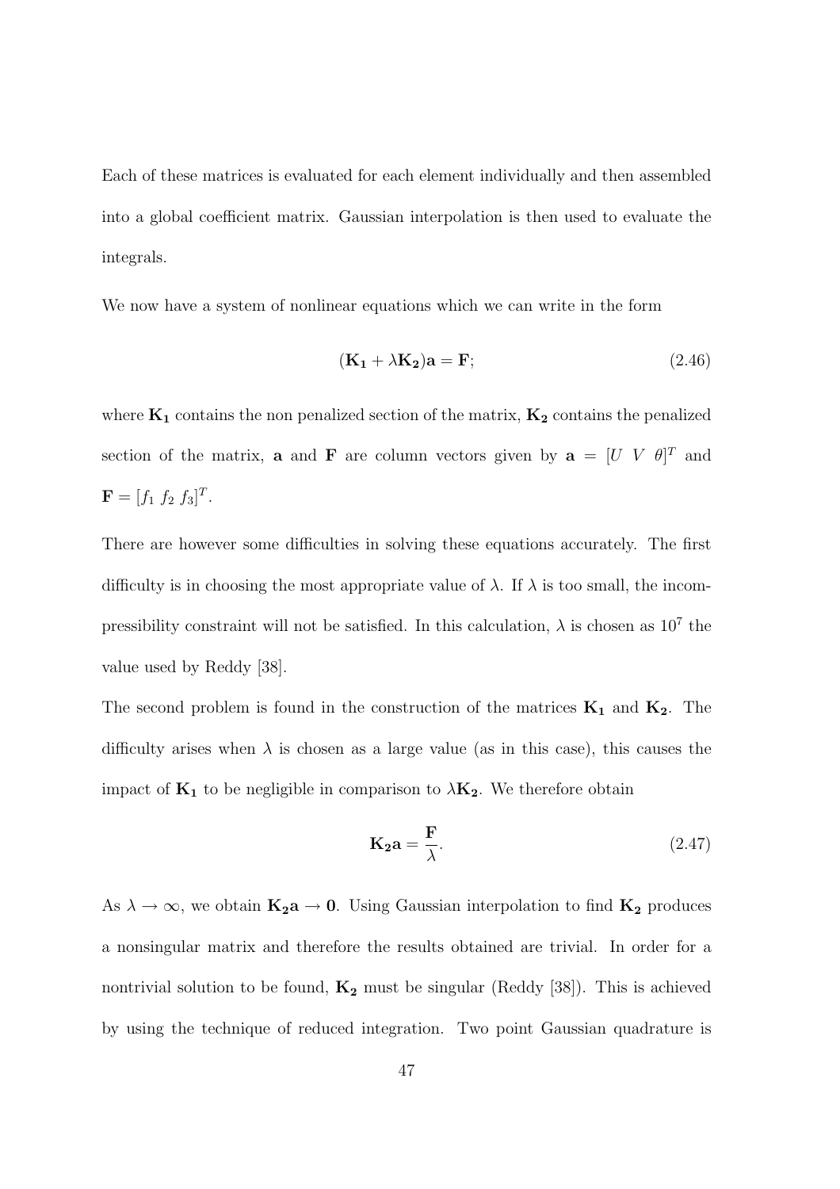Each of these matrices is evaluated for each element individually and then assembled into a global coefficient matrix. Gaussian interpolation is then used to evaluate the integrals.

We now have a system of nonlinear equations which we can write in the form

$$(\mathbf{K_1} + \lambda \mathbf{K_2})\mathbf{a} = \mathbf{F}; \tag{2.46}$$

where $\mathbf{K_1}$ contains the non penalized section of the matrix, $\mathbf{K_2}$ contains the penalized section of the matrix, $\mathbf{a}$ and $\mathbf{F}$ are column vectors given by $\mathbf{a} = [U \;\; V \;\; \theta]^T$ and $\mathbf{F} = [f_1 \; f_2 \; f_3]^T$.

There are however some difficulties in solving these equations accurately. The first difficulty is in choosing the most appropriate value of $\lambda$. If $\lambda$ is too small, the incompressibility constraint will not be satisfied. In this calculation, $\lambda$ is chosen as $10^7$ the value used by Reddy [38].

The second problem is found in the construction of the matrices $\mathbf{K_1}$ and $\mathbf{K_2}$. The difficulty arises when $\lambda$ is chosen as a large value (as in this case), this causes the impact of $\mathbf{K_1}$ to be negligible in comparison to $\lambda \mathbf{K_2}$. We therefore obtain

$$\mathbf{K_2}\mathbf{a} = \frac{\mathbf{F}}{\lambda}. \tag{2.47}$$

As $\lambda \rightarrow \infty$, we obtain $\mathbf{K_2}\mathbf{a} \rightarrow \mathbf{0}$. Using Gaussian interpolation to find $\mathbf{K_2}$ produces a nonsingular matrix and therefore the results obtained are trivial. In order for a nontrivial solution to be found, $\mathbf{K_2}$ must be singular (Reddy [38]). This is achieved by using the technique of reduced integration. Two point Gaussian quadrature is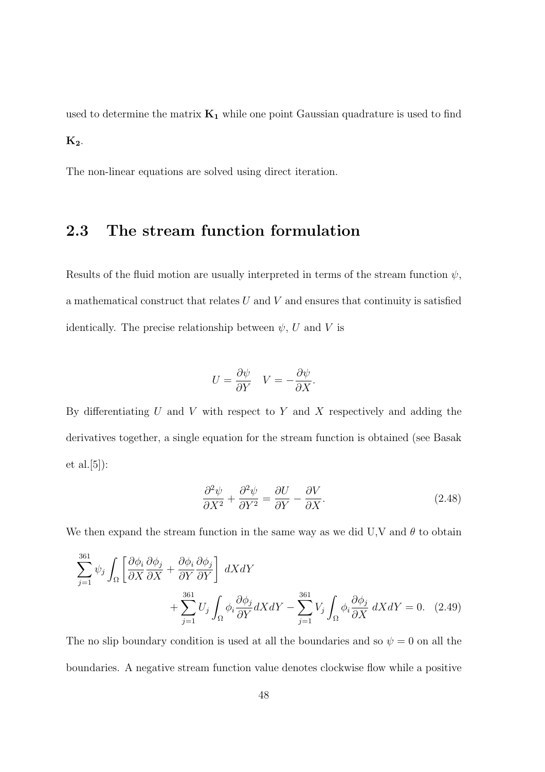used to determine the matrix $\mathbf{K_1}$ while one point Gaussian quadrature is used to find $\mathbf{K_2}$.

The non-linear equations are solved using direct iteration.

## 2.3 The stream function formulation

Results of the fluid motion are usually interpreted in terms of the stream function $\psi$, a mathematical construct that relates $U$ and $V$ and ensures that continuity is satisfied identically. The precise relationship between $\psi$, $U$ and $V$ is

$$U = \frac{\partial \psi}{\partial Y} \quad V = -\frac{\partial \psi}{\partial X}.$$

By differentiating $U$ and $V$ with respect to $Y$ and $X$ respectively and adding the derivatives together, a single equation for the stream function is obtained (see Basak et al.[5]):

$$\frac{\partial^2 \psi}{\partial X^2} + \frac{\partial^2 \psi}{\partial Y^2} = \frac{\partial U}{\partial Y} - \frac{\partial V}{\partial X}. \tag{2.48}$$

We then expand the stream function in the same way as we did U,V and $\theta$ to obtain

$$\sum_{j=1}^{361} \psi_j \int_\Omega \left[ \frac{\partial \phi_i}{\partial X}\frac{\partial \phi_j}{\partial X} + \frac{\partial \phi_i}{\partial Y}\frac{\partial \phi_j}{\partial Y} \right] \, dXdY + \sum_{j=1}^{361} U_j \int_\Omega \phi_i \frac{\partial \phi_j}{\partial Y} dXdY - \sum_{j=1}^{361} V_j \int_\Omega \phi_i \frac{\partial \phi_j}{\partial X} \, dXdY = 0. \tag{2.49}$$

The no slip boundary condition is used at all the boundaries and so $\psi = 0$ on all the boundaries. A negative stream function value denotes clockwise flow while a positive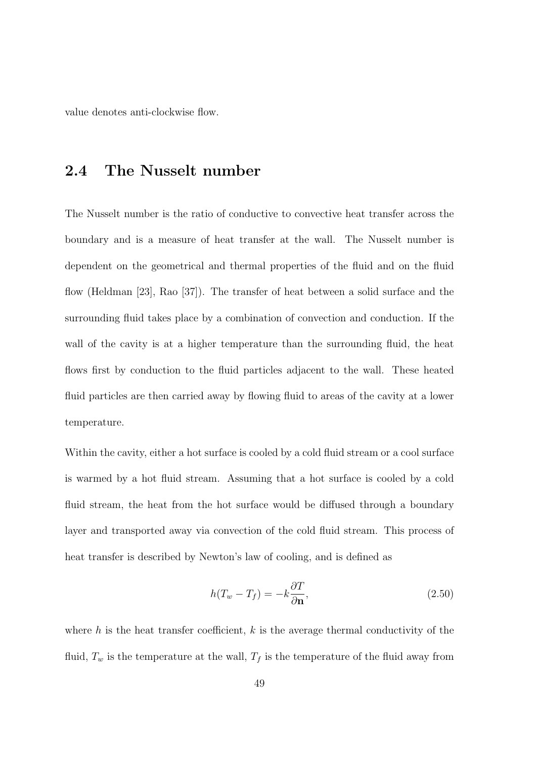value denotes anti-clockwise flow.

## 2.4 The Nusselt number

The Nusselt number is the ratio of conductive to convective heat transfer across the boundary and is a measure of heat transfer at the wall. The Nusselt number is dependent on the geometrical and thermal properties of the fluid and on the fluid flow (Heldman [23], Rao [37]). The transfer of heat between a solid surface and the surrounding fluid takes place by a combination of convection and conduction. If the wall of the cavity is at a higher temperature than the surrounding fluid, the heat flows first by conduction to the fluid particles adjacent to the wall. These heated fluid particles are then carried away by flowing fluid to areas of the cavity at a lower temperature.

Within the cavity, either a hot surface is cooled by a cold fluid stream or a cool surface is warmed by a hot fluid stream. Assuming that a hot surface is cooled by a cold fluid stream, the heat from the hot surface would be diffused through a boundary layer and transported away via convection of the cold fluid stream. This process of heat transfer is described by Newton's law of cooling, and is defined as

$$h(T_w - T_f) = -k\frac{\partial T}{\partial \mathbf{n}}, \tag{2.50}$$

where $h$ is the heat transfer coefficient, $k$ is the average thermal conductivity of the fluid, $T_w$ is the temperature at the wall, $T_f$ is the temperature of the fluid away from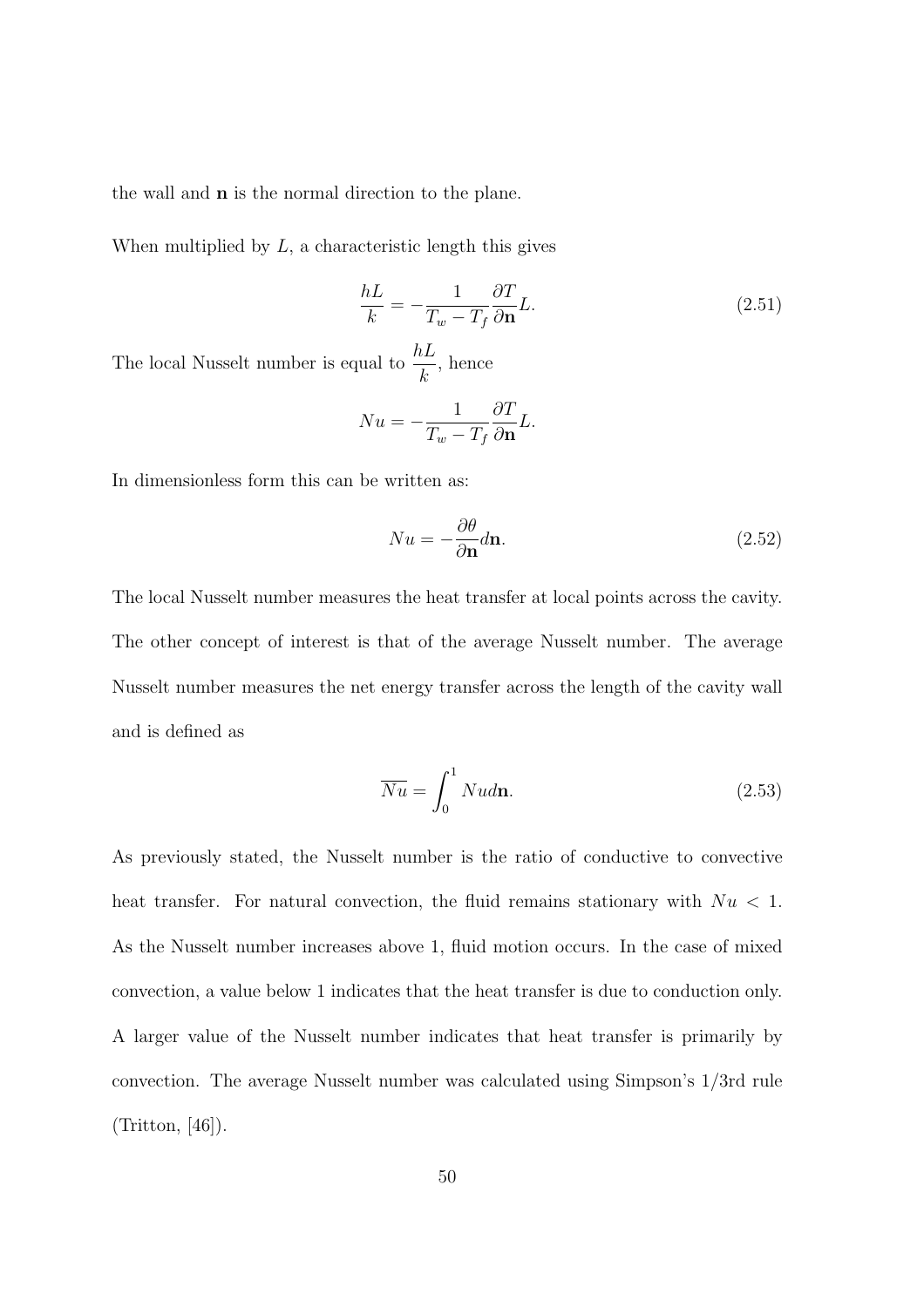the wall and $\mathbf{n}$ is the normal direction to the plane.

When multiplied by $L$, a characteristic length this gives

$$\frac{hL}{k} = -\frac{1}{T_w - T_f}\frac{\partial T}{\partial \mathbf{n}}L. \tag{2.51}$$

The local Nusselt number is equal to $\frac{hL}{k}$, hence

$$Nu = -\frac{1}{T_w - T_f}\frac{\partial T}{\partial \mathbf{n}}L.$$

In dimensionless form this can be written as:

$$Nu = -\frac{\partial \theta}{\partial \mathbf{n}}d\mathbf{n}. \tag{2.52}$$

The local Nusselt number measures the heat transfer at local points across the cavity. The other concept of interest is that of the average Nusselt number. The average Nusselt number measures the net energy transfer across the length of the cavity wall and is defined as

$$\overline{Nu} = \int_0^1 Nu d\mathbf{n}. \tag{2.53}$$

As previously stated, the Nusselt number is the ratio of conductive to convective heat transfer. For natural convection, the fluid remains stationary with $Nu < 1$. As the Nusselt number increases above 1, fluid motion occurs. In the case of mixed convection, a value below 1 indicates that the heat transfer is due to conduction only. A larger value of the Nusselt number indicates that heat transfer is primarily by convection. The average Nusselt number was calculated using Simpson's 1/3rd rule (Tritton, [46]).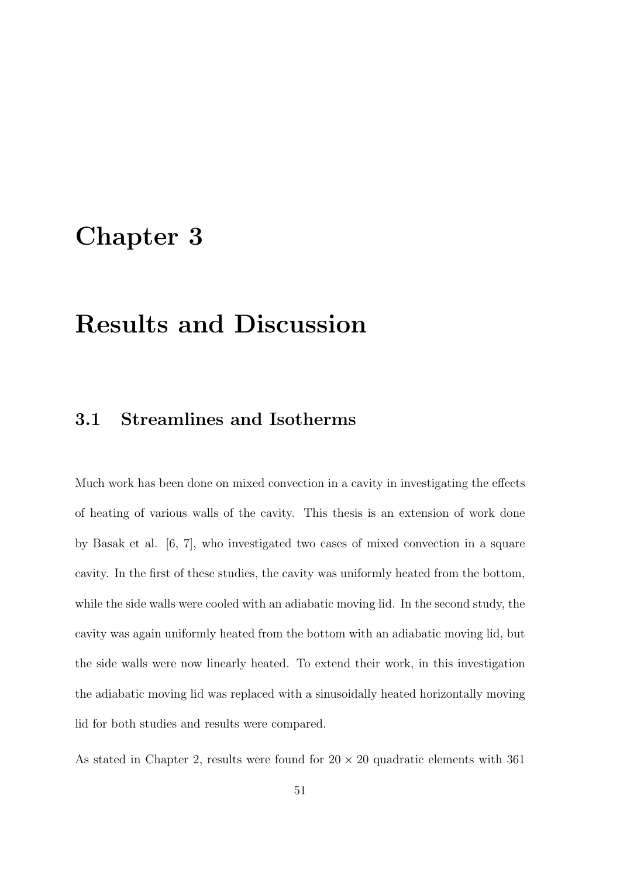# Chapter 3

# Results and Discussion

## 3.1 Streamlines and Isotherms

Much work has been done on mixed convection in a cavity in investigating the effects of heating of various walls of the cavity. This thesis is an extension of work done by Basak et al. [6, 7], who investigated two cases of mixed convection in a square cavity. In the first of these studies, the cavity was uniformly heated from the bottom, while the side walls were cooled with an adiabatic moving lid. In the second study, the cavity was again uniformly heated from the bottom with an adiabatic moving lid, but the side walls were now linearly heated. To extend their work, in this investigation the adiabatic moving lid was replaced with a sinusoidally heated horizontally moving lid for both studies and results were compared.

As stated in Chapter 2, results were found for $20 \times 20$ quadratic elements with 361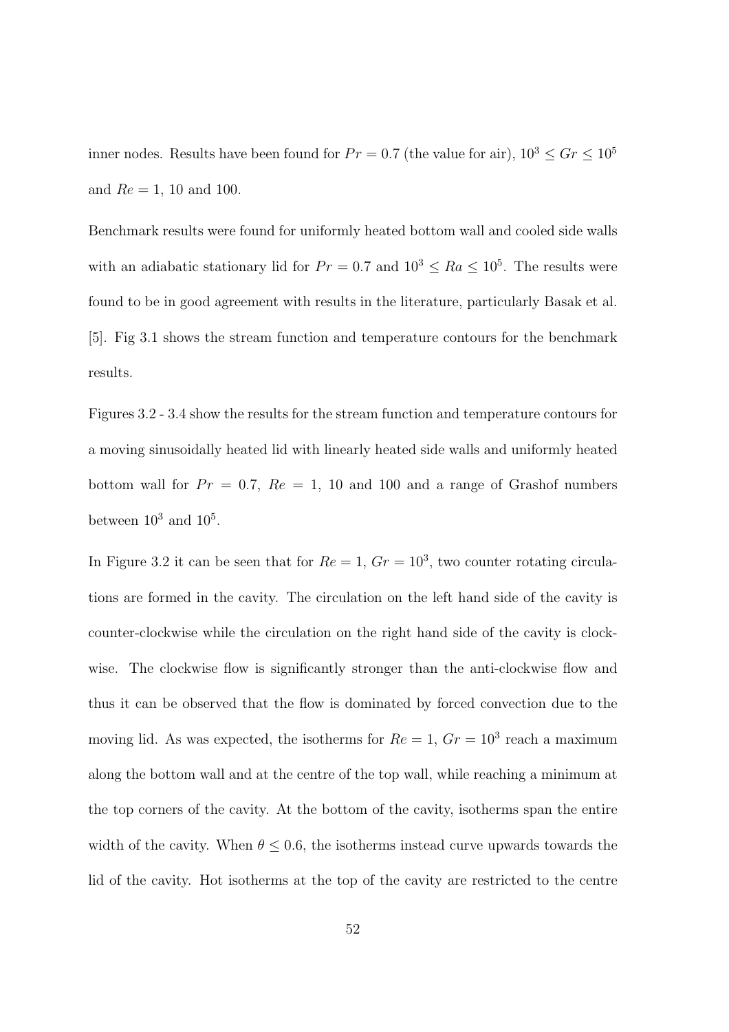inner nodes. Results have been found for $Pr = 0.7$ (the value for air), $10^3 \leq Gr \leq 10^5$ and $Re = 1$, 10 and 100.

Benchmark results were found for uniformly heated bottom wall and cooled side walls with an adiabatic stationary lid for $Pr = 0.7$ and $10^3 \leq Ra \leq 10^5$. The results were found to be in good agreement with results in the literature, particularly Basak et al. [5]. Fig 3.1 shows the stream function and temperature contours for the benchmark results.

Figures 3.2 - 3.4 show the results for the stream function and temperature contours for a moving sinusoidally heated lid with linearly heated side walls and uniformly heated bottom wall for $Pr = 0.7$, $Re = 1$, 10 and 100 and a range of Grashof numbers between $10^3$ and $10^5$.

In Figure 3.2 it can be seen that for $Re = 1$, $Gr = 10^3$, two counter rotating circulations are formed in the cavity. The circulation on the left hand side of the cavity is counter-clockwise while the circulation on the right hand side of the cavity is clockwise. The clockwise flow is significantly stronger than the anti-clockwise flow and thus it can be observed that the flow is dominated by forced convection due to the moving lid. As was expected, the isotherms for $Re = 1$, $Gr = 10^3$ reach a maximum along the bottom wall and at the centre of the top wall, while reaching a minimum at the top corners of the cavity. At the bottom of the cavity, isotherms span the entire width of the cavity. When $\theta \leq 0.6$, the isotherms instead curve upwards towards the lid of the cavity. Hot isotherms at the top of the cavity are restricted to the centre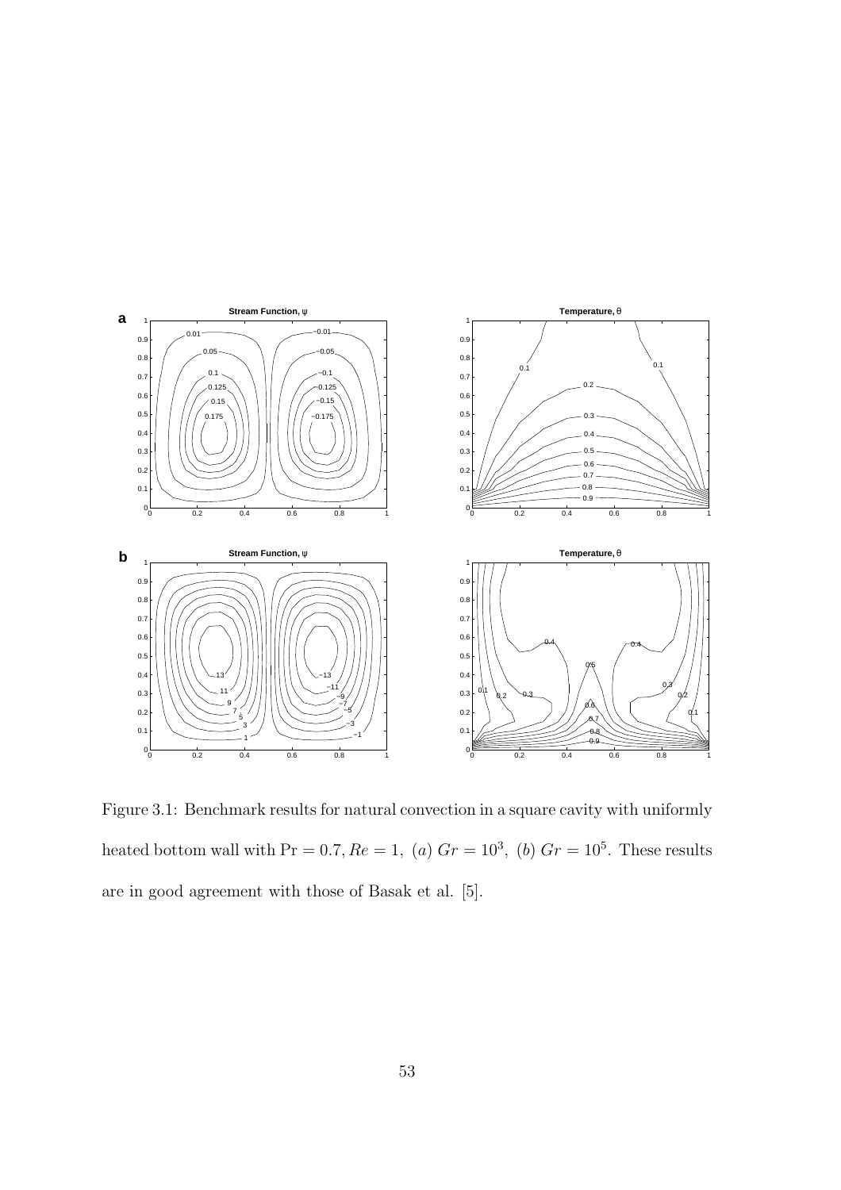Figure 3.1: Benchmark results for natural convection in a square cavity with uniformly heated bottom wall with $\mathrm{Pr} = 0.7, Re = 1,$ $(a)$ $Gr = 10^3,$ $(b)$ $Gr = 10^5$. These results are in good agreement with those of Basak et al. [5].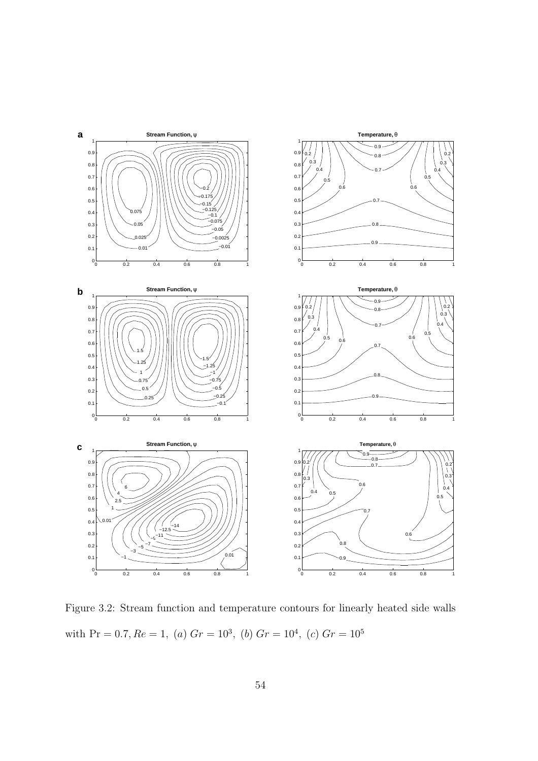Figure 3.2: Stream function and temperature contours for linearly heated side walls with $\Pr = 0.7, Re = 1$, (a) $Gr = 10^3$, (b) $Gr = 10^4$, (c) $Gr = 10^5$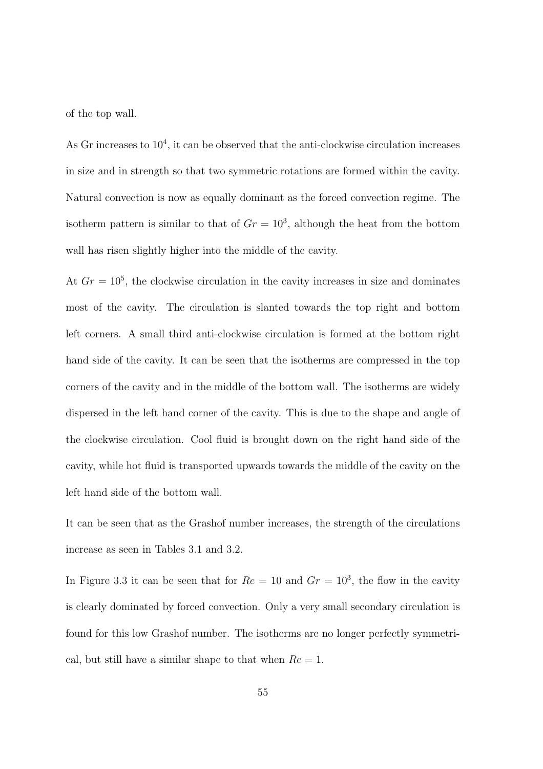of the top wall.

As Gr increases to $10^4$, it can be observed that the anti-clockwise circulation increases in size and in strength so that two symmetric rotations are formed within the cavity. Natural convection is now as equally dominant as the forced convection regime. The isotherm pattern is similar to that of $Gr = 10^3$, although the heat from the bottom wall has risen slightly higher into the middle of the cavity.

At $Gr = 10^5$, the clockwise circulation in the cavity increases in size and dominates most of the cavity. The circulation is slanted towards the top right and bottom left corners. A small third anti-clockwise circulation is formed at the bottom right hand side of the cavity. It can be seen that the isotherms are compressed in the top corners of the cavity and in the middle of the bottom wall. The isotherms are widely dispersed in the left hand corner of the cavity. This is due to the shape and angle of the clockwise circulation. Cool fluid is brought down on the right hand side of the cavity, while hot fluid is transported upwards towards the middle of the cavity on the left hand side of the bottom wall.

It can be seen that as the Grashof number increases, the strength of the circulations increase as seen in Tables 3.1 and 3.2.

In Figure 3.3 it can be seen that for $Re = 10$ and $Gr = 10^3$, the flow in the cavity is clearly dominated by forced convection. Only a very small secondary circulation is found for this low Grashof number. The isotherms are no longer perfectly symmetrical, but still have a similar shape to that when $Re = 1$.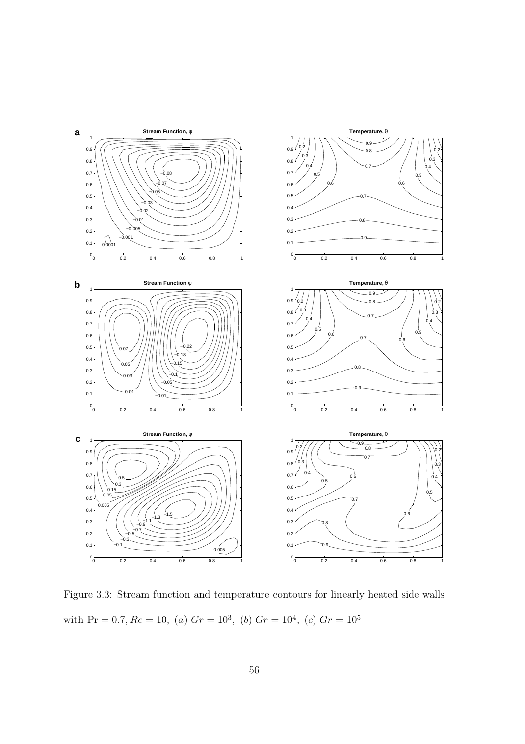Figure 3.3: Stream function and temperature contours for linearly heated side walls with $\Pr = 0.7, Re = 10,$ $(a)$ $Gr = 10^3,$ $(b)$ $Gr = 10^4,$ $(c)$ $Gr = 10^5$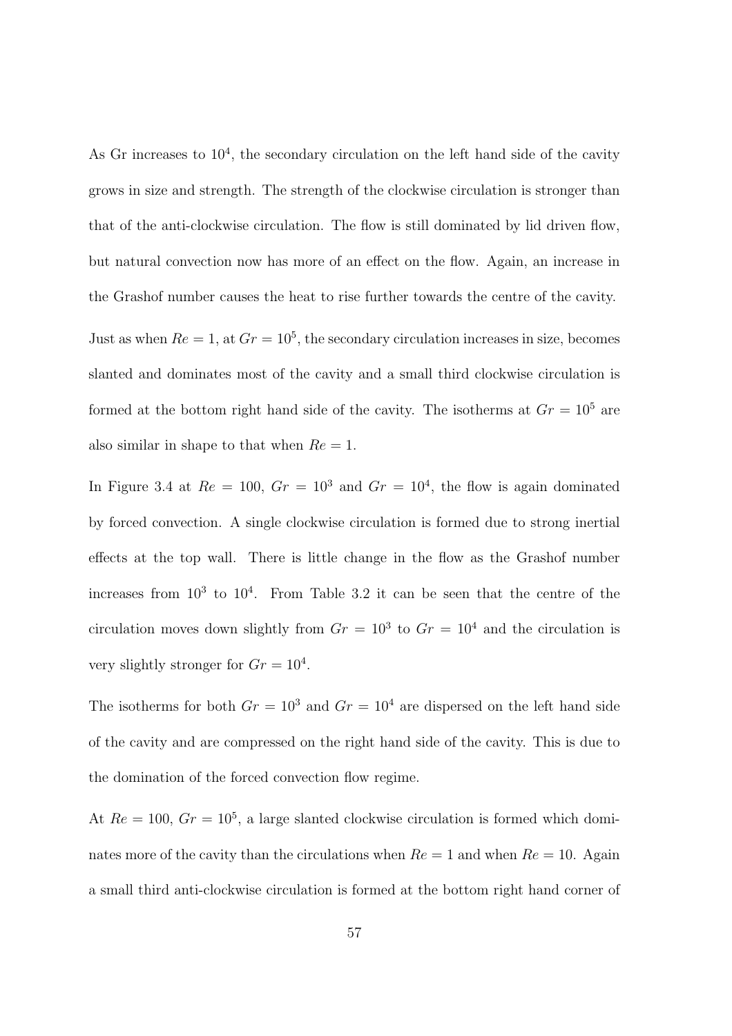As Gr increases to $10^4$, the secondary circulation on the left hand side of the cavity grows in size and strength. The strength of the clockwise circulation is stronger than that of the anti-clockwise circulation. The flow is still dominated by lid driven flow, but natural convection now has more of an effect on the flow. Again, an increase in the Grashof number causes the heat to rise further towards the centre of the cavity.

Just as when $Re = 1$, at $Gr = 10^5$, the secondary circulation increases in size, becomes slanted and dominates most of the cavity and a small third clockwise circulation is formed at the bottom right hand side of the cavity. The isotherms at $Gr = 10^5$ are also similar in shape to that when $Re = 1$.

In Figure 3.4 at $Re = 100$, $Gr = 10^3$ and $Gr = 10^4$, the flow is again dominated by forced convection. A single clockwise circulation is formed due to strong inertial effects at the top wall. There is little change in the flow as the Grashof number increases from $10^3$ to $10^4$. From Table 3.2 it can be seen that the centre of the circulation moves down slightly from $Gr = 10^3$ to $Gr = 10^4$ and the circulation is very slightly stronger for $Gr = 10^4$.

The isotherms for both $Gr = 10^3$ and $Gr = 10^4$ are dispersed on the left hand side of the cavity and are compressed on the right hand side of the cavity. This is due to the domination of the forced convection flow regime.

At $Re = 100$, $Gr = 10^5$, a large slanted clockwise circulation is formed which dominates more of the cavity than the circulations when $Re = 1$ and when $Re = 10$. Again a small third anti-clockwise circulation is formed at the bottom right hand corner of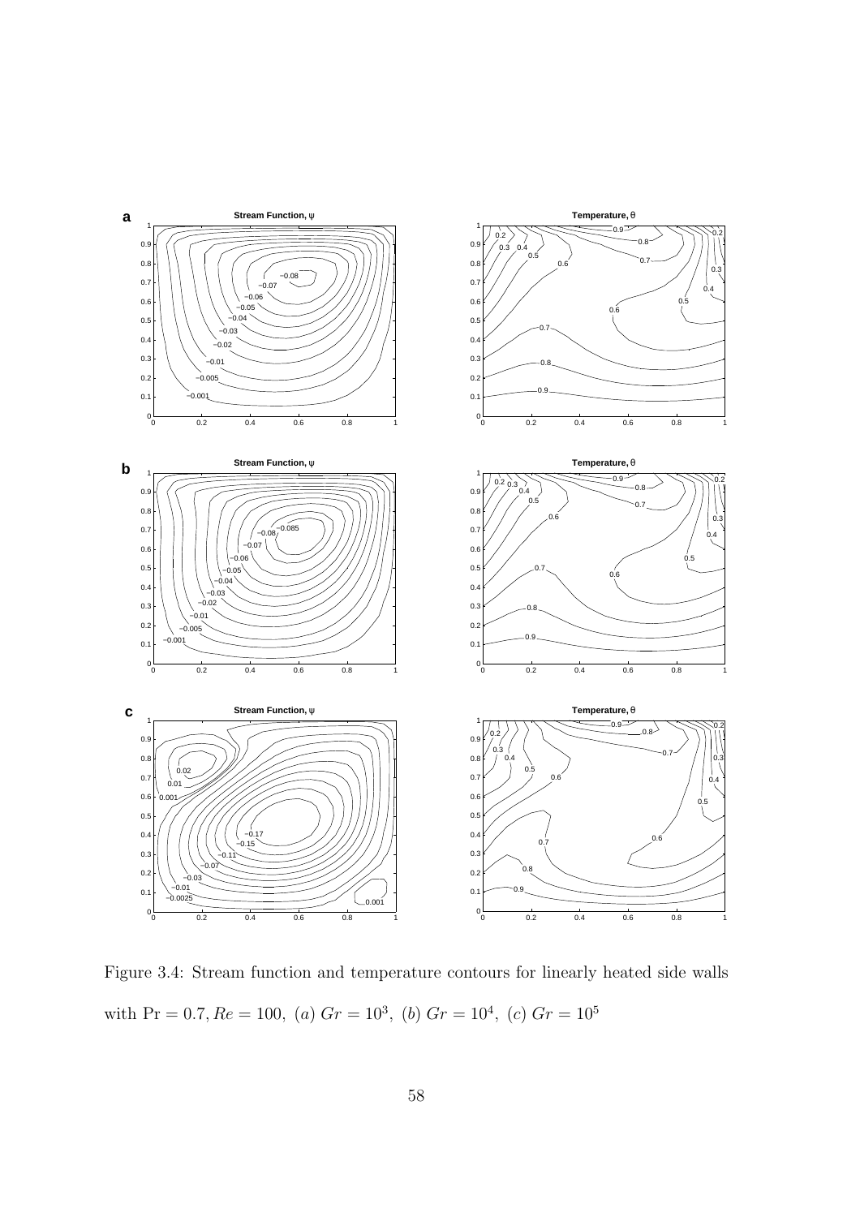Figure 3.4: Stream function and temperature contours for linearly heated side walls with $\mathrm{Pr} = 0.7, Re = 100,\ (a)\ Gr = 10^3,\ (b)\ Gr = 10^4,\ (c)\ Gr = 10^5$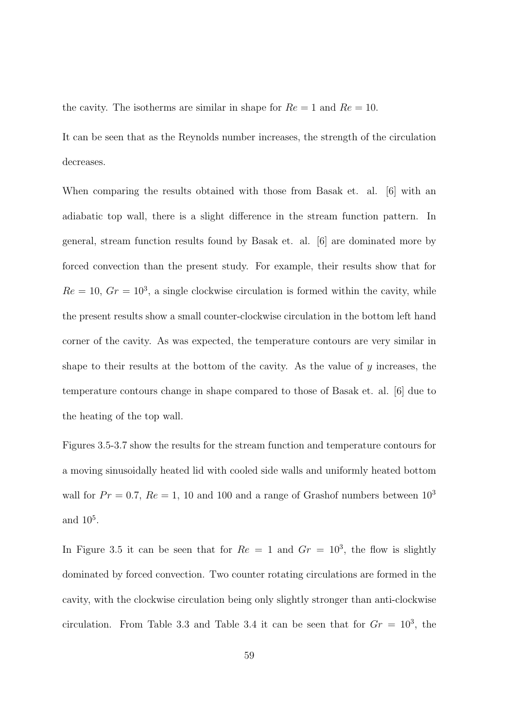the cavity. The isotherms are similar in shape for $Re = 1$ and $Re = 10$.

It can be seen that as the Reynolds number increases, the strength of the circulation decreases.

When comparing the results obtained with those from Basak et. al. [6] with an adiabatic top wall, there is a slight difference in the stream function pattern. In general, stream function results found by Basak et. al. [6] are dominated more by forced convection than the present study. For example, their results show that for $Re = 10$, $Gr = 10^3$, a single clockwise circulation is formed within the cavity, while the present results show a small counter-clockwise circulation in the bottom left hand corner of the cavity. As was expected, the temperature contours are very similar in shape to their results at the bottom of the cavity. As the value of $y$ increases, the temperature contours change in shape compared to those of Basak et. al. [6] due to the heating of the top wall.

Figures 3.5-3.7 show the results for the stream function and temperature contours for a moving sinusoidally heated lid with cooled side walls and uniformly heated bottom wall for $Pr = 0.7$, $Re = 1$, 10 and 100 and a range of Grashof numbers between $10^3$ and $10^5$.

In Figure 3.5 it can be seen that for $Re = 1$ and $Gr = 10^3$, the flow is slightly dominated by forced convection. Two counter rotating circulations are formed in the cavity, with the clockwise circulation being only slightly stronger than anti-clockwise circulation. From Table 3.3 and Table 3.4 it can be seen that for $Gr = 10^3$, the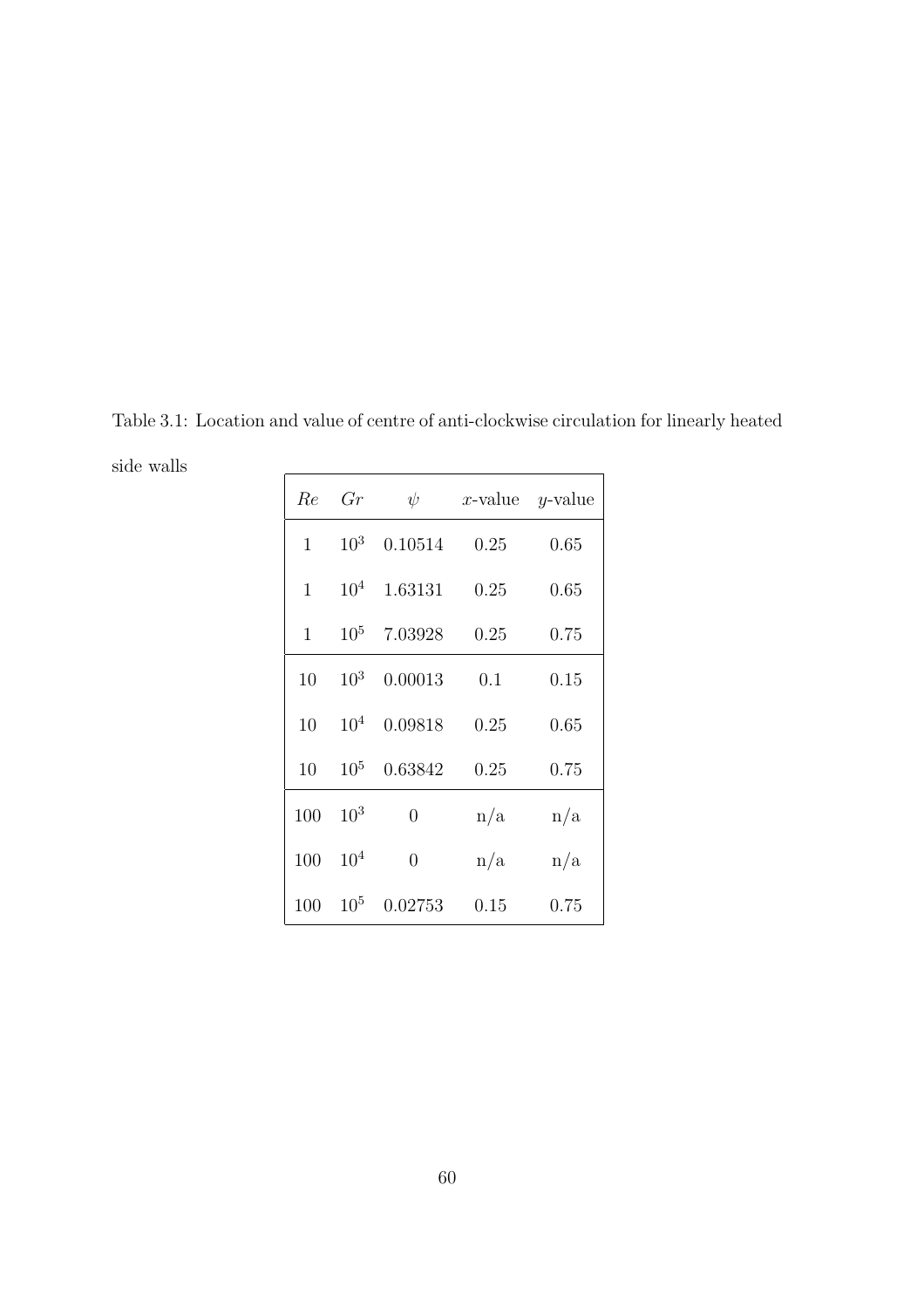Table 3.1: Location and value of centre of anti-clockwise circulation for linearly heated side walls

| $Re$ | $Gr$ | $\psi$ | $x$-value | $y$-value |
|---|---|---|---|---|
| 1 | $10^3$ | 0.10514 | 0.25 | 0.65 |
| 1 | $10^4$ | 1.63131 | 0.25 | 0.65 |
| 1 | $10^5$ | 7.03928 | 0.25 | 0.75 |
| 10 | $10^3$ | 0.00013 | 0.1 | 0.15 |
| 10 | $10^4$ | 0.09818 | 0.25 | 0.65 |
| 10 | $10^5$ | 0.63842 | 0.25 | 0.75 |
| 100 | $10^3$ | 0 | n/a | n/a |
| 100 | $10^4$ | 0 | n/a | n/a |
| 100 | $10^5$ | 0.02753 | 0.15 | 0.75 |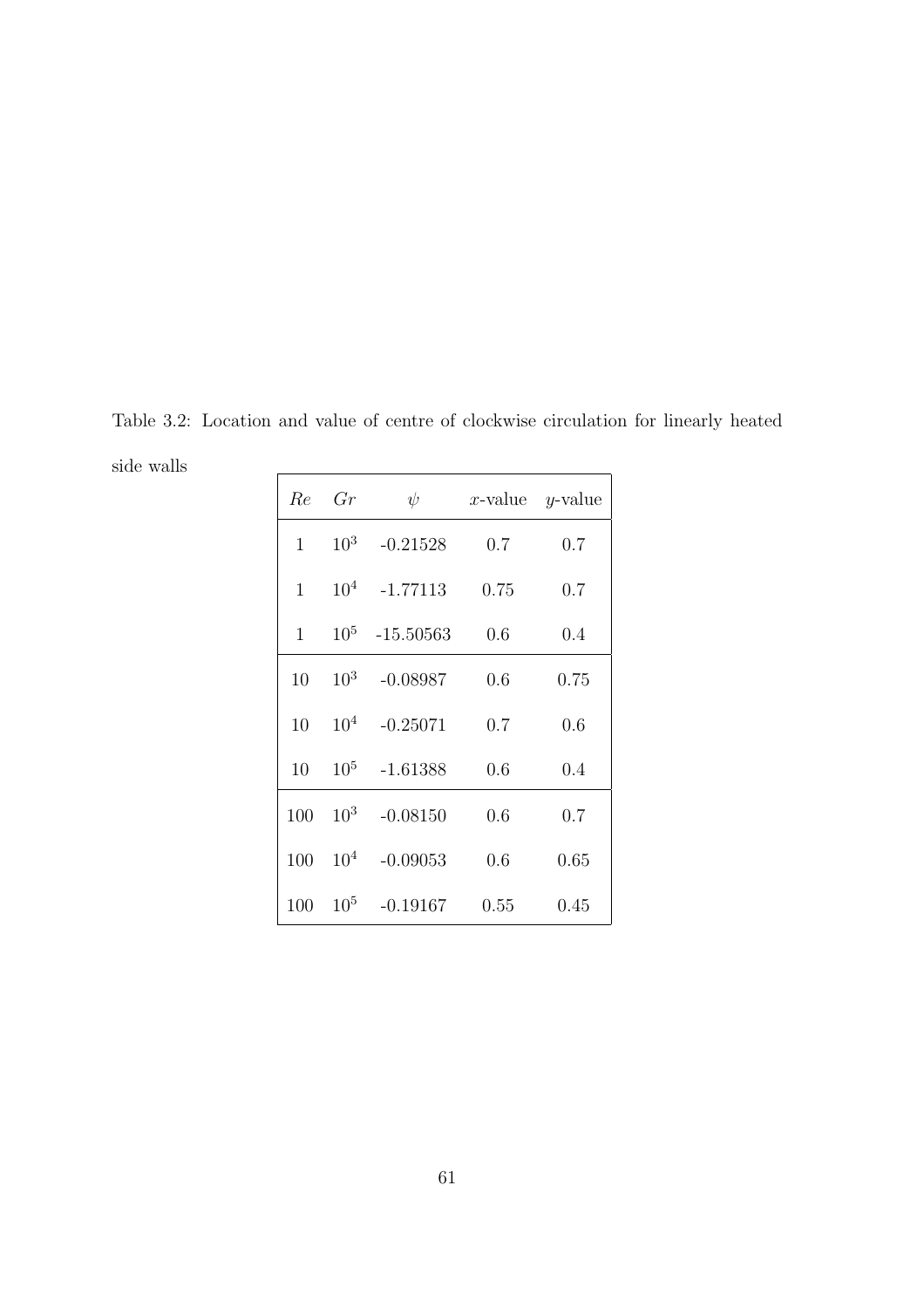Table 3.2: Location and value of centre of clockwise circulation for linearly heated side walls

| $Re$ | $Gr$ | $\psi$ | $x$-value | $y$-value |
|---|---|---|---|---|
| 1 | $10^3$ | -0.21528 | 0.7 | 0.7 |
| 1 | $10^4$ | -1.77113 | 0.75 | 0.7 |
| 1 | $10^5$ | -15.50563 | 0.6 | 0.4 |
| 10 | $10^3$ | -0.08987 | 0.6 | 0.75 |
| 10 | $10^4$ | -0.25071 | 0.7 | 0.6 |
| 10 | $10^5$ | -1.61388 | 0.6 | 0.4 |
| 100 | $10^3$ | -0.08150 | 0.6 | 0.7 |
| 100 | $10^4$ | -0.09053 | 0.6 | 0.65 |
| 100 | $10^5$ | -0.19167 | 0.55 | 0.45 |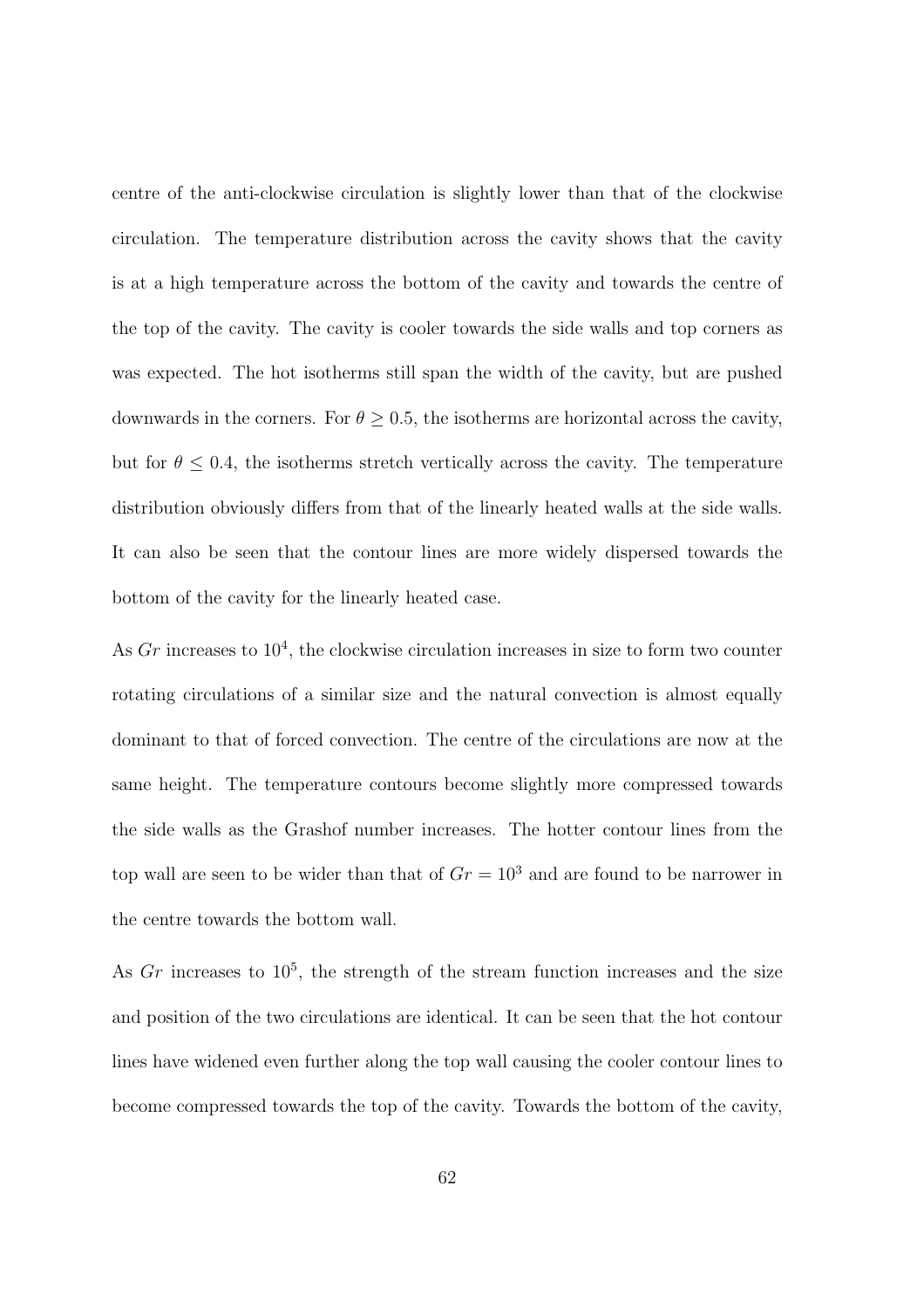centre of the anti-clockwise circulation is slightly lower than that of the clockwise circulation. The temperature distribution across the cavity shows that the cavity is at a high temperature across the bottom of the cavity and towards the centre of the top of the cavity. The cavity is cooler towards the side walls and top corners as was expected. The hot isotherms still span the width of the cavity, but are pushed downwards in the corners. For $\theta \geq 0.5$, the isotherms are horizontal across the cavity, but for $\theta \leq 0.4$, the isotherms stretch vertically across the cavity. The temperature distribution obviously differs from that of the linearly heated walls at the side walls. It can also be seen that the contour lines are more widely dispersed towards the bottom of the cavity for the linearly heated case.

As $Gr$ increases to $10^4$, the clockwise circulation increases in size to form two counter rotating circulations of a similar size and the natural convection is almost equally dominant to that of forced convection. The centre of the circulations are now at the same height. The temperature contours become slightly more compressed towards the side walls as the Grashof number increases. The hotter contour lines from the top wall are seen to be wider than that of $Gr = 10^3$ and are found to be narrower in the centre towards the bottom wall.

As $Gr$ increases to $10^5$, the strength of the stream function increases and the size and position of the two circulations are identical. It can be seen that the hot contour lines have widened even further along the top wall causing the cooler contour lines to become compressed towards the top of the cavity. Towards the bottom of the cavity,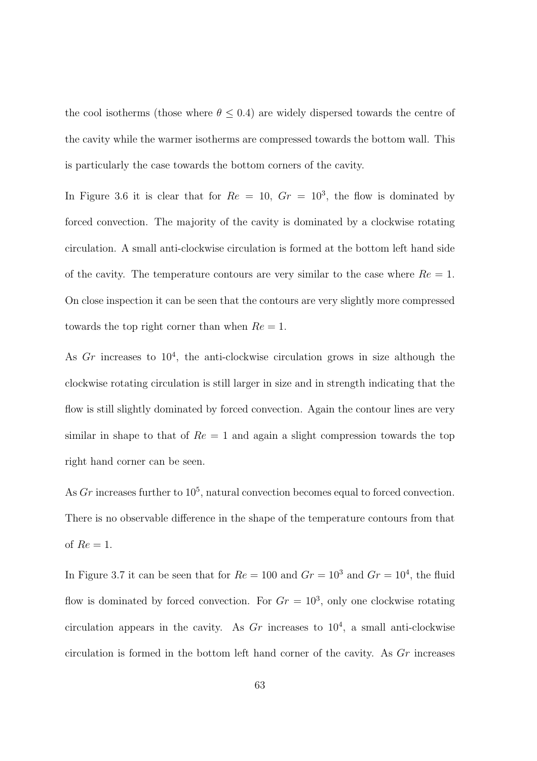the cool isotherms (those where $\theta \leq 0.4$) are widely dispersed towards the centre of the cavity while the warmer isotherms are compressed towards the bottom wall. This is particularly the case towards the bottom corners of the cavity.

In Figure 3.6 it is clear that for $Re = 10$, $Gr = 10^3$, the flow is dominated by forced convection. The majority of the cavity is dominated by a clockwise rotating circulation. A small anti-clockwise circulation is formed at the bottom left hand side of the cavity. The temperature contours are very similar to the case where $Re = 1$. On close inspection it can be seen that the contours are very slightly more compressed towards the top right corner than when $Re = 1$.

As $Gr$ increases to $10^4$, the anti-clockwise circulation grows in size although the clockwise rotating circulation is still larger in size and in strength indicating that the flow is still slightly dominated by forced convection. Again the contour lines are very similar in shape to that of $Re = 1$ and again a slight compression towards the top right hand corner can be seen.

As $Gr$ increases further to $10^5$, natural convection becomes equal to forced convection. There is no observable difference in the shape of the temperature contours from that of $Re = 1$.

In Figure 3.7 it can be seen that for $Re = 100$ and $Gr = 10^3$ and $Gr = 10^4$, the fluid flow is dominated by forced convection. For $Gr = 10^3$, only one clockwise rotating circulation appears in the cavity. As $Gr$ increases to $10^4$, a small anti-clockwise circulation is formed in the bottom left hand corner of the cavity. As $Gr$ increases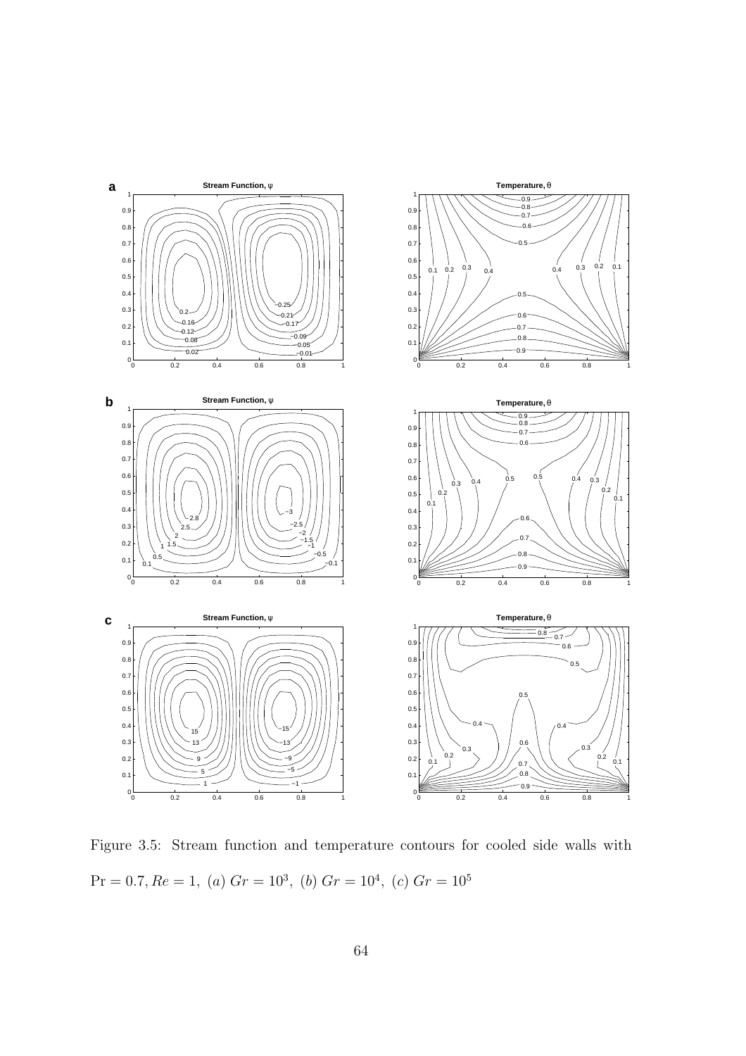Figure 3.5: Stream function and temperature contours for cooled side walls with $\Pr = 0.7, Re = 1,$ (a) $Gr = 10^3$, (b) $Gr = 10^4$, (c) $Gr = 10^5$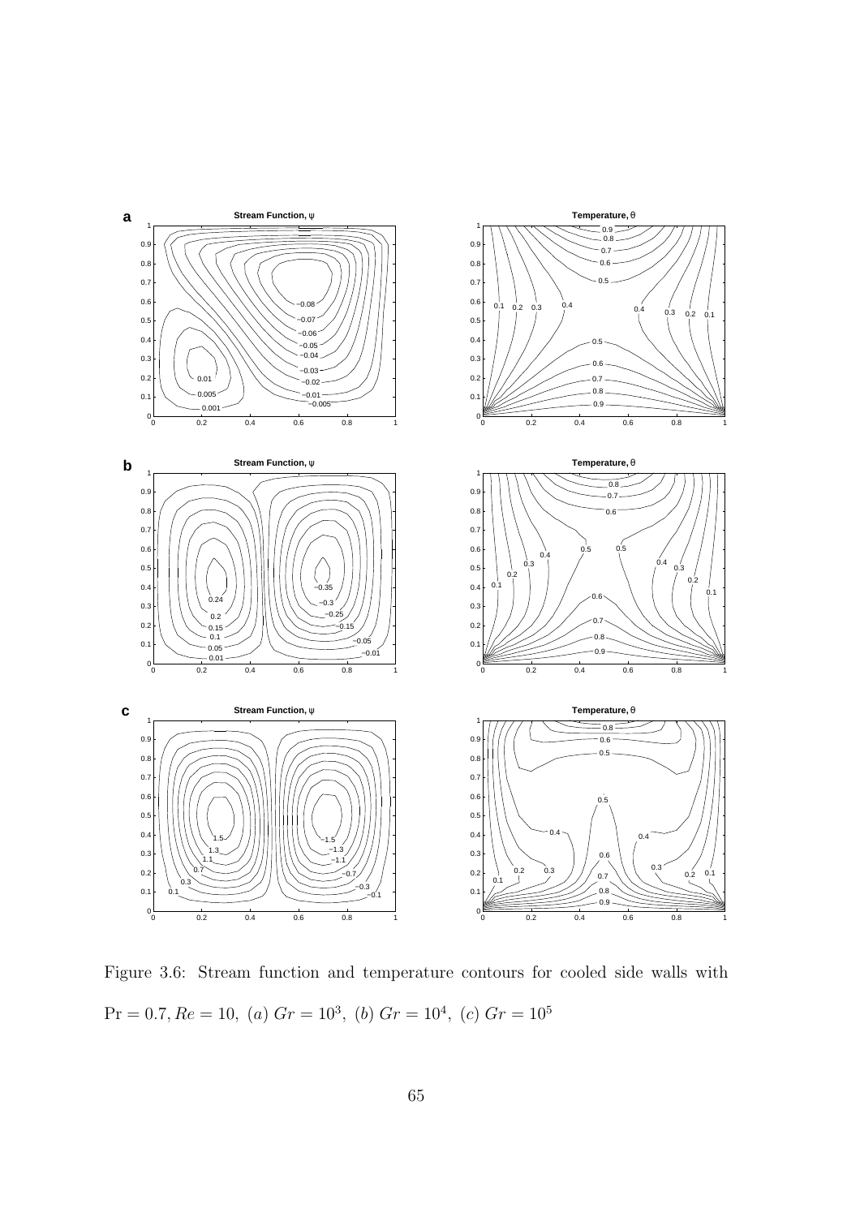Figure 3.6: Stream function and temperature contours for cooled side walls with $\Pr = 0.7, Re = 10,\ (a)\ Gr = 10^3,\ (b)\ Gr = 10^4,\ (c)\ Gr = 10^5$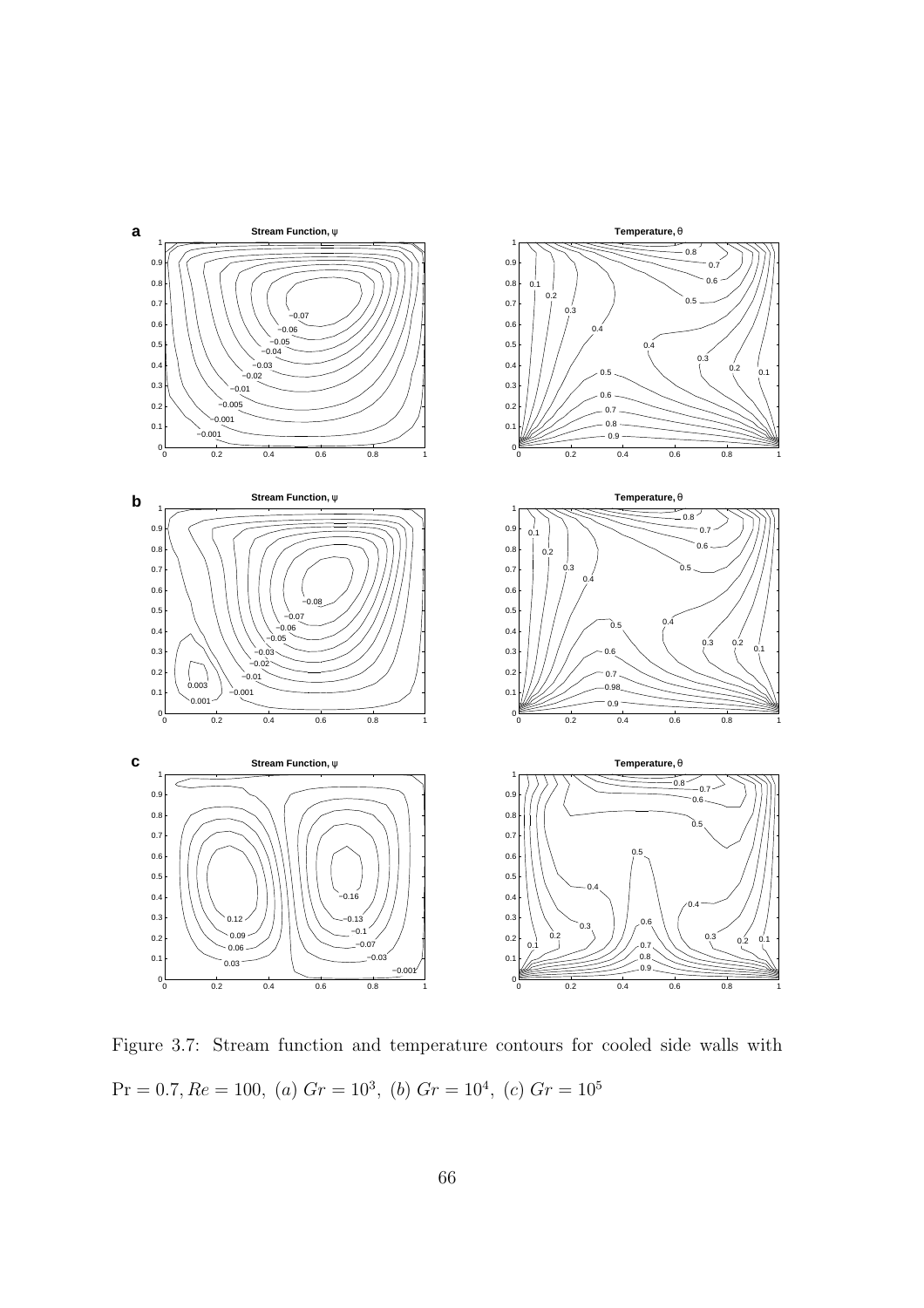Figure 3.7: Stream function and temperature contours for cooled side walls with $\Pr = 0.7, Re = 100,\ (a)\ Gr = 10^3,\ (b)\ Gr = 10^4,\ (c)\ Gr = 10^5$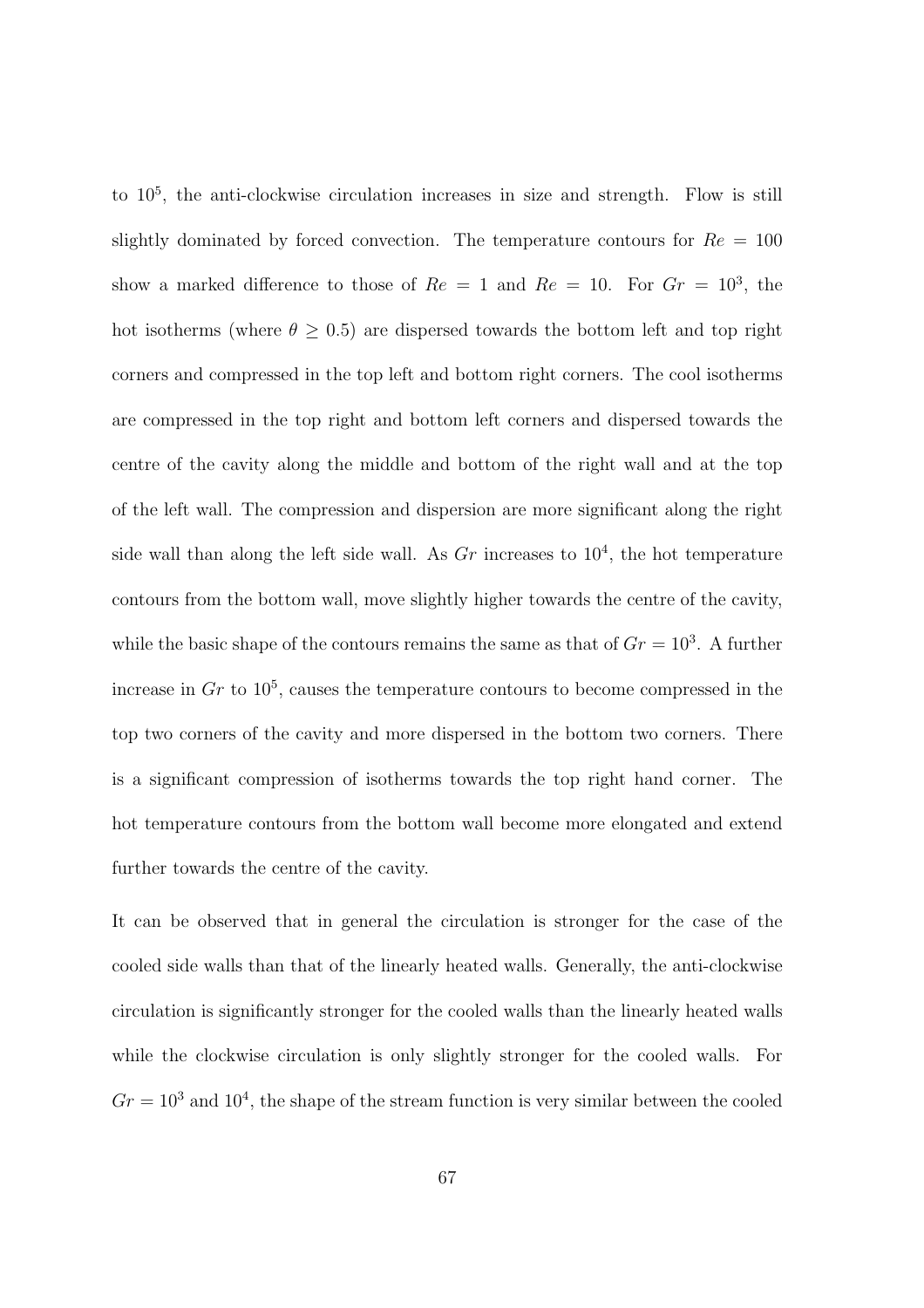to $10^5$, the anti-clockwise circulation increases in size and strength. Flow is still slightly dominated by forced convection. The temperature contours for $Re = 100$ show a marked difference to those of $Re = 1$ and $Re = 10$. For $Gr = 10^3$, the hot isotherms (where $\theta \geq 0.5$) are dispersed towards the bottom left and top right corners and compressed in the top left and bottom right corners. The cool isotherms are compressed in the top right and bottom left corners and dispersed towards the centre of the cavity along the middle and bottom of the right wall and at the top of the left wall. The compression and dispersion are more significant along the right side wall than along the left side wall. As $Gr$ increases to $10^4$, the hot temperature contours from the bottom wall, move slightly higher towards the centre of the cavity, while the basic shape of the contours remains the same as that of $Gr = 10^3$. A further increase in $Gr$ to $10^5$, causes the temperature contours to become compressed in the top two corners of the cavity and more dispersed in the bottom two corners. There is a significant compression of isotherms towards the top right hand corner. The hot temperature contours from the bottom wall become more elongated and extend further towards the centre of the cavity.

It can be observed that in general the circulation is stronger for the case of the cooled side walls than that of the linearly heated walls. Generally, the anti-clockwise circulation is significantly stronger for the cooled walls than the linearly heated walls while the clockwise circulation is only slightly stronger for the cooled walls. For $Gr = 10^3$ and $10^4$, the shape of the stream function is very similar between the cooled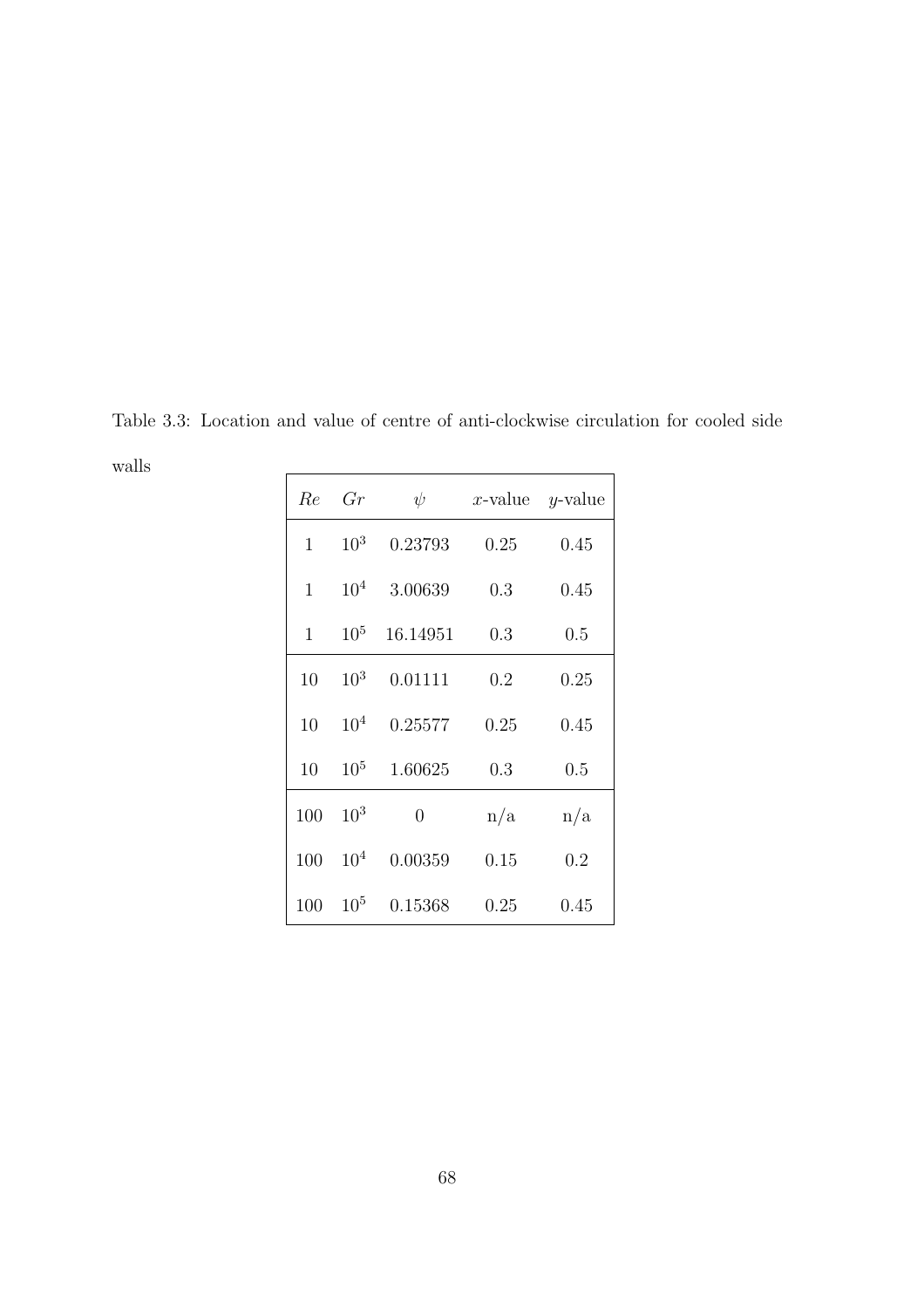Table 3.3: Location and value of centre of anti-clockwise circulation for cooled side walls

| $Re$ | $Gr$ | $\psi$ | $x$-value | $y$-value |
|---|---|---|---|---|
| 1 | $10^3$ | 0.23793 | 0.25 | 0.45 |
| 1 | $10^4$ | 3.00639 | 0.3 | 0.45 |
| 1 | $10^5$ | 16.14951 | 0.3 | 0.5 |
| 10 | $10^3$ | 0.01111 | 0.2 | 0.25 |
| 10 | $10^4$ | 0.25577 | 0.25 | 0.45 |
| 10 | $10^5$ | 1.60625 | 0.3 | 0.5 |
| 100 | $10^3$ | 0 | n/a | n/a |
| 100 | $10^4$ | 0.00359 | 0.15 | 0.2 |
| 100 | $10^5$ | 0.15368 | 0.25 | 0.45 |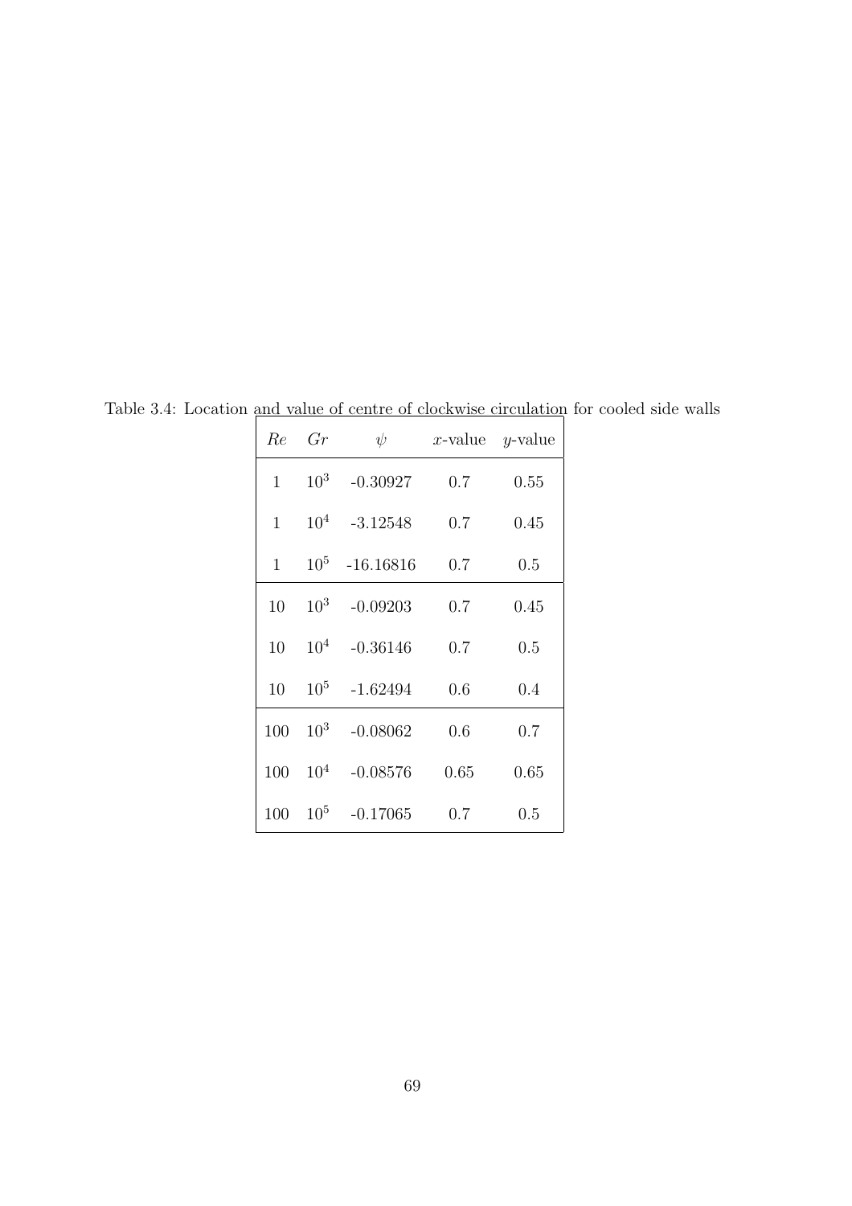Table 3.4: Location and value of centre of clockwise circulation for cooled side walls

| $Re$ | $Gr$ | $\psi$ | $x$-value | $y$-value |
|---|---|---|---|---|
| 1 | $10^3$ | -0.30927 | 0.7 | 0.55 |
| 1 | $10^4$ | -3.12548 | 0.7 | 0.45 |
| 1 | $10^5$ | -16.16816 | 0.7 | 0.5 |
| 10 | $10^3$ | -0.09203 | 0.7 | 0.45 |
| 10 | $10^4$ | -0.36146 | 0.7 | 0.5 |
| 10 | $10^5$ | -1.62494 | 0.6 | 0.4 |
| 100 | $10^3$ | -0.08062 | 0.6 | 0.7 |
| 100 | $10^4$ | -0.08576 | 0.65 | 0.65 |
| 100 | $10^5$ | -0.17065 | 0.7 | 0.5 |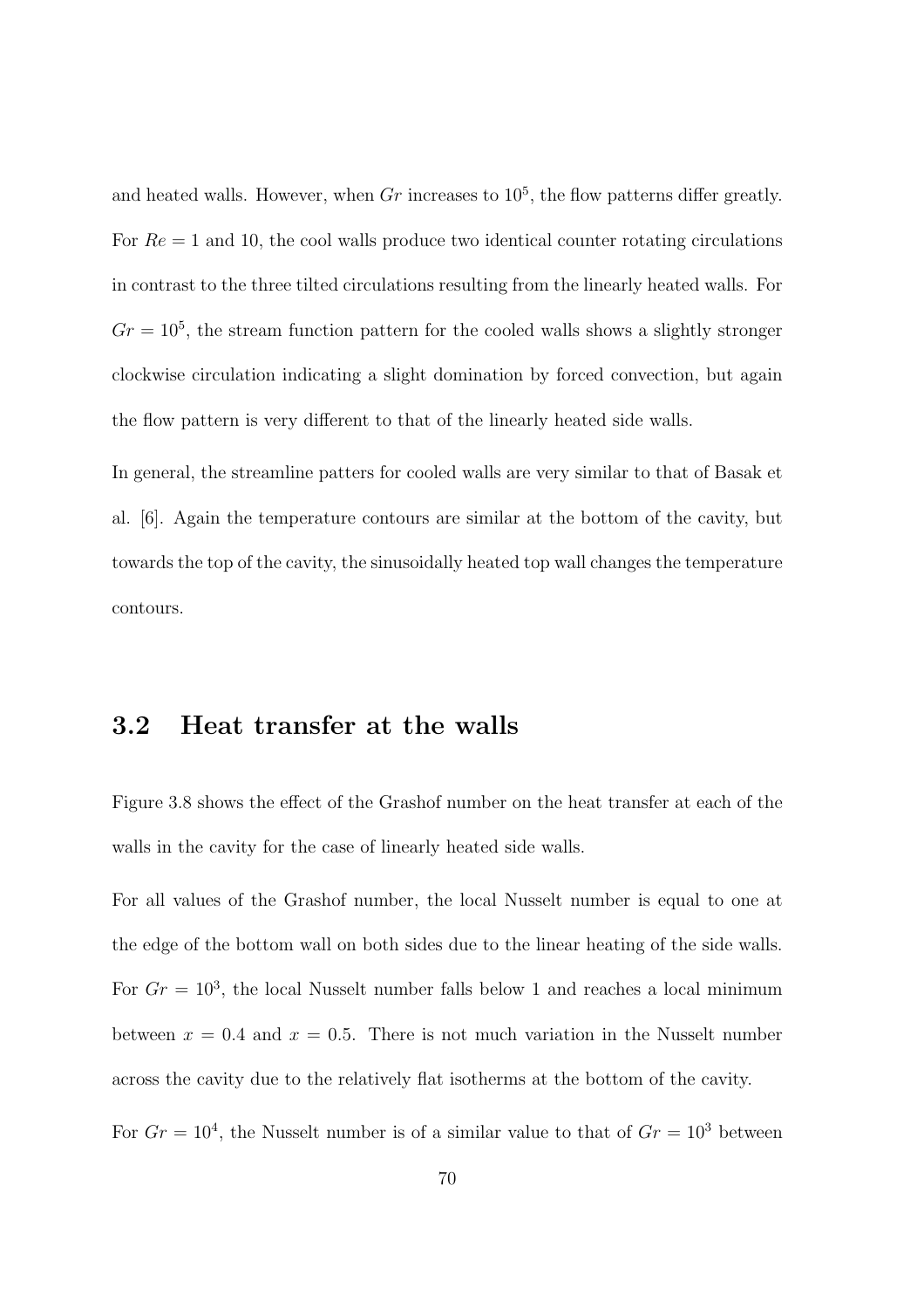and heated walls. However, when $Gr$ increases to $10^5$, the flow patterns differ greatly. For $Re = 1$ and 10, the cool walls produce two identical counter rotating circulations in contrast to the three tilted circulations resulting from the linearly heated walls. For $Gr = 10^5$, the stream function pattern for the cooled walls shows a slightly stronger clockwise circulation indicating a slight domination by forced convection, but again the flow pattern is very different to that of the linearly heated side walls.

In general, the streamline patters for cooled walls are very similar to that of Basak et al. [6]. Again the temperature contours are similar at the bottom of the cavity, but towards the top of the cavity, the sinusoidally heated top wall changes the temperature contours.

## 3.2 Heat transfer at the walls

Figure 3.8 shows the effect of the Grashof number on the heat transfer at each of the walls in the cavity for the case of linearly heated side walls.

For all values of the Grashof number, the local Nusselt number is equal to one at the edge of the bottom wall on both sides due to the linear heating of the side walls. For $Gr = 10^3$, the local Nusselt number falls below 1 and reaches a local minimum between $x = 0.4$ and $x = 0.5$. There is not much variation in the Nusselt number across the cavity due to the relatively flat isotherms at the bottom of the cavity.

For $Gr = 10^4$, the Nusselt number is of a similar value to that of $Gr = 10^3$ between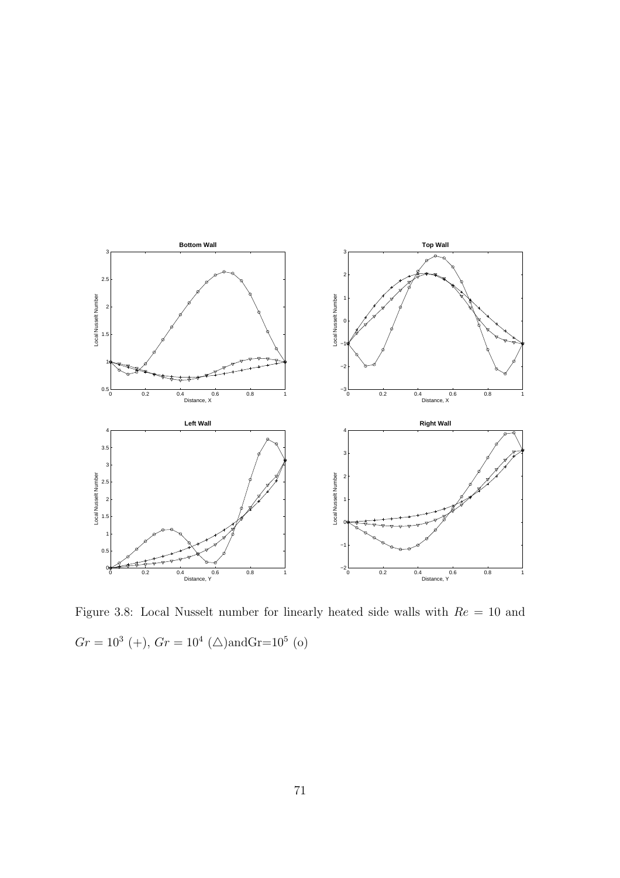Figure 3.8: Local Nusselt number for linearly heated side walls with $Re = 10$ and $Gr = 10^3$ (+), $Gr = 10^4$ ($\triangle$)andGr=$10^5$ (o)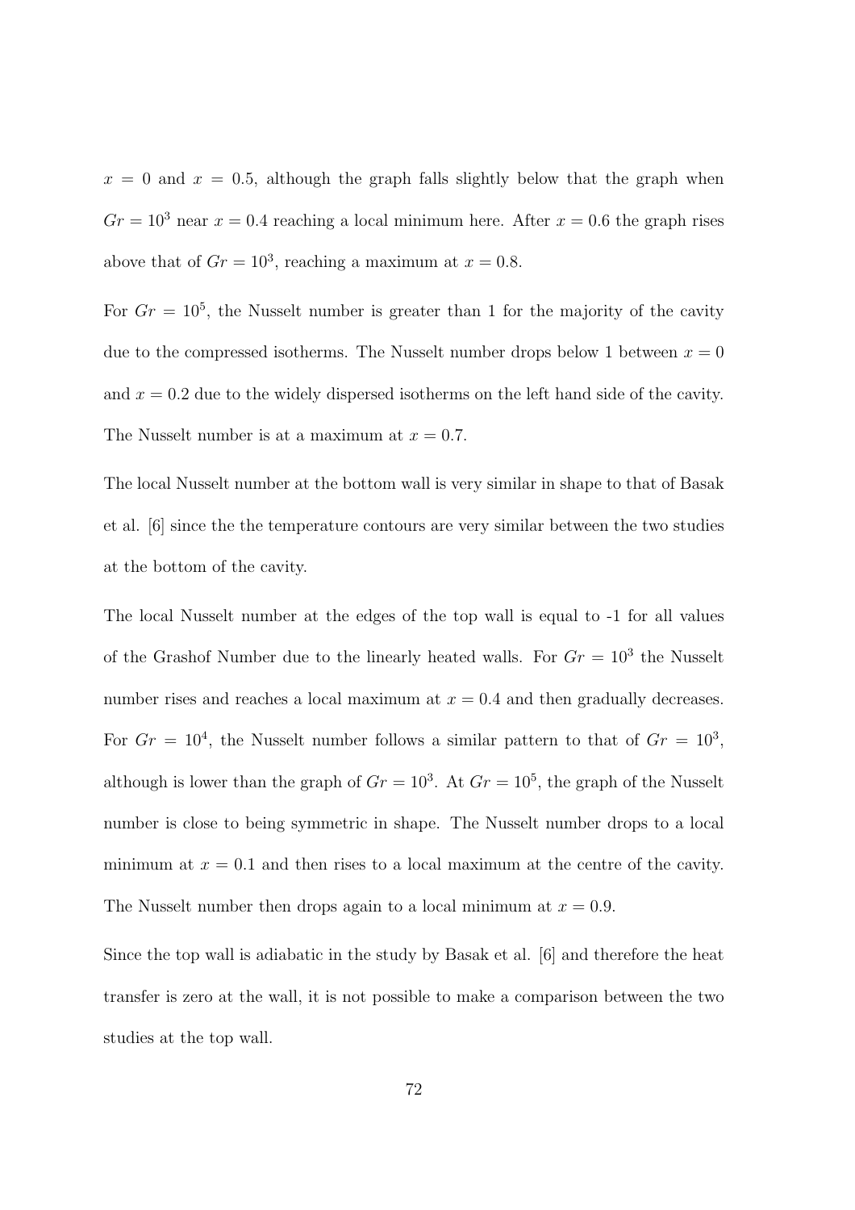$x = 0$ and $x = 0.5$, although the graph falls slightly below that the graph when $Gr = 10^3$ near $x = 0.4$ reaching a local minimum here. After $x = 0.6$ the graph rises above that of $Gr = 10^3$, reaching a maximum at $x = 0.8$.

For $Gr = 10^5$, the Nusselt number is greater than 1 for the majority of the cavity due to the compressed isotherms. The Nusselt number drops below 1 between $x = 0$ and $x = 0.2$ due to the widely dispersed isotherms on the left hand side of the cavity. The Nusselt number is at a maximum at $x = 0.7$.

The local Nusselt number at the bottom wall is very similar in shape to that of Basak et al. [6] since the the temperature contours are very similar between the two studies at the bottom of the cavity.

The local Nusselt number at the edges of the top wall is equal to -1 for all values of the Grashof Number due to the linearly heated walls. For $Gr = 10^3$ the Nusselt number rises and reaches a local maximum at $x = 0.4$ and then gradually decreases. For $Gr = 10^4$, the Nusselt number follows a similar pattern to that of $Gr = 10^3$, although is lower than the graph of $Gr = 10^3$. At $Gr = 10^5$, the graph of the Nusselt number is close to being symmetric in shape. The Nusselt number drops to a local minimum at $x = 0.1$ and then rises to a local maximum at the centre of the cavity. The Nusselt number then drops again to a local minimum at $x = 0.9$.

Since the top wall is adiabatic in the study by Basak et al. [6] and therefore the heat transfer is zero at the wall, it is not possible to make a comparison between the two studies at the top wall.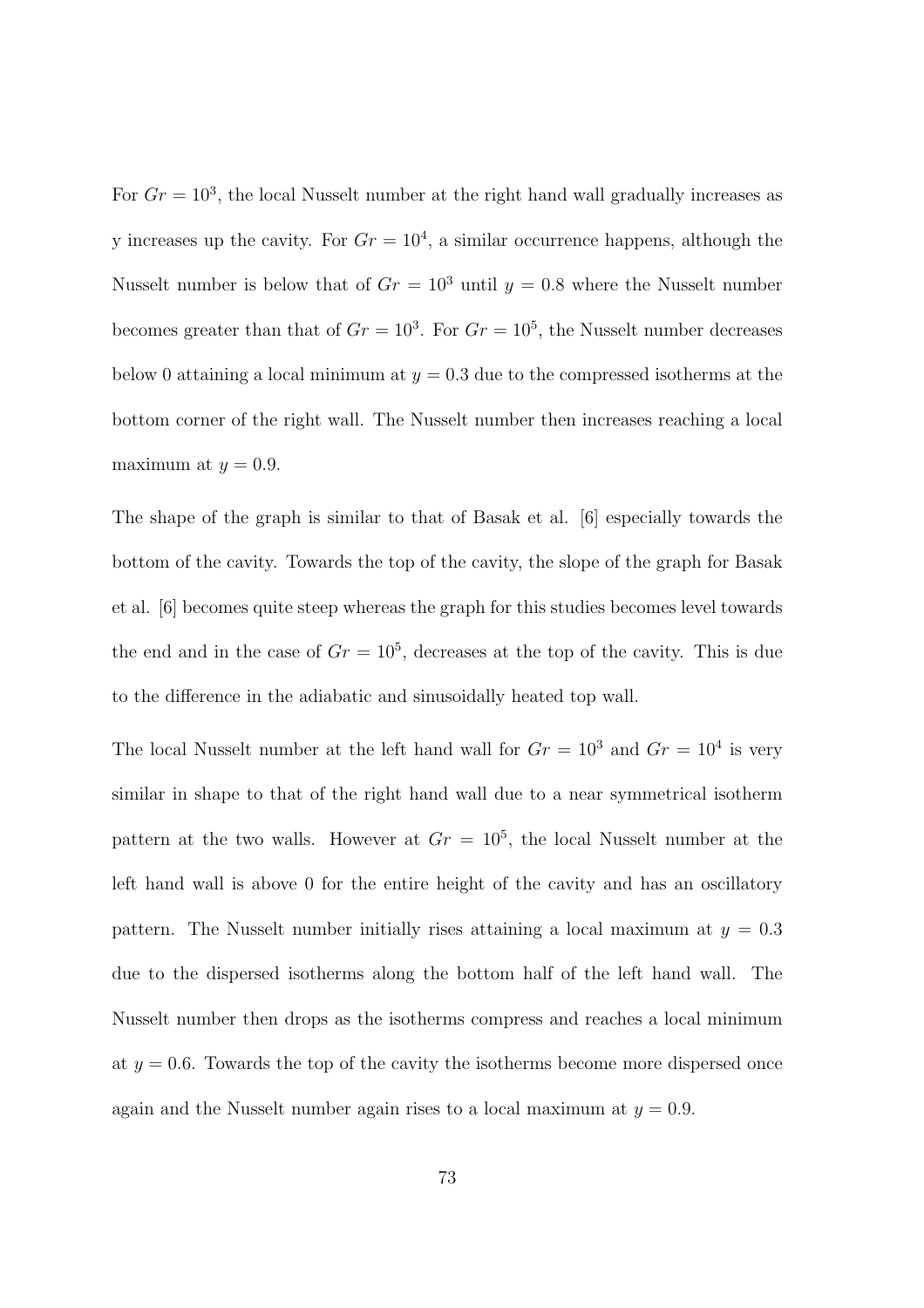For $Gr = 10^3$, the local Nusselt number at the right hand wall gradually increases as y increases up the cavity. For $Gr = 10^4$, a similar occurrence happens, although the Nusselt number is below that of $Gr = 10^3$ until $y = 0.8$ where the Nusselt number becomes greater than that of $Gr = 10^3$. For $Gr = 10^5$, the Nusselt number decreases below 0 attaining a local minimum at $y = 0.3$ due to the compressed isotherms at the bottom corner of the right wall. The Nusselt number then increases reaching a local maximum at $y = 0.9$.

The shape of the graph is similar to that of Basak et al. [6] especially towards the bottom of the cavity. Towards the top of the cavity, the slope of the graph for Basak et al. [6] becomes quite steep whereas the graph for this studies becomes level towards the end and in the case of $Gr = 10^5$, decreases at the top of the cavity. This is due to the difference in the adiabatic and sinusoidally heated top wall.

The local Nusselt number at the left hand wall for $Gr = 10^3$ and $Gr = 10^4$ is very similar in shape to that of the right hand wall due to a near symmetrical isotherm pattern at the two walls. However at $Gr = 10^5$, the local Nusselt number at the left hand wall is above 0 for the entire height of the cavity and has an oscillatory pattern. The Nusselt number initially rises attaining a local maximum at $y = 0.3$ due to the dispersed isotherms along the bottom half of the left hand wall. The Nusselt number then drops as the isotherms compress and reaches a local minimum at $y = 0.6$. Towards the top of the cavity the isotherms become more dispersed once again and the Nusselt number again rises to a local maximum at $y = 0.9$.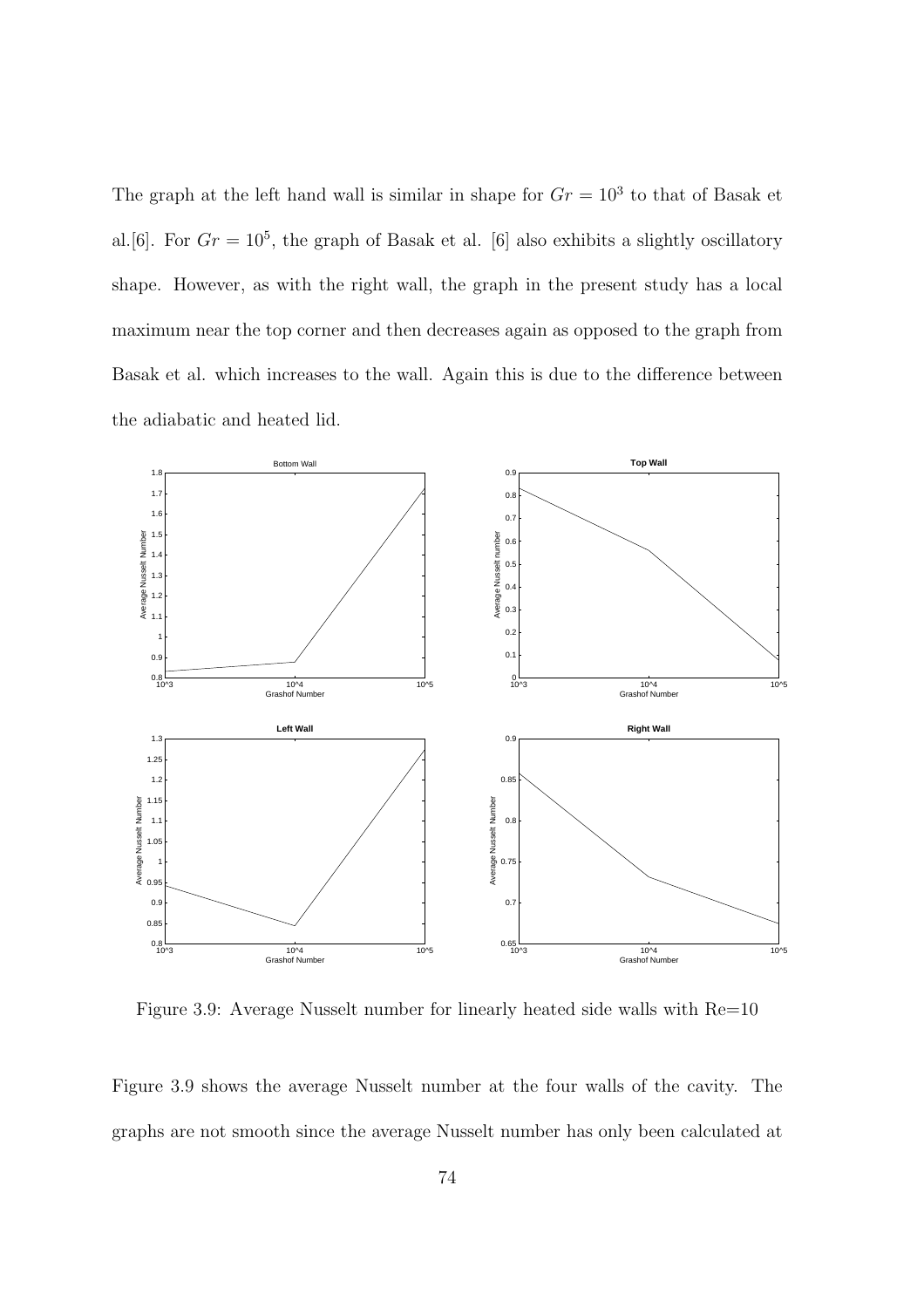The graph at the left hand wall is similar in shape for $Gr = 10^3$ to that of Basak et al.[6]. For $Gr = 10^5$, the graph of Basak et al. [6] also exhibits a slightly oscillatory shape. However, as with the right wall, the graph in the present study has a local maximum near the top corner and then decreases again as opposed to the graph from Basak et al. which increases to the wall. Again this is due to the difference between the adiabatic and heated lid.

Figure 3.9: Average Nusselt number for linearly heated side walls with Re=10

Figure 3.9 shows the average Nusselt number at the four walls of the cavity. The graphs are not smooth since the average Nusselt number has only been calculated at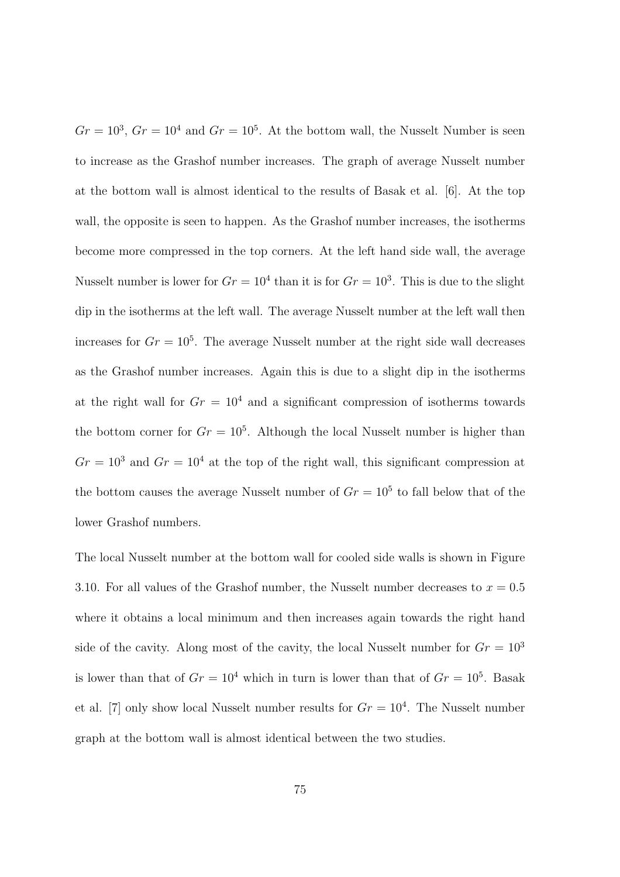$Gr = 10^3$, $Gr = 10^4$ and $Gr = 10^5$. At the bottom wall, the Nusselt Number is seen to increase as the Grashof number increases. The graph of average Nusselt number at the bottom wall is almost identical to the results of Basak et al. [6]. At the top wall, the opposite is seen to happen. As the Grashof number increases, the isotherms become more compressed in the top corners. At the left hand side wall, the average Nusselt number is lower for $Gr = 10^4$ than it is for $Gr = 10^3$. This is due to the slight dip in the isotherms at the left wall. The average Nusselt number at the left wall then increases for $Gr = 10^5$. The average Nusselt number at the right side wall decreases as the Grashof number increases. Again this is due to a slight dip in the isotherms at the right wall for $Gr = 10^4$ and a significant compression of isotherms towards the bottom corner for $Gr = 10^5$. Although the local Nusselt number is higher than $Gr = 10^3$ and $Gr = 10^4$ at the top of the right wall, this significant compression at the bottom causes the average Nusselt number of $Gr = 10^5$ to fall below that of the lower Grashof numbers.

The local Nusselt number at the bottom wall for cooled side walls is shown in Figure 3.10. For all values of the Grashof number, the Nusselt number decreases to $x = 0.5$ where it obtains a local minimum and then increases again towards the right hand side of the cavity. Along most of the cavity, the local Nusselt number for $Gr = 10^3$ is lower than that of $Gr = 10^4$ which in turn is lower than that of $Gr = 10^5$. Basak et al. [7] only show local Nusselt number results for $Gr = 10^4$. The Nusselt number graph at the bottom wall is almost identical between the two studies.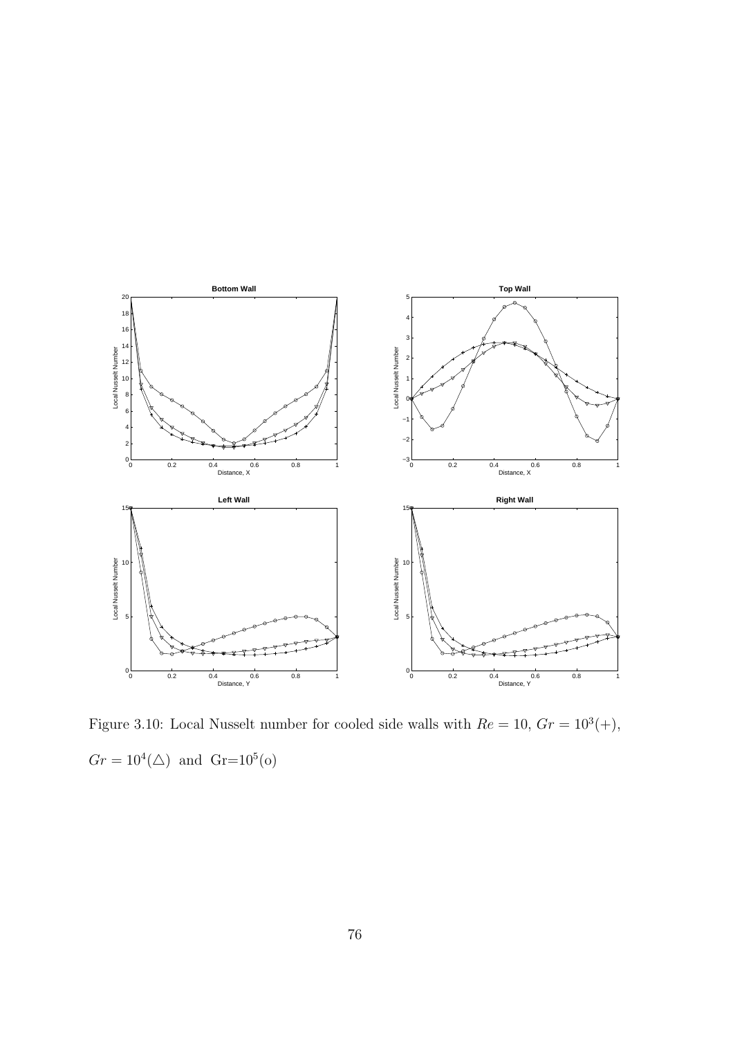Figure 3.10: Local Nusselt number for cooled side walls with $Re = 10$, $Gr = 10^3(+)$, $Gr = 10^4(\triangle)$ and Gr=$10^5$(o)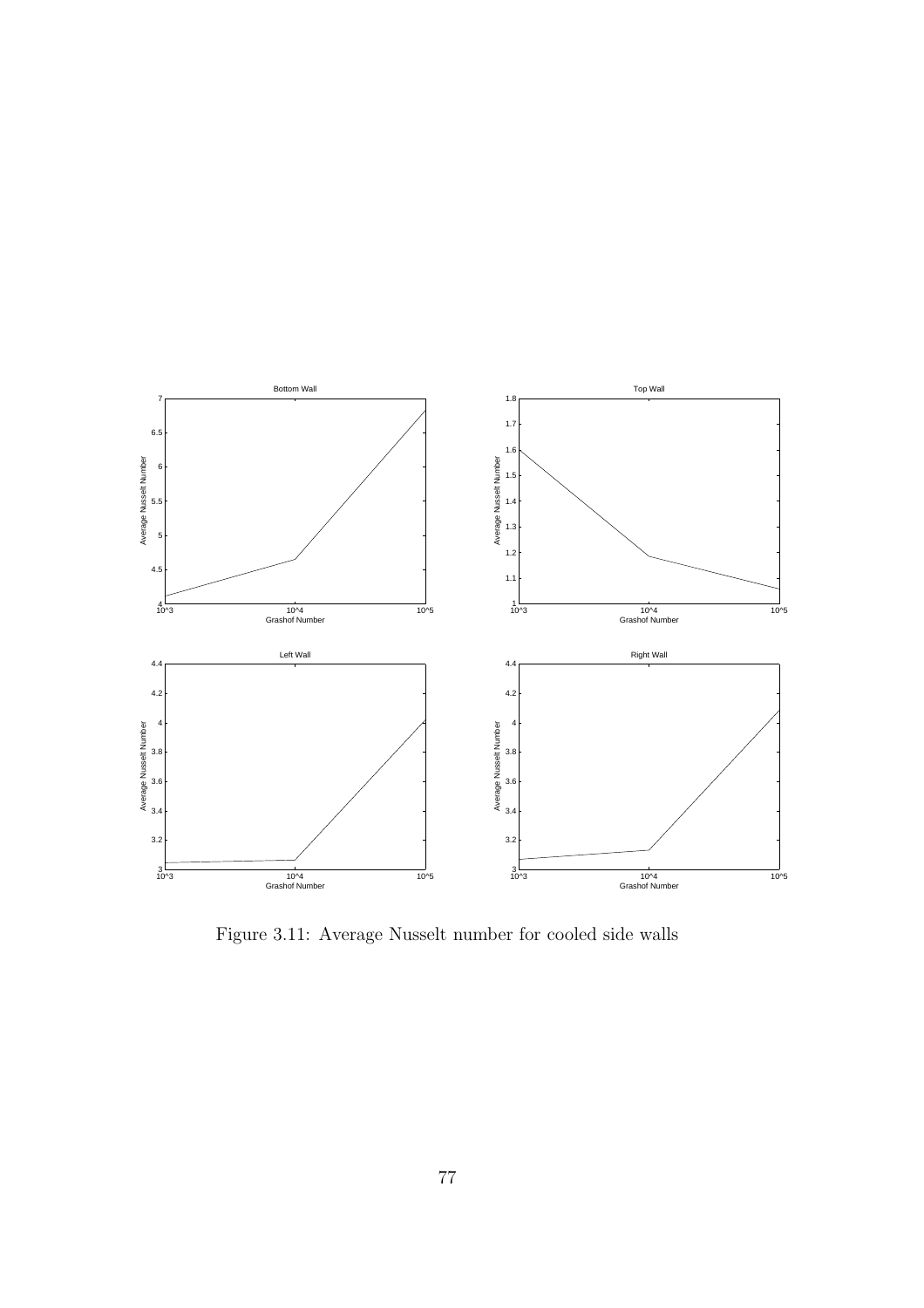Figure 3.11: Average Nusselt number for cooled side walls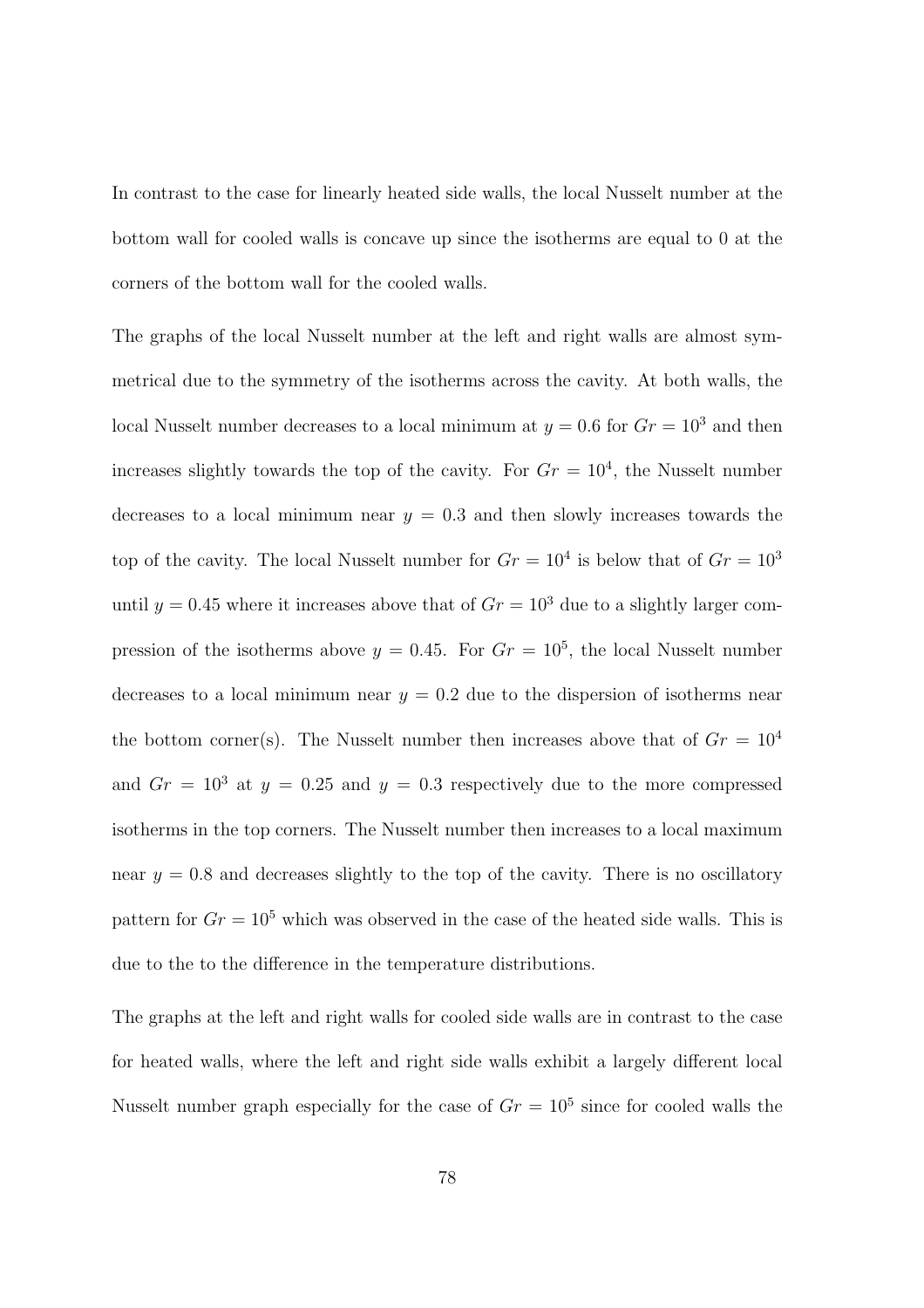In contrast to the case for linearly heated side walls, the local Nusselt number at the bottom wall for cooled walls is concave up since the isotherms are equal to 0 at the corners of the bottom wall for the cooled walls.

The graphs of the local Nusselt number at the left and right walls are almost symmetrical due to the symmetry of the isotherms across the cavity. At both walls, the local Nusselt number decreases to a local minimum at $y = 0.6$ for $Gr = 10^3$ and then increases slightly towards the top of the cavity. For $Gr = 10^4$, the Nusselt number decreases to a local minimum near $y = 0.3$ and then slowly increases towards the top of the cavity. The local Nusselt number for $Gr = 10^4$ is below that of $Gr = 10^3$ until $y = 0.45$ where it increases above that of $Gr = 10^3$ due to a slightly larger compression of the isotherms above $y = 0.45$. For $Gr = 10^5$, the local Nusselt number decreases to a local minimum near $y = 0.2$ due to the dispersion of isotherms near the bottom corner(s). The Nusselt number then increases above that of $Gr = 10^4$ and $Gr = 10^3$ at $y = 0.25$ and $y = 0.3$ respectively due to the more compressed isotherms in the top corners. The Nusselt number then increases to a local maximum near $y = 0.8$ and decreases slightly to the top of the cavity. There is no oscillatory pattern for $Gr = 10^5$ which was observed in the case of the heated side walls. This is due to the to the difference in the temperature distributions.

The graphs at the left and right walls for cooled side walls are in contrast to the case for heated walls, where the left and right side walls exhibit a largely different local Nusselt number graph especially for the case of $Gr = 10^5$ since for cooled walls the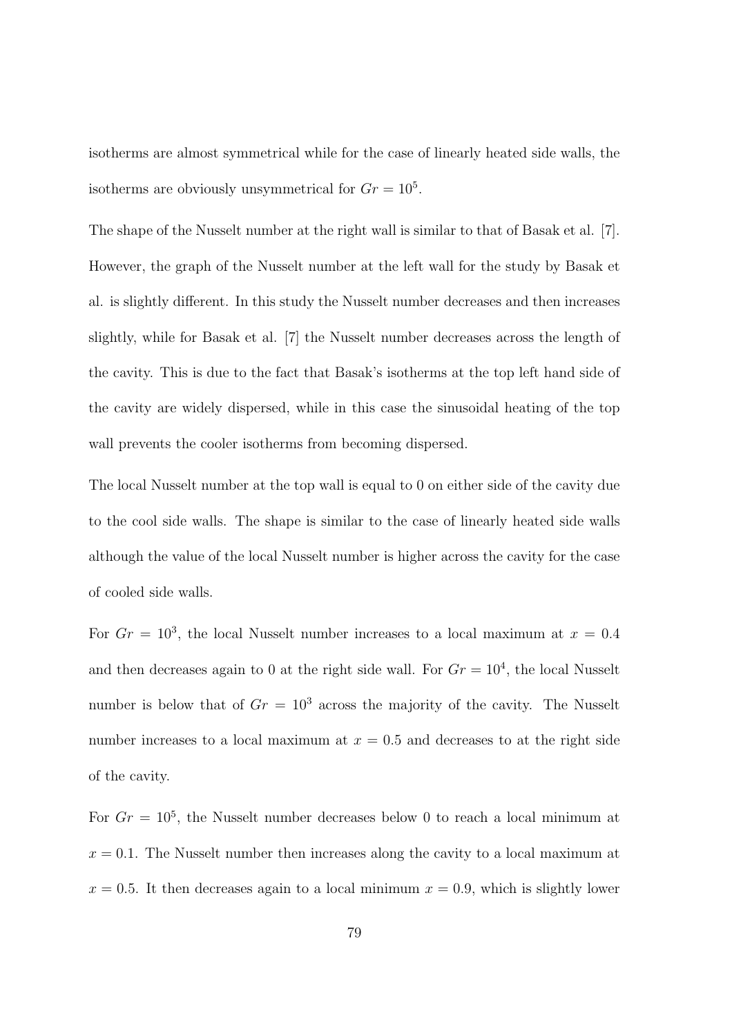isotherms are almost symmetrical while for the case of linearly heated side walls, the isotherms are obviously unsymmetrical for $Gr = 10^5$.

The shape of the Nusselt number at the right wall is similar to that of Basak et al. [7]. However, the graph of the Nusselt number at the left wall for the study by Basak et al. is slightly different. In this study the Nusselt number decreases and then increases slightly, while for Basak et al. [7] the Nusselt number decreases across the length of the cavity. This is due to the fact that Basak's isotherms at the top left hand side of the cavity are widely dispersed, while in this case the sinusoidal heating of the top wall prevents the cooler isotherms from becoming dispersed.

The local Nusselt number at the top wall is equal to 0 on either side of the cavity due to the cool side walls. The shape is similar to the case of linearly heated side walls although the value of the local Nusselt number is higher across the cavity for the case of cooled side walls.

For $Gr = 10^3$, the local Nusselt number increases to a local maximum at $x = 0.4$ and then decreases again to 0 at the right side wall. For $Gr = 10^4$, the local Nusselt number is below that of $Gr = 10^3$ across the majority of the cavity. The Nusselt number increases to a local maximum at $x = 0.5$ and decreases to at the right side of the cavity.

For $Gr = 10^5$, the Nusselt number decreases below 0 to reach a local minimum at $x = 0.1$. The Nusselt number then increases along the cavity to a local maximum at $x = 0.5$. It then decreases again to a local minimum $x = 0.9$, which is slightly lower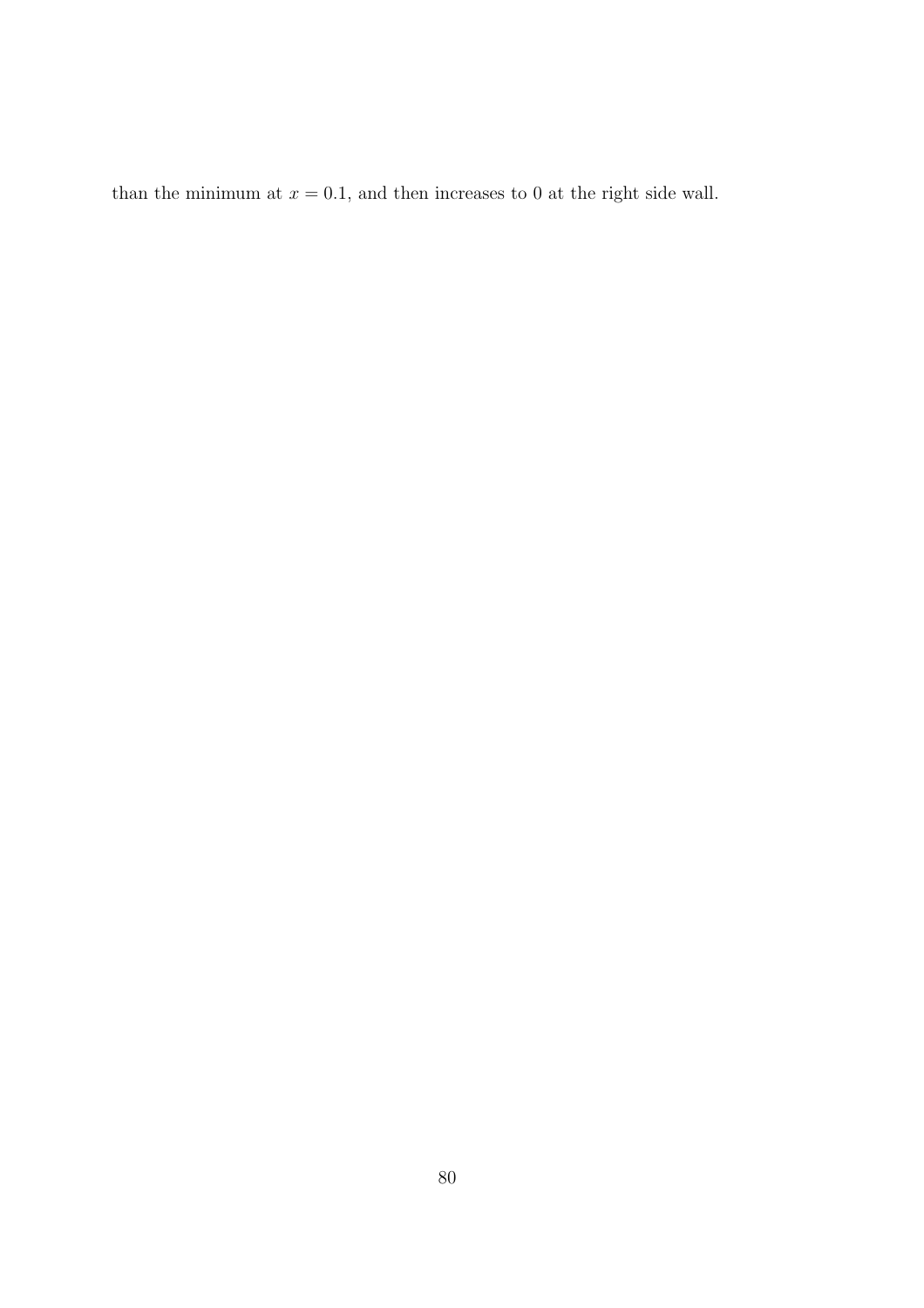than the minimum at $x = 0.1$, and then increases to 0 at the right side wall.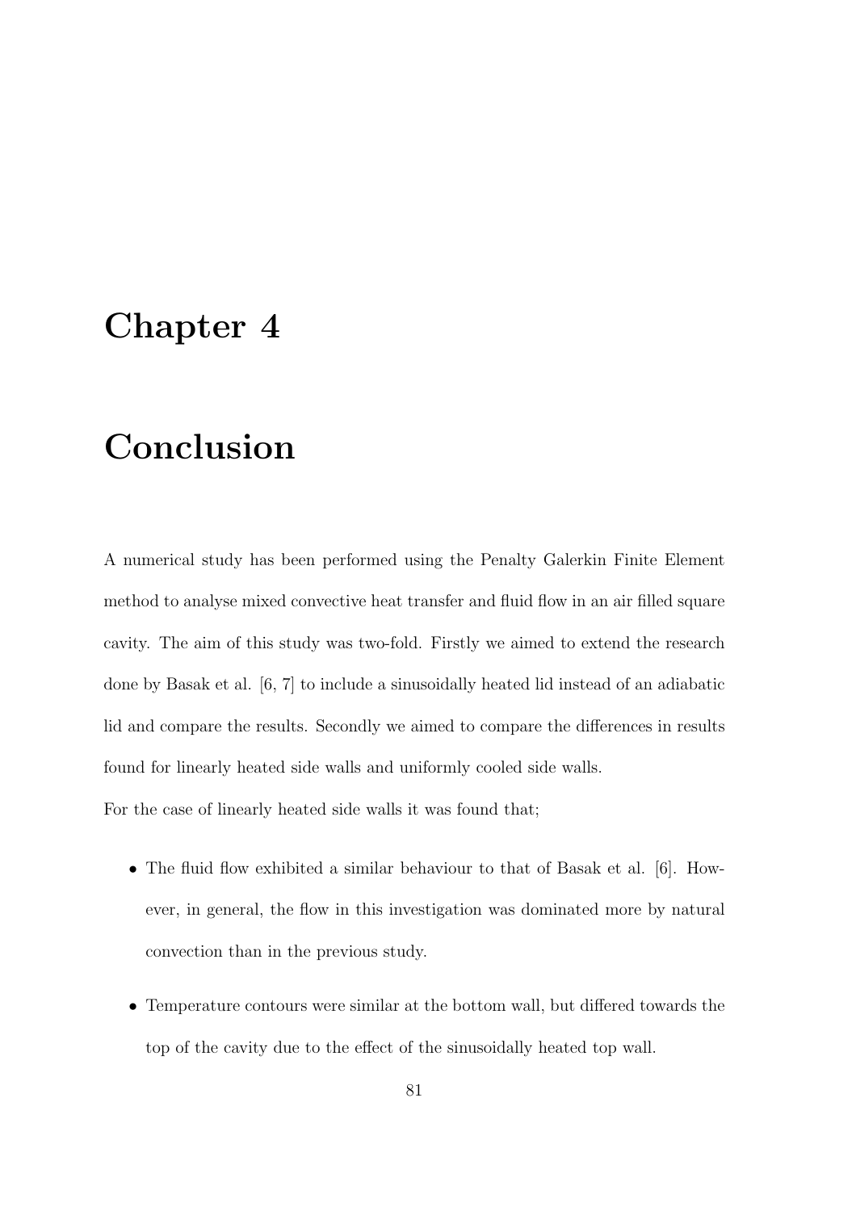# Chapter 4

# Conclusion

A numerical study has been performed using the Penalty Galerkin Finite Element method to analyse mixed convective heat transfer and fluid flow in an air filled square cavity. The aim of this study was two-fold. Firstly we aimed to extend the research done by Basak et al. [6, 7] to include a sinusoidally heated lid instead of an adiabatic lid and compare the results. Secondly we aimed to compare the differences in results found for linearly heated side walls and uniformly cooled side walls.

For the case of linearly heated side walls it was found that;

- The fluid flow exhibited a similar behaviour to that of Basak et al. [6]. However, in general, the flow in this investigation was dominated more by natural convection than in the previous study.
- Temperature contours were similar at the bottom wall, but differed towards the top of the cavity due to the effect of the sinusoidally heated top wall.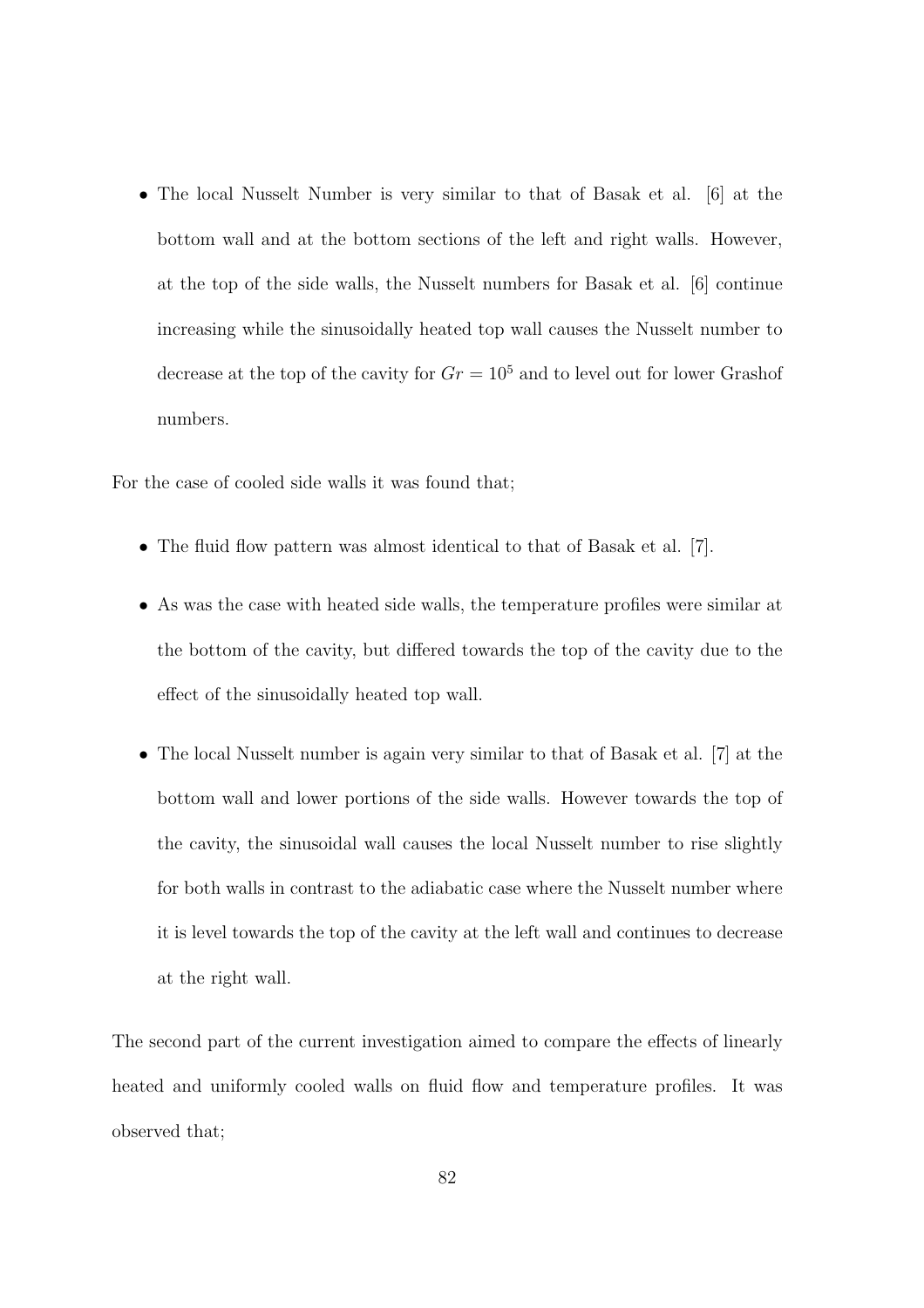- The local Nusselt Number is very similar to that of Basak et al. [6] at the bottom wall and at the bottom sections of the left and right walls. However, at the top of the side walls, the Nusselt numbers for Basak et al. [6] continue increasing while the sinusoidally heated top wall causes the Nusselt number to decrease at the top of the cavity for $Gr = 10^5$ and to level out for lower Grashof numbers.

For the case of cooled side walls it was found that;

- The fluid flow pattern was almost identical to that of Basak et al. [7].
- As was the case with heated side walls, the temperature profiles were similar at the bottom of the cavity, but differed towards the top of the cavity due to the effect of the sinusoidally heated top wall.
- The local Nusselt number is again very similar to that of Basak et al. [7] at the bottom wall and lower portions of the side walls. However towards the top of the cavity, the sinusoidal wall causes the local Nusselt number to rise slightly for both walls in contrast to the adiabatic case where the Nusselt number where it is level towards the top of the cavity at the left wall and continues to decrease at the right wall.

The second part of the current investigation aimed to compare the effects of linearly heated and uniformly cooled walls on fluid flow and temperature profiles. It was observed that;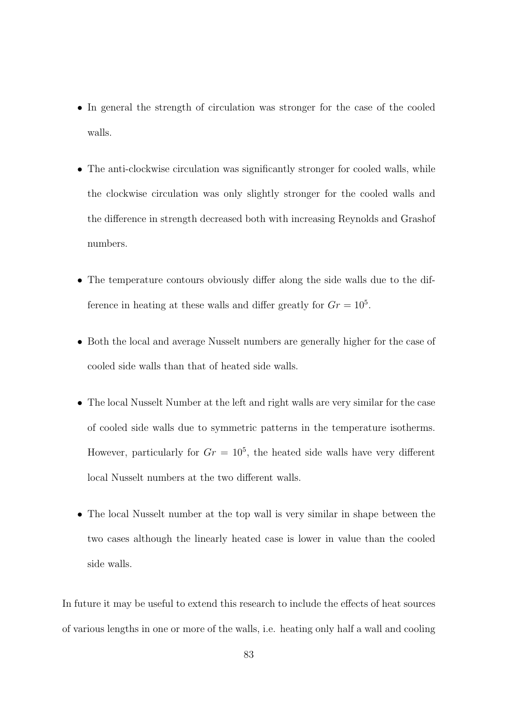- In general the strength of circulation was stronger for the case of the cooled walls.

- The anti-clockwise circulation was significantly stronger for cooled walls, while the clockwise circulation was only slightly stronger for the cooled walls and the difference in strength decreased both with increasing Reynolds and Grashof numbers.

- The temperature contours obviously differ along the side walls due to the difference in heating at these walls and differ greatly for $Gr = 10^5$.

- Both the local and average Nusselt numbers are generally higher for the case of cooled side walls than that of heated side walls.

- The local Nusselt Number at the left and right walls are very similar for the case of cooled side walls due to symmetric patterns in the temperature isotherms. However, particularly for $Gr = 10^5$, the heated side walls have very different local Nusselt numbers at the two different walls.

- The local Nusselt number at the top wall is very similar in shape between the two cases although the linearly heated case is lower in value than the cooled side walls.

In future it may be useful to extend this research to include the effects of heat sources of various lengths in one or more of the walls, i.e. heating only half a wall and cooling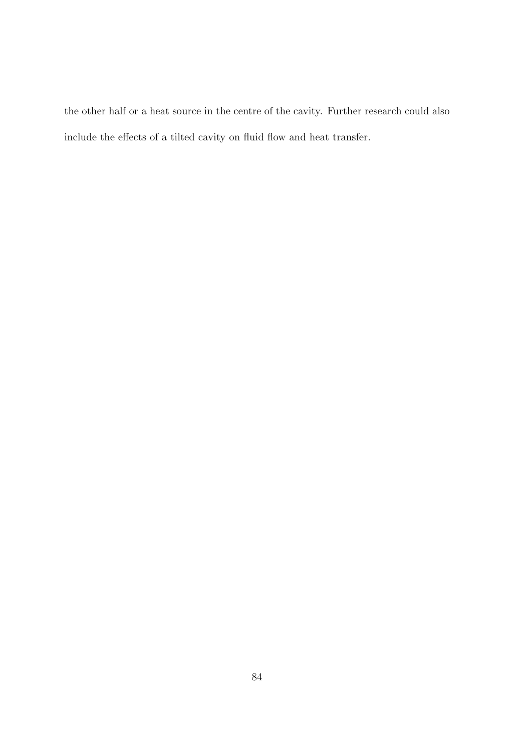the other half or a heat source in the centre of the cavity. Further research could also include the effects of a tilted cavity on fluid flow and heat transfer.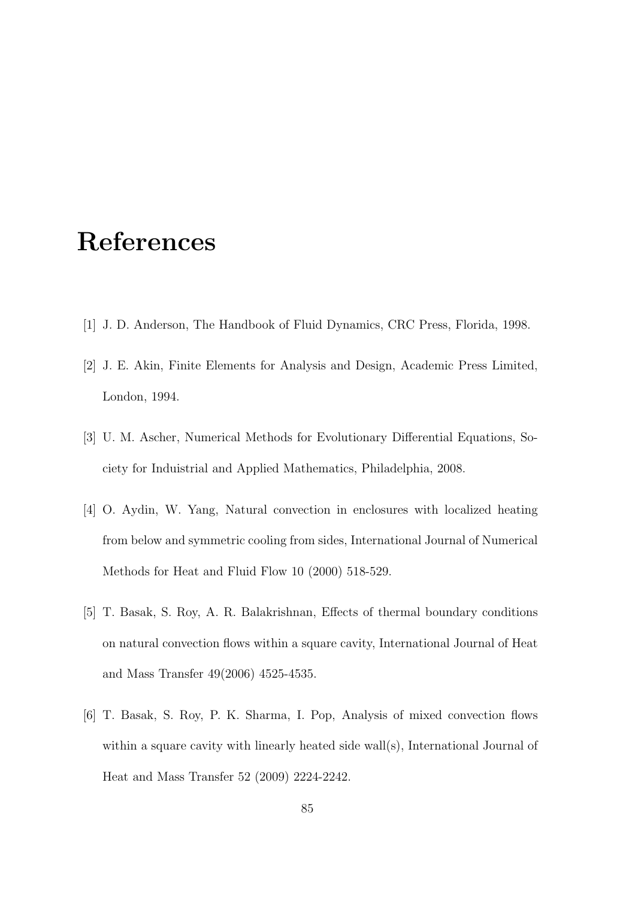# References

[1] J. D. Anderson, The Handbook of Fluid Dynamics, CRC Press, Florida, 1998.

[2] J. E. Akin, Finite Elements for Analysis and Design, Academic Press Limited, London, 1994.

[3] U. M. Ascher, Numerical Methods for Evolutionary Differential Equations, Society for Induistrial and Applied Mathematics, Philadelphia, 2008.

[4] O. Aydin, W. Yang, Natural convection in enclosures with localized heating from below and symmetric cooling from sides, International Journal of Numerical Methods for Heat and Fluid Flow 10 (2000) 518-529.

[5] T. Basak, S. Roy, A. R. Balakrishnan, Effects of thermal boundary conditions on natural convection flows within a square cavity, International Journal of Heat and Mass Transfer 49(2006) 4525-4535.

[6] T. Basak, S. Roy, P. K. Sharma, I. Pop, Analysis of mixed convection flows within a square cavity with linearly heated side wall(s), International Journal of Heat and Mass Transfer 52 (2009) 2224-2242.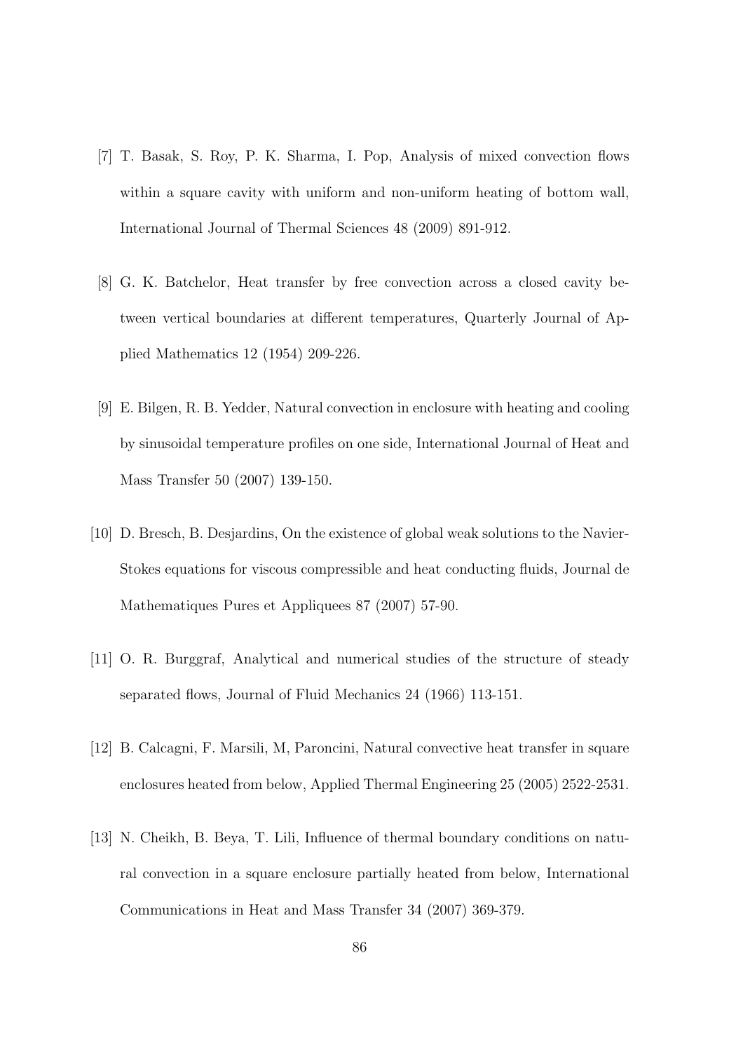[7] T. Basak, S. Roy, P. K. Sharma, I. Pop, Analysis of mixed convection flows within a square cavity with uniform and non-uniform heating of bottom wall, International Journal of Thermal Sciences 48 (2009) 891-912.

[8] G. K. Batchelor, Heat transfer by free convection across a closed cavity between vertical boundaries at different temperatures, Quarterly Journal of Applied Mathematics 12 (1954) 209-226.

[9] E. Bilgen, R. B. Yedder, Natural convection in enclosure with heating and cooling by sinusoidal temperature profiles on one side, International Journal of Heat and Mass Transfer 50 (2007) 139-150.

[10] D. Bresch, B. Desjardins, On the existence of global weak solutions to the Navier-Stokes equations for viscous compressible and heat conducting fluids, Journal de Mathematiques Pures et Appliquees 87 (2007) 57-90.

[11] O. R. Burggraf, Analytical and numerical studies of the structure of steady separated flows, Journal of Fluid Mechanics 24 (1966) 113-151.

[12] B. Calcagni, F. Marsili, M, Paroncini, Natural convective heat transfer in square enclosures heated from below, Applied Thermal Engineering 25 (2005) 2522-2531.

[13] N. Cheikh, B. Beya, T. Lili, Influence of thermal boundary conditions on natural convection in a square enclosure partially heated from below, International Communications in Heat and Mass Transfer 34 (2007) 369-379.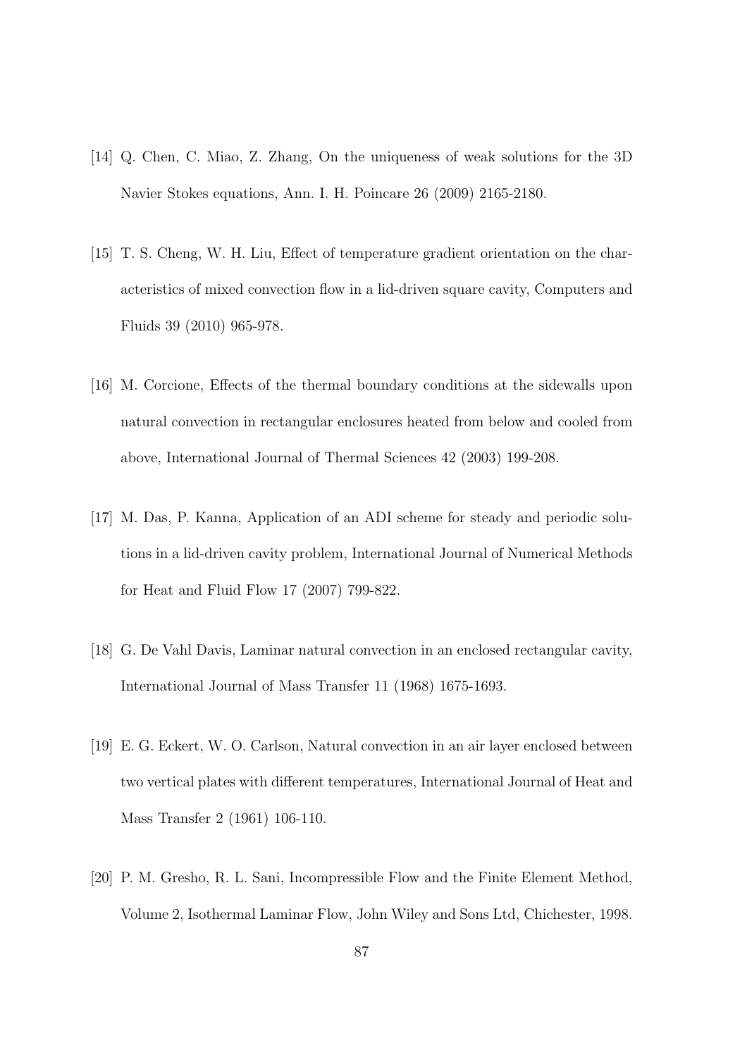[14] Q. Chen, C. Miao, Z. Zhang, On the uniqueness of weak solutions for the 3D Navier Stokes equations, Ann. I. H. Poincare 26 (2009) 2165-2180.

[15] T. S. Cheng, W. H. Liu, Effect of temperature gradient orientation on the characteristics of mixed convection flow in a lid-driven square cavity, Computers and Fluids 39 (2010) 965-978.

[16] M. Corcione, Effects of the thermal boundary conditions at the sidewalls upon natural convection in rectangular enclosures heated from below and cooled from above, International Journal of Thermal Sciences 42 (2003) 199-208.

[17] M. Das, P. Kanna, Application of an ADI scheme for steady and periodic solutions in a lid-driven cavity problem, International Journal of Numerical Methods for Heat and Fluid Flow 17 (2007) 799-822.

[18] G. De Vahl Davis, Laminar natural convection in an enclosed rectangular cavity, International Journal of Mass Transfer 11 (1968) 1675-1693.

[19] E. G. Eckert, W. O. Carlson, Natural convection in an air layer enclosed between two vertical plates with different temperatures, International Journal of Heat and Mass Transfer 2 (1961) 106-110.

[20] P. M. Gresho, R. L. Sani, Incompressible Flow and the Finite Element Method, Volume 2, Isothermal Laminar Flow, John Wiley and Sons Ltd, Chichester, 1998.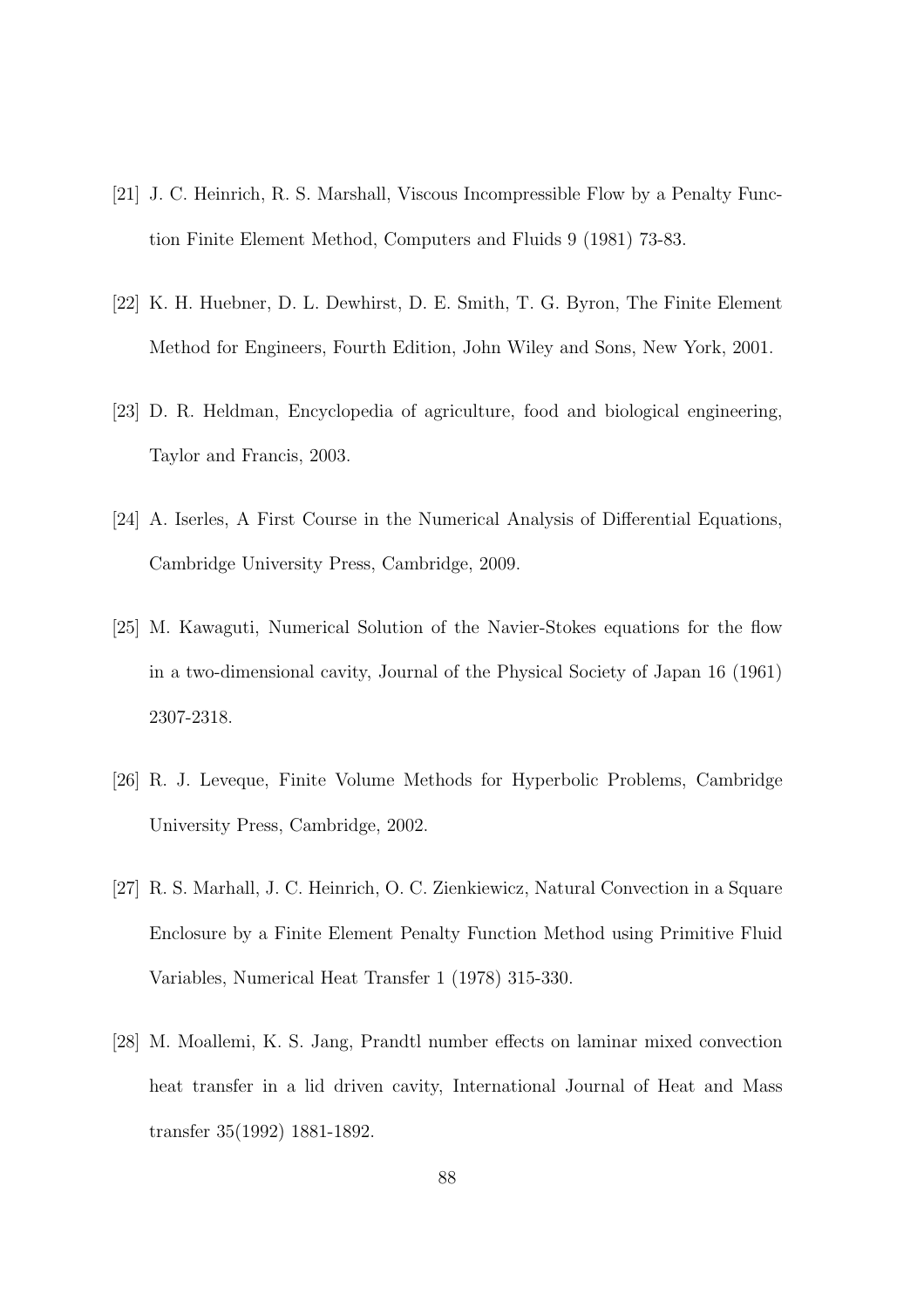[21] J. C. Heinrich, R. S. Marshall, Viscous Incompressible Flow by a Penalty Function Finite Element Method, Computers and Fluids 9 (1981) 73-83.

[22] K. H. Huebner, D. L. Dewhirst, D. E. Smith, T. G. Byron, The Finite Element Method for Engineers, Fourth Edition, John Wiley and Sons, New York, 2001.

[23] D. R. Heldman, Encyclopedia of agriculture, food and biological engineering, Taylor and Francis, 2003.

[24] A. Iserles, A First Course in the Numerical Analysis of Differential Equations, Cambridge University Press, Cambridge, 2009.

[25] M. Kawaguti, Numerical Solution of the Navier-Stokes equations for the flow in a two-dimensional cavity, Journal of the Physical Society of Japan 16 (1961) 2307-2318.

[26] R. J. Leveque, Finite Volume Methods for Hyperbolic Problems, Cambridge University Press, Cambridge, 2002.

[27] R. S. Marhall, J. C. Heinrich, O. C. Zienkiewicz, Natural Convection in a Square Enclosure by a Finite Element Penalty Function Method using Primitive Fluid Variables, Numerical Heat Transfer 1 (1978) 315-330.

[28] M. Moallemi, K. S. Jang, Prandtl number effects on laminar mixed convection heat transfer in a lid driven cavity, International Journal of Heat and Mass transfer 35(1992) 1881-1892.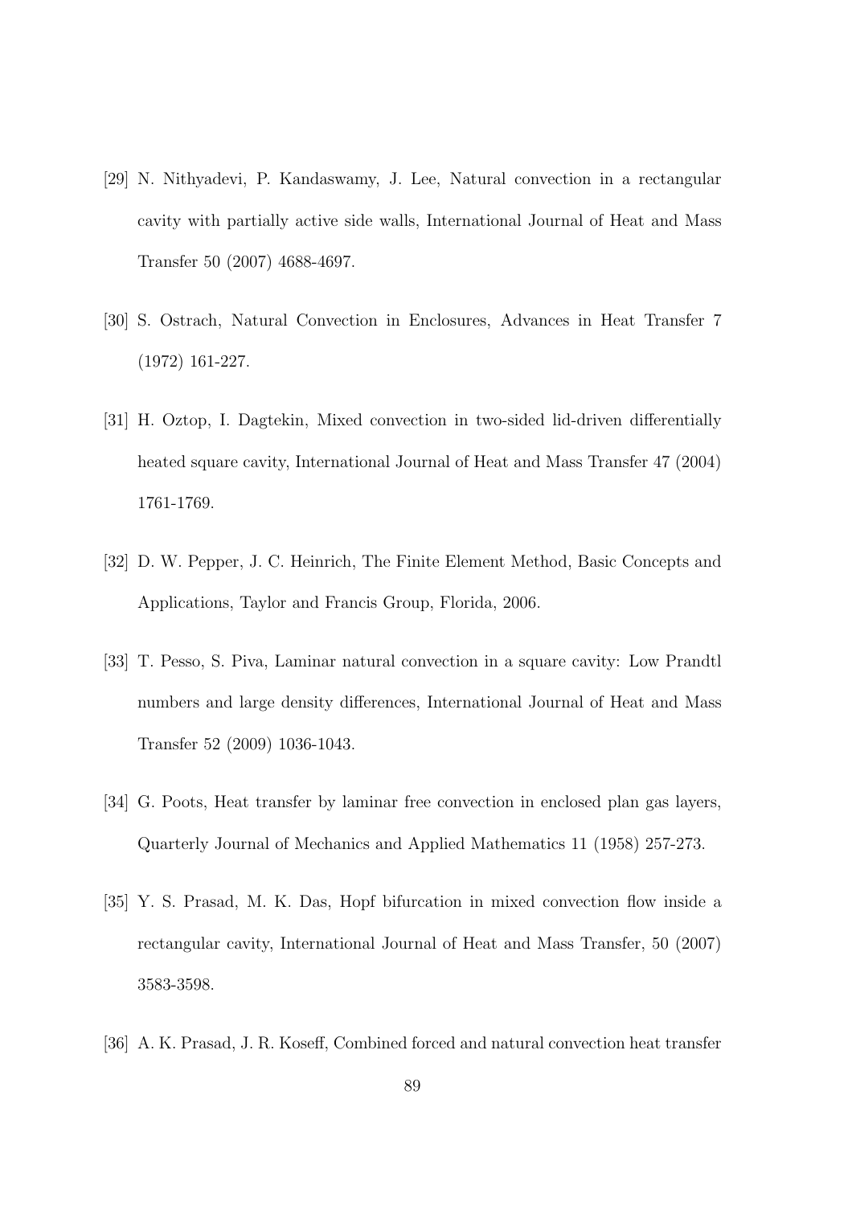[29] N. Nithyadevi, P. Kandaswamy, J. Lee, Natural convection in a rectangular cavity with partially active side walls, International Journal of Heat and Mass Transfer 50 (2007) 4688-4697.

[30] S. Ostrach, Natural Convection in Enclosures, Advances in Heat Transfer 7 (1972) 161-227.

[31] H. Oztop, I. Dagtekin, Mixed convection in two-sided lid-driven differentially heated square cavity, International Journal of Heat and Mass Transfer 47 (2004) 1761-1769.

[32] D. W. Pepper, J. C. Heinrich, The Finite Element Method, Basic Concepts and Applications, Taylor and Francis Group, Florida, 2006.

[33] T. Pesso, S. Piva, Laminar natural convection in a square cavity: Low Prandtl numbers and large density differences, International Journal of Heat and Mass Transfer 52 (2009) 1036-1043.

[34] G. Poots, Heat transfer by laminar free convection in enclosed plan gas layers, Quarterly Journal of Mechanics and Applied Mathematics 11 (1958) 257-273.

[35] Y. S. Prasad, M. K. Das, Hopf bifurcation in mixed convection flow inside a rectangular cavity, International Journal of Heat and Mass Transfer, 50 (2007) 3583-3598.

[36] A. K. Prasad, J. R. Koseff, Combined forced and natural convection heat transfer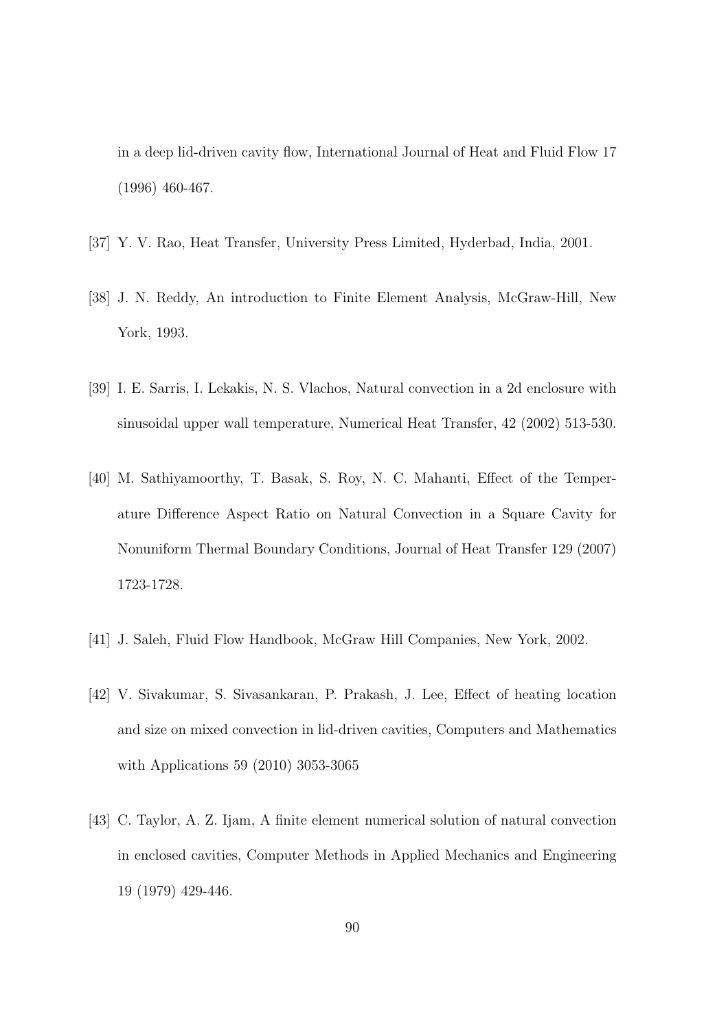in a deep lid-driven cavity flow, International Journal of Heat and Fluid Flow 17 (1996) 460-467.

[37] Y. V. Rao, Heat Transfer, University Press Limited, Hyderbad, India, 2001.

[38] J. N. Reddy, An introduction to Finite Element Analysis, McGraw-Hill, New York, 1993.

[39] I. E. Sarris, I. Lekakis, N. S. Vlachos, Natural convection in a 2d enclosure with sinusoidal upper wall temperature, Numerical Heat Transfer, 42 (2002) 513-530.

[40] M. Sathiyamoorthy, T. Basak, S. Roy, N. C. Mahanti, Effect of the Temperature Difference Aspect Ratio on Natural Convection in a Square Cavity for Nonuniform Thermal Boundary Conditions, Journal of Heat Transfer 129 (2007) 1723-1728.

[41] J. Saleh, Fluid Flow Handbook, McGraw Hill Companies, New York, 2002.

[42] V. Sivakumar, S. Sivasankaran, P. Prakash, J. Lee, Effect of heating location and size on mixed convection in lid-driven cavities, Computers and Mathematics with Applications 59 (2010) 3053-3065

[43] C. Taylor, A. Z. Ijam, A finite element numerical solution of natural convection in enclosed cavities, Computer Methods in Applied Mechanics and Engineering 19 (1979) 429-446.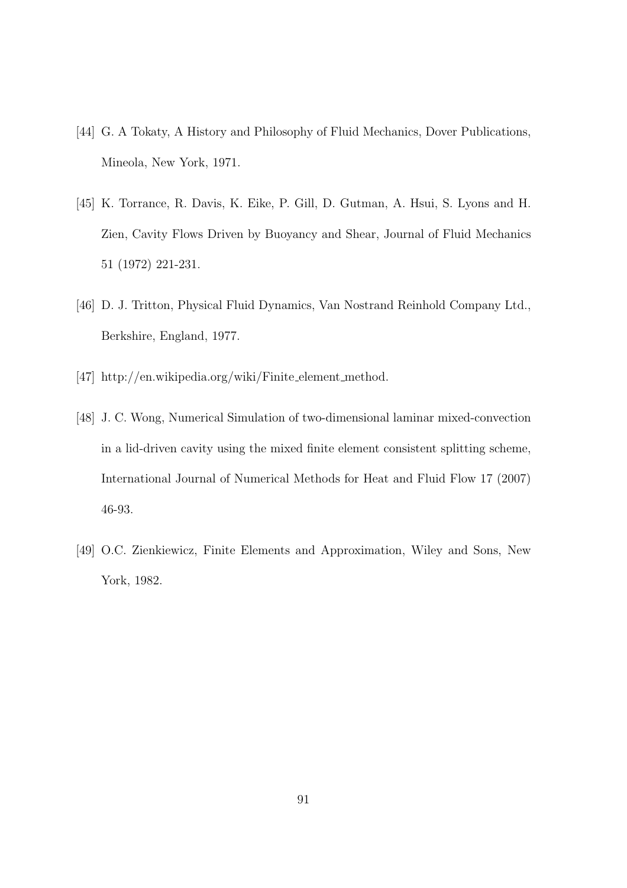[44] G. A Tokaty, A History and Philosophy of Fluid Mechanics, Dover Publications, Mineola, New York, 1971.

[45] K. Torrance, R. Davis, K. Eike, P. Gill, D. Gutman, A. Hsui, S. Lyons and H. Zien, Cavity Flows Driven by Buoyancy and Shear, Journal of Fluid Mechanics 51 (1972) 221-231.

[46] D. J. Tritton, Physical Fluid Dynamics, Van Nostrand Reinhold Company Ltd., Berkshire, England, 1977.

[47] http://en.wikipedia.org/wiki/Finite_element_method.

[48] J. C. Wong, Numerical Simulation of two-dimensional laminar mixed-convection in a lid-driven cavity using the mixed finite element consistent splitting scheme, International Journal of Numerical Methods for Heat and Fluid Flow 17 (2007) 46-93.

[49] O.C. Zienkiewicz, Finite Elements and Approximation, Wiley and Sons, New York, 1982.